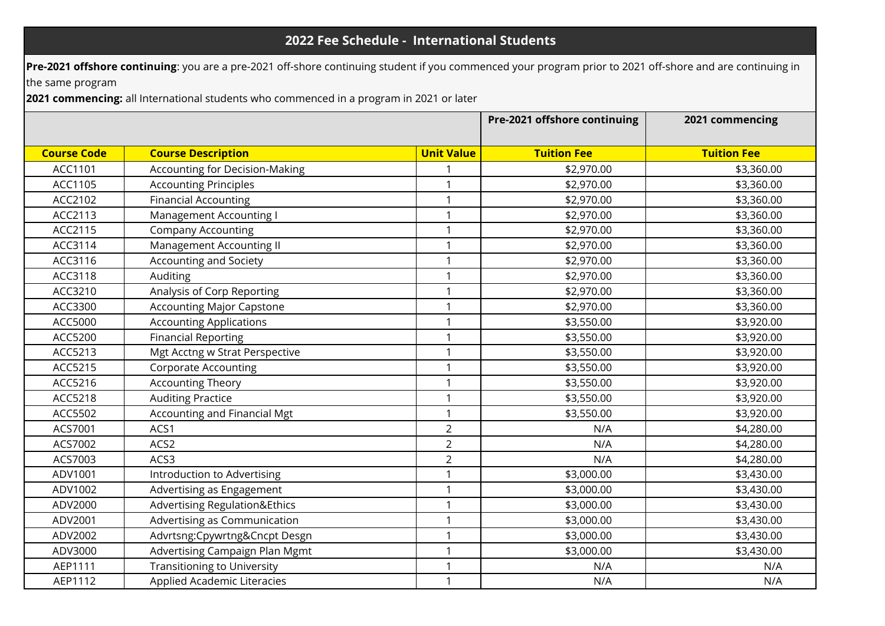# 2022 Fee Schedule - International Students

**Pre-2021 offshore continuing**: you are a pre-2021 off-shore continuing student if you commenced your program prior to 2021 off-shore and are continuing in the same program

**2021 commencing:** all International students who commenced in a program in 2021 or later

| | | | Pre-2021 offshore continuing | 2021 commencing |
|---|---|---|---|---|
| **Course Code** | **Course Description** | **Unit Value** | **Tuition Fee** | **Tuition Fee** |
| ACC1101 | Accounting for Decision-Making | 1 | $2,970.00 | $3,360.00 |
| ACC1105 | Accounting Principles | 1 | $2,970.00 | $3,360.00 |
| ACC2102 | Financial Accounting | 1 | $2,970.00 | $3,360.00 |
| ACC2113 | Management Accounting I | 1 | $2,970.00 | $3,360.00 |
| ACC2115 | Company Accounting | 1 | $2,970.00 | $3,360.00 |
| ACC3114 | Management Accounting II | 1 | $2,970.00 | $3,360.00 |
| ACC3116 | Accounting and Society | 1 | $2,970.00 | $3,360.00 |
| ACC3118 | Auditing | 1 | $2,970.00 | $3,360.00 |
| ACC3210 | Analysis of Corp Reporting | 1 | $2,970.00 | $3,360.00 |
| ACC3300 | Accounting Major Capstone | 1 | $2,970.00 | $3,360.00 |
| ACC5000 | Accounting Applications | 1 | $3,550.00 | $3,920.00 |
| ACC5200 | Financial Reporting | 1 | $3,550.00 | $3,920.00 |
| ACC5213 | Mgt Acctng w Strat Perspective | 1 | $3,550.00 | $3,920.00 |
| ACC5215 | Corporate Accounting | 1 | $3,550.00 | $3,920.00 |
| ACC5216 | Accounting Theory | 1 | $3,550.00 | $3,920.00 |
| ACC5218 | Auditing Practice | 1 | $3,550.00 | $3,920.00 |
| ACC5502 | Accounting and Financial Mgt | 1 | $3,550.00 | $3,920.00 |
| ACS7001 | ACS1 | 2 | N/A | $4,280.00 |
| ACS7002 | ACS2 | 2 | N/A | $4,280.00 |
| ACS7003 | ACS3 | 2 | N/A | $4,280.00 |
| ADV1001 | Introduction to Advertising | 1 | $3,000.00 | $3,430.00 |
| ADV1002 | Advertising as Engagement | 1 | $3,000.00 | $3,430.00 |
| ADV2000 | Advertising Regulation&Ethics | 1 | $3,000.00 | $3,430.00 |
| ADV2001 | Advertising as Communication | 1 | $3,000.00 | $3,430.00 |
| ADV2002 | Advrtsng:Cpywrtng&Cncpt Desgn | 1 | $3,000.00 | $3,430.00 |
| ADV3000 | Advertising Campaign Plan Mgmt | 1 | $3,000.00 | $3,430.00 |
| AEP1111 | Transitioning to University | 1 | N/A | N/A |
| AEP1112 | Applied Academic Literacies | 1 | N/A | N/A |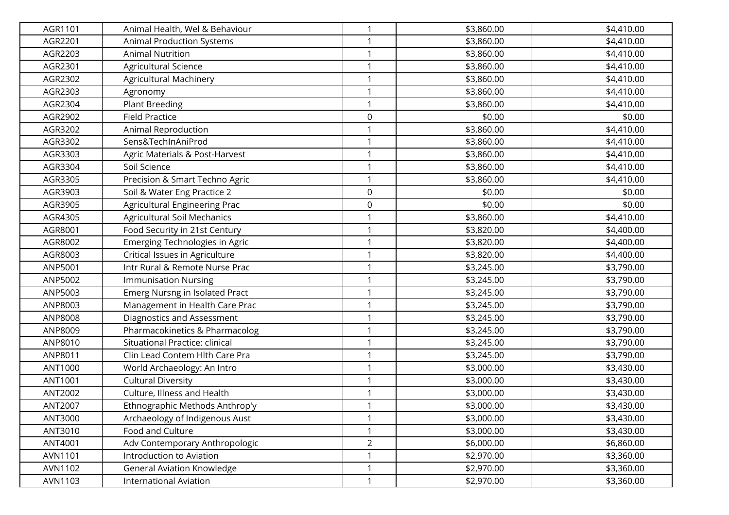| | | | | |
|---|---|---|---|---|
| AGR1101 | Animal Health, Wel & Behaviour | 1 | $3,860.00 | $4,410.00 |
| AGR2201 | Animal Production Systems | 1 | $3,860.00 | $4,410.00 |
| AGR2203 | Animal Nutrition | 1 | $3,860.00 | $4,410.00 |
| AGR2301 | Agricultural Science | 1 | $3,860.00 | $4,410.00 |
| AGR2302 | Agricultural Machinery | 1 | $3,860.00 | $4,410.00 |
| AGR2303 | Agronomy | 1 | $3,860.00 | $4,410.00 |
| AGR2304 | Plant Breeding | 1 | $3,860.00 | $4,410.00 |
| AGR2902 | Field Practice | 0 | $0.00 | $0.00 |
| AGR3202 | Animal Reproduction | 1 | $3,860.00 | $4,410.00 |
| AGR3302 | Sens&TechInAniProd | 1 | $3,860.00 | $4,410.00 |
| AGR3303 | Agric Materials & Post-Harvest | 1 | $3,860.00 | $4,410.00 |
| AGR3304 | Soil Science | 1 | $3,860.00 | $4,410.00 |
| AGR3305 | Precision & Smart Techno Agric | 1 | $3,860.00 | $4,410.00 |
| AGR3903 | Soil & Water Eng Practice 2 | 0 | $0.00 | $0.00 |
| AGR3905 | Agricultural Engineering Prac | 0 | $0.00 | $0.00 |
| AGR4305 | Agricultural Soil Mechanics | 1 | $3,860.00 | $4,410.00 |
| AGR8001 | Food Security in 21st Century | 1 | $3,820.00 | $4,400.00 |
| AGR8002 | Emerging Technologies in Agric | 1 | $3,820.00 | $4,400.00 |
| AGR8003 | Critical Issues in Agriculture | 1 | $3,820.00 | $4,400.00 |
| ANP5001 | Intr Rural & Remote Nurse Prac | 1 | $3,245.00 | $3,790.00 |
| ANP5002 | Immunisation Nursing | 1 | $3,245.00 | $3,790.00 |
| ANP5003 | Emerg Nursng in Isolated Pract | 1 | $3,245.00 | $3,790.00 |
| ANP8003 | Management in Health Care Prac | 1 | $3,245.00 | $3,790.00 |
| ANP8008 | Diagnostics and Assessment | 1 | $3,245.00 | $3,790.00 |
| ANP8009 | Pharmacokinetics & Pharmacolog | 1 | $3,245.00 | $3,790.00 |
| ANP8010 | Situational Practice: clinical | 1 | $3,245.00 | $3,790.00 |
| ANP8011 | Clin Lead Contem Hlth Care Pra | 1 | $3,245.00 | $3,790.00 |
| ANT1000 | World Archaeology: An Intro | 1 | $3,000.00 | $3,430.00 |
| ANT1001 | Cultural Diversity | 1 | $3,000.00 | $3,430.00 |
| ANT2002 | Culture, Illness and Health | 1 | $3,000.00 | $3,430.00 |
| ANT2007 | Ethnographic Methods Anthrop'y | 1 | $3,000.00 | $3,430.00 |
| ANT3000 | Archaeology of Indigenous Aust | 1 | $3,000.00 | $3,430.00 |
| ANT3010 | Food and Culture | 1 | $3,000.00 | $3,430.00 |
| ANT4001 | Adv Contemporary Anthropologic | 2 | $6,000.00 | $6,860.00 |
| AVN1101 | Introduction to Aviation | 1 | $2,970.00 | $3,360.00 |
| AVN1102 | General Aviation Knowledge | 1 | $2,970.00 | $3,360.00 |
| AVN1103 | International Aviation | 1 | $2,970.00 | $3,360.00 |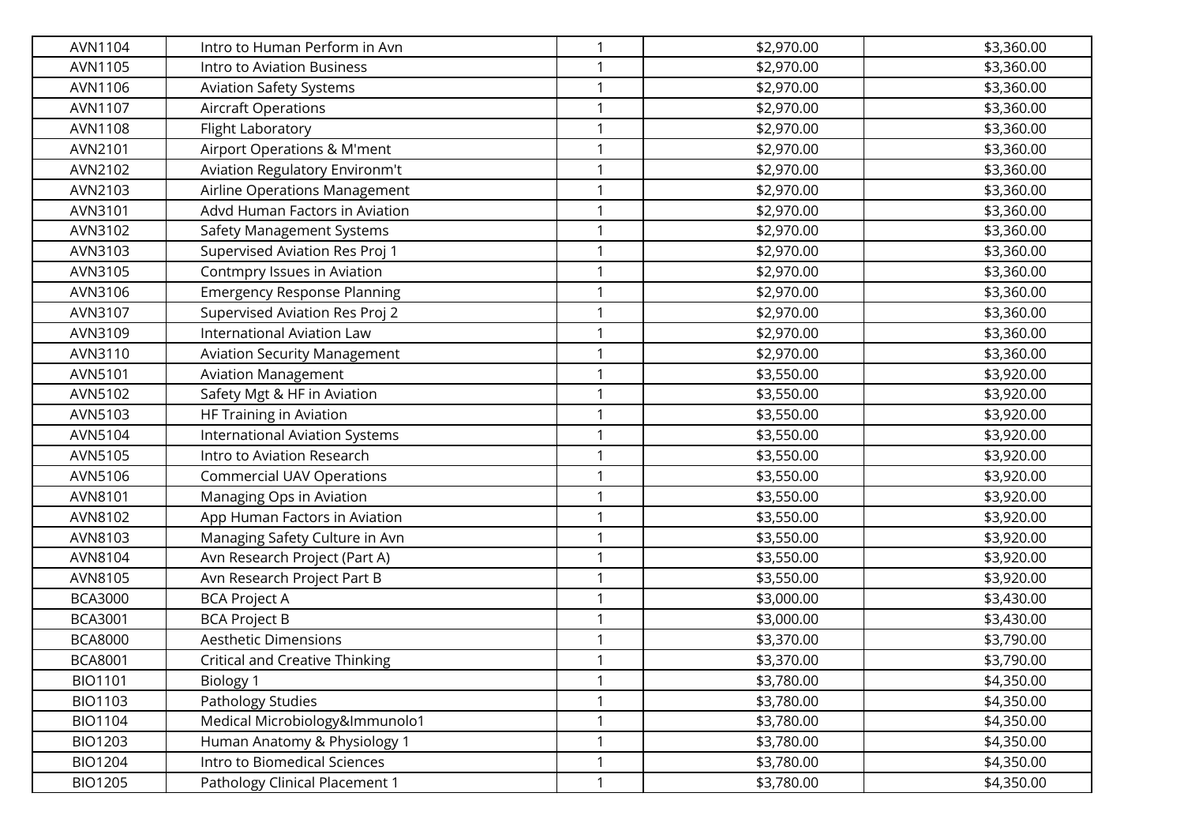| | | | | |
|---|---|---|---|---|
| AVN1104 | Intro to Human Perform in Avn | 1 | $2,970.00 | $3,360.00 |
| AVN1105 | Intro to Aviation Business | 1 | $2,970.00 | $3,360.00 |
| AVN1106 | Aviation Safety Systems | 1 | $2,970.00 | $3,360.00 |
| AVN1107 | Aircraft Operations | 1 | $2,970.00 | $3,360.00 |
| AVN1108 | Flight Laboratory | 1 | $2,970.00 | $3,360.00 |
| AVN2101 | Airport Operations & M'ment | 1 | $2,970.00 | $3,360.00 |
| AVN2102 | Aviation Regulatory Environm't | 1 | $2,970.00 | $3,360.00 |
| AVN2103 | Airline Operations Management | 1 | $2,970.00 | $3,360.00 |
| AVN3101 | Advd Human Factors in Aviation | 1 | $2,970.00 | $3,360.00 |
| AVN3102 | Safety Management Systems | 1 | $2,970.00 | $3,360.00 |
| AVN3103 | Supervised Aviation Res Proj 1 | 1 | $2,970.00 | $3,360.00 |
| AVN3105 | Contmpry Issues in Aviation | 1 | $2,970.00 | $3,360.00 |
| AVN3106 | Emergency Response Planning | 1 | $2,970.00 | $3,360.00 |
| AVN3107 | Supervised Aviation Res Proj 2 | 1 | $2,970.00 | $3,360.00 |
| AVN3109 | International Aviation Law | 1 | $2,970.00 | $3,360.00 |
| AVN3110 | Aviation Security Management | 1 | $2,970.00 | $3,360.00 |
| AVN5101 | Aviation Management | 1 | $3,550.00 | $3,920.00 |
| AVN5102 | Safety Mgt & HF in Aviation | 1 | $3,550.00 | $3,920.00 |
| AVN5103 | HF Training in Aviation | 1 | $3,550.00 | $3,920.00 |
| AVN5104 | International Aviation Systems | 1 | $3,550.00 | $3,920.00 |
| AVN5105 | Intro to Aviation Research | 1 | $3,550.00 | $3,920.00 |
| AVN5106 | Commercial UAV Operations | 1 | $3,550.00 | $3,920.00 |
| AVN8101 | Managing Ops in Aviation | 1 | $3,550.00 | $3,920.00 |
| AVN8102 | App Human Factors in Aviation | 1 | $3,550.00 | $3,920.00 |
| AVN8103 | Managing Safety Culture in Avn | 1 | $3,550.00 | $3,920.00 |
| AVN8104 | Avn Research Project (Part A) | 1 | $3,550.00 | $3,920.00 |
| AVN8105 | Avn Research Project Part B | 1 | $3,550.00 | $3,920.00 |
| BCA3000 | BCA Project A | 1 | $3,000.00 | $3,430.00 |
| BCA3001 | BCA Project B | 1 | $3,000.00 | $3,430.00 |
| BCA8000 | Aesthetic Dimensions | 1 | $3,370.00 | $3,790.00 |
| BCA8001 | Critical and Creative Thinking | 1 | $3,370.00 | $3,790.00 |
| BIO1101 | Biology 1 | 1 | $3,780.00 | $4,350.00 |
| BIO1103 | Pathology Studies | 1 | $3,780.00 | $4,350.00 |
| BIO1104 | Medical Microbiology&Immunolo1 | 1 | $3,780.00 | $4,350.00 |
| BIO1203 | Human Anatomy & Physiology 1 | 1 | $3,780.00 | $4,350.00 |
| BIO1204 | Intro to Biomedical Sciences | 1 | $3,780.00 | $4,350.00 |
| BIO1205 | Pathology Clinical Placement 1 | 1 | $3,780.00 | $4,350.00 |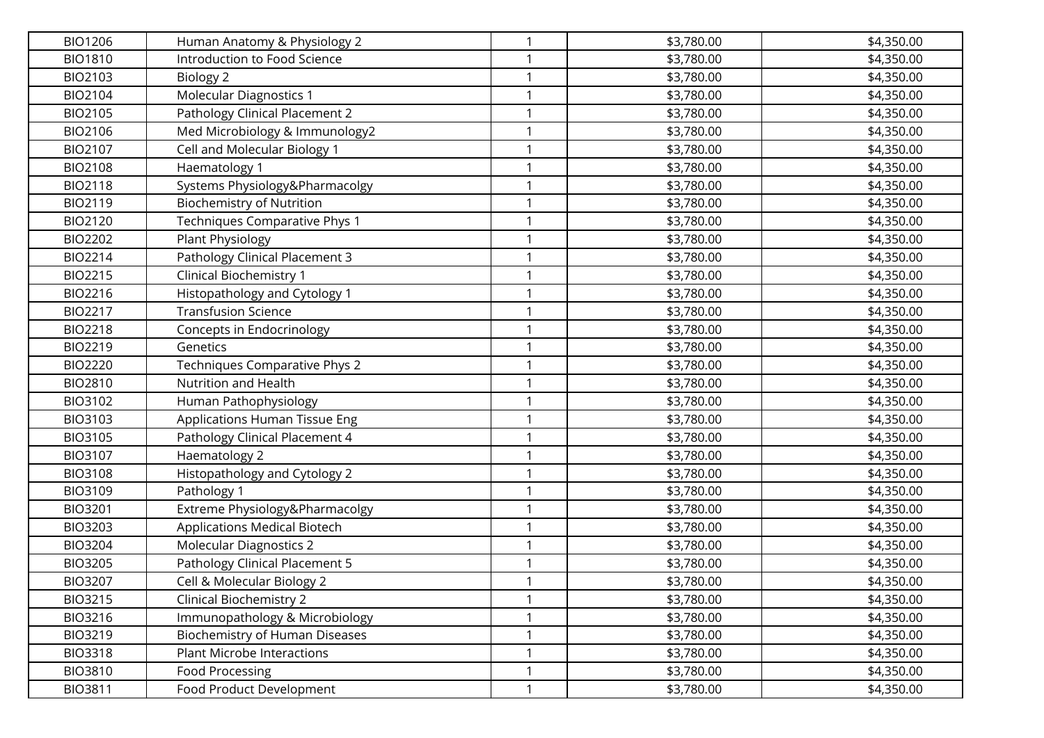| | | | | |
|---|---|---|---|---|
| BIO1206 | Human Anatomy & Physiology 2 | 1 | $3,780.00 | $4,350.00 |
| BIO1810 | Introduction to Food Science | 1 | $3,780.00 | $4,350.00 |
| BIO2103 | Biology 2 | 1 | $3,780.00 | $4,350.00 |
| BIO2104 | Molecular Diagnostics 1 | 1 | $3,780.00 | $4,350.00 |
| BIO2105 | Pathology Clinical Placement 2 | 1 | $3,780.00 | $4,350.00 |
| BIO2106 | Med Microbiology & Immunology2 | 1 | $3,780.00 | $4,350.00 |
| BIO2107 | Cell and Molecular Biology 1 | 1 | $3,780.00 | $4,350.00 |
| BIO2108 | Haematology 1 | 1 | $3,780.00 | $4,350.00 |
| BIO2118 | Systems Physiology&Pharmacolgy | 1 | $3,780.00 | $4,350.00 |
| BIO2119 | Biochemistry of Nutrition | 1 | $3,780.00 | $4,350.00 |
| BIO2120 | Techniques Comparative Phys 1 | 1 | $3,780.00 | $4,350.00 |
| BIO2202 | Plant Physiology | 1 | $3,780.00 | $4,350.00 |
| BIO2214 | Pathology Clinical Placement 3 | 1 | $3,780.00 | $4,350.00 |
| BIO2215 | Clinical Biochemistry 1 | 1 | $3,780.00 | $4,350.00 |
| BIO2216 | Histopathology and Cytology 1 | 1 | $3,780.00 | $4,350.00 |
| BIO2217 | Transfusion Science | 1 | $3,780.00 | $4,350.00 |
| BIO2218 | Concepts in Endocrinology | 1 | $3,780.00 | $4,350.00 |
| BIO2219 | Genetics | 1 | $3,780.00 | $4,350.00 |
| BIO2220 | Techniques Comparative Phys 2 | 1 | $3,780.00 | $4,350.00 |
| BIO2810 | Nutrition and Health | 1 | $3,780.00 | $4,350.00 |
| BIO3102 | Human Pathophysiology | 1 | $3,780.00 | $4,350.00 |
| BIO3103 | Applications Human Tissue Eng | 1 | $3,780.00 | $4,350.00 |
| BIO3105 | Pathology Clinical Placement 4 | 1 | $3,780.00 | $4,350.00 |
| BIO3107 | Haematology 2 | 1 | $3,780.00 | $4,350.00 |
| BIO3108 | Histopathology and Cytology 2 | 1 | $3,780.00 | $4,350.00 |
| BIO3109 | Pathology 1 | 1 | $3,780.00 | $4,350.00 |
| BIO3201 | Extreme Physiology&Pharmacolgy | 1 | $3,780.00 | $4,350.00 |
| BIO3203 | Applications Medical Biotech | 1 | $3,780.00 | $4,350.00 |
| BIO3204 | Molecular Diagnostics 2 | 1 | $3,780.00 | $4,350.00 |
| BIO3205 | Pathology Clinical Placement 5 | 1 | $3,780.00 | $4,350.00 |
| BIO3207 | Cell & Molecular Biology 2 | 1 | $3,780.00 | $4,350.00 |
| BIO3215 | Clinical Biochemistry 2 | 1 | $3,780.00 | $4,350.00 |
| BIO3216 | Immunopathology & Microbiology | 1 | $3,780.00 | $4,350.00 |
| BIO3219 | Biochemistry of Human Diseases | 1 | $3,780.00 | $4,350.00 |
| BIO3318 | Plant Microbe Interactions | 1 | $3,780.00 | $4,350.00 |
| BIO3810 | Food Processing | 1 | $3,780.00 | $4,350.00 |
| BIO3811 | Food Product Development | 1 | $3,780.00 | $4,350.00 |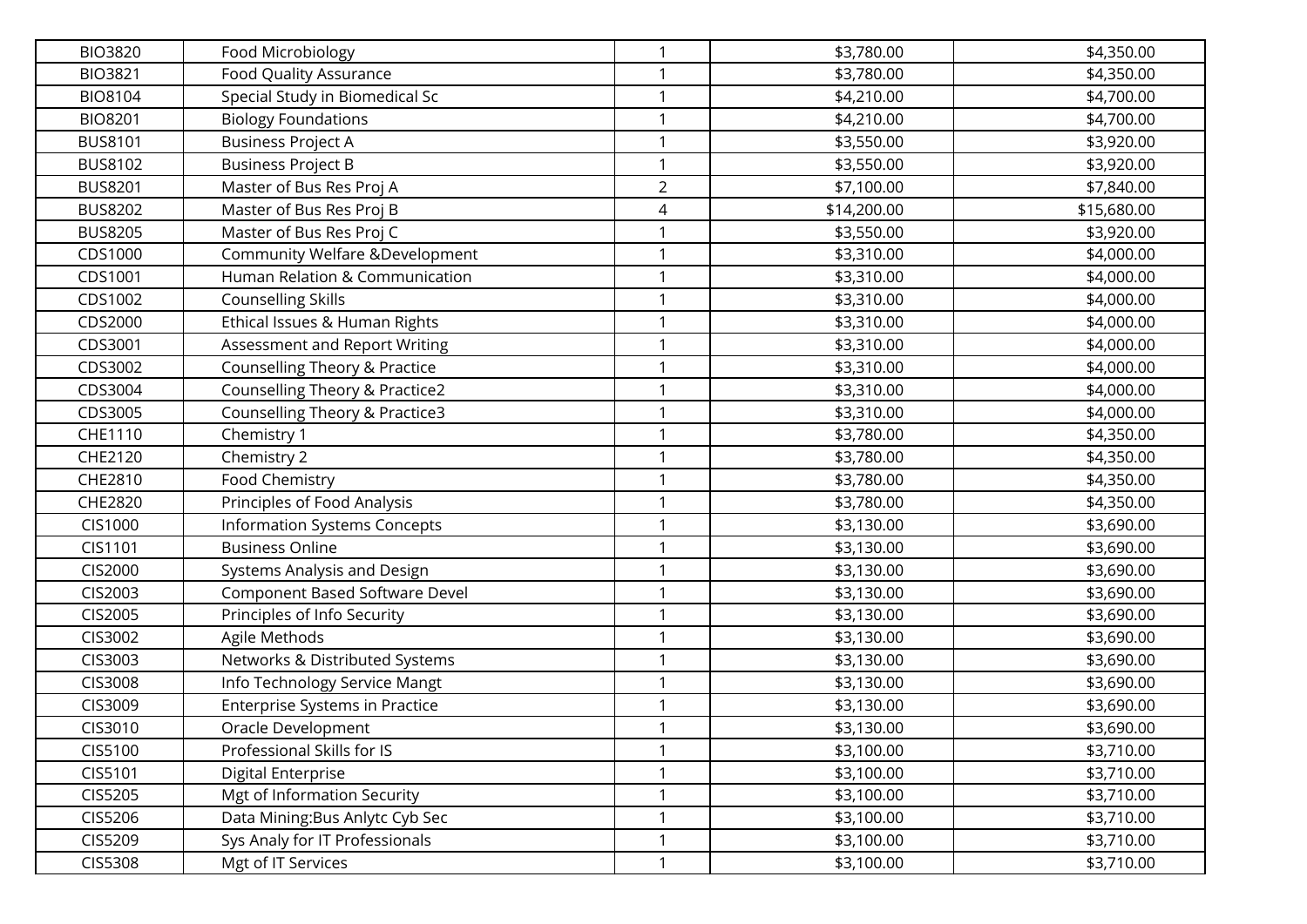| | | | | |
|---|---|---|---|---|
| BIO3820 | Food Microbiology | 1 | $3,780.00 | $4,350.00 |
| BIO3821 | Food Quality Assurance | 1 | $3,780.00 | $4,350.00 |
| BIO8104 | Special Study in Biomedical Sc | 1 | $4,210.00 | $4,700.00 |
| BIO8201 | Biology Foundations | 1 | $4,210.00 | $4,700.00 |
| BUS8101 | Business Project A | 1 | $3,550.00 | $3,920.00 |
| BUS8102 | Business Project B | 1 | $3,550.00 | $3,920.00 |
| BUS8201 | Master of Bus Res Proj A | 2 | $7,100.00 | $7,840.00 |
| BUS8202 | Master of Bus Res Proj B | 4 | $14,200.00 | $15,680.00 |
| BUS8205 | Master of Bus Res Proj C | 1 | $3,550.00 | $3,920.00 |
| CDS1000 | Community Welfare &Development | 1 | $3,310.00 | $4,000.00 |
| CDS1001 | Human Relation & Communication | 1 | $3,310.00 | $4,000.00 |
| CDS1002 | Counselling Skills | 1 | $3,310.00 | $4,000.00 |
| CDS2000 | Ethical Issues & Human Rights | 1 | $3,310.00 | $4,000.00 |
| CDS3001 | Assessment and Report Writing | 1 | $3,310.00 | $4,000.00 |
| CDS3002 | Counselling Theory & Practice | 1 | $3,310.00 | $4,000.00 |
| CDS3004 | Counselling Theory & Practice2 | 1 | $3,310.00 | $4,000.00 |
| CDS3005 | Counselling Theory & Practice3 | 1 | $3,310.00 | $4,000.00 |
| CHE1110 | Chemistry 1 | 1 | $3,780.00 | $4,350.00 |
| CHE2120 | Chemistry 2 | 1 | $3,780.00 | $4,350.00 |
| CHE2810 | Food Chemistry | 1 | $3,780.00 | $4,350.00 |
| CHE2820 | Principles of Food Analysis | 1 | $3,780.00 | $4,350.00 |
| CIS1000 | Information Systems Concepts | 1 | $3,130.00 | $3,690.00 |
| CIS1101 | Business Online | 1 | $3,130.00 | $3,690.00 |
| CIS2000 | Systems Analysis and Design | 1 | $3,130.00 | $3,690.00 |
| CIS2003 | Component Based Software Devel | 1 | $3,130.00 | $3,690.00 |
| CIS2005 | Principles of Info Security | 1 | $3,130.00 | $3,690.00 |
| CIS3002 | Agile Methods | 1 | $3,130.00 | $3,690.00 |
| CIS3003 | Networks & Distributed Systems | 1 | $3,130.00 | $3,690.00 |
| CIS3008 | Info Technology Service Mangt | 1 | $3,130.00 | $3,690.00 |
| CIS3009 | Enterprise Systems in Practice | 1 | $3,130.00 | $3,690.00 |
| CIS3010 | Oracle Development | 1 | $3,130.00 | $3,690.00 |
| CIS5100 | Professional Skills for IS | 1 | $3,100.00 | $3,710.00 |
| CIS5101 | Digital Enterprise | 1 | $3,100.00 | $3,710.00 |
| CIS5205 | Mgt of Information Security | 1 | $3,100.00 | $3,710.00 |
| CIS5206 | Data Mining:Bus Anlytc Cyb Sec | 1 | $3,100.00 | $3,710.00 |
| CIS5209 | Sys Analy for IT Professionals | 1 | $3,100.00 | $3,710.00 |
| CIS5308 | Mgt of IT Services | 1 | $3,100.00 | $3,710.00 |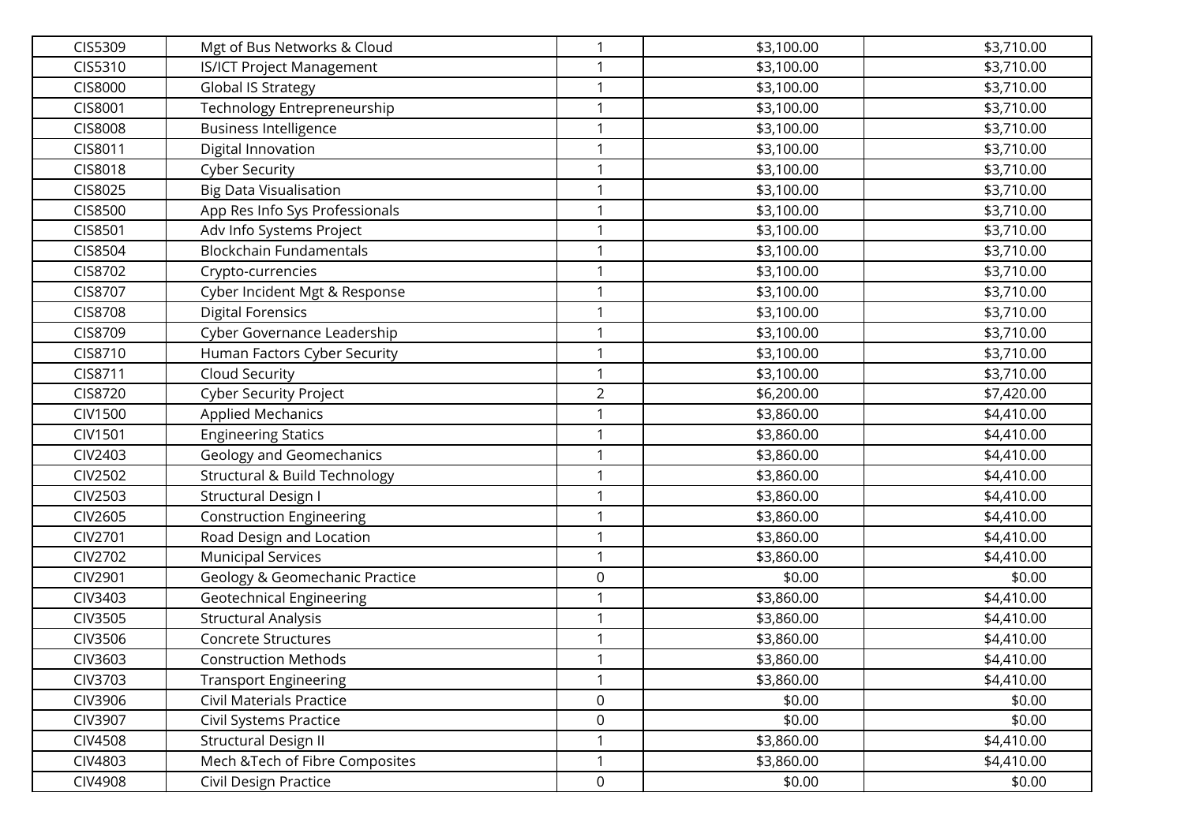| | | | | |
|---|---|---|---|---|
| CIS5309 | Mgt of Bus Networks & Cloud | 1 | $3,100.00 | $3,710.00 |
| CIS5310 | IS/ICT Project Management | 1 | $3,100.00 | $3,710.00 |
| CIS8000 | Global IS Strategy | 1 | $3,100.00 | $3,710.00 |
| CIS8001 | Technology Entrepreneurship | 1 | $3,100.00 | $3,710.00 |
| CIS8008 | Business Intelligence | 1 | $3,100.00 | $3,710.00 |
| CIS8011 | Digital Innovation | 1 | $3,100.00 | $3,710.00 |
| CIS8018 | Cyber Security | 1 | $3,100.00 | $3,710.00 |
| CIS8025 | Big Data Visualisation | 1 | $3,100.00 | $3,710.00 |
| CIS8500 | App Res Info Sys Professionals | 1 | $3,100.00 | $3,710.00 |
| CIS8501 | Adv Info Systems Project | 1 | $3,100.00 | $3,710.00 |
| CIS8504 | Blockchain Fundamentals | 1 | $3,100.00 | $3,710.00 |
| CIS8702 | Crypto-currencies | 1 | $3,100.00 | $3,710.00 |
| CIS8707 | Cyber Incident Mgt & Response | 1 | $3,100.00 | $3,710.00 |
| CIS8708 | Digital Forensics | 1 | $3,100.00 | $3,710.00 |
| CIS8709 | Cyber Governance Leadership | 1 | $3,100.00 | $3,710.00 |
| CIS8710 | Human Factors Cyber Security | 1 | $3,100.00 | $3,710.00 |
| CIS8711 | Cloud Security | 1 | $3,100.00 | $3,710.00 |
| CIS8720 | Cyber Security Project | 2 | $6,200.00 | $7,420.00 |
| CIV1500 | Applied Mechanics | 1 | $3,860.00 | $4,410.00 |
| CIV1501 | Engineering Statics | 1 | $3,860.00 | $4,410.00 |
| CIV2403 | Geology and Geomechanics | 1 | $3,860.00 | $4,410.00 |
| CIV2502 | Structural & Build Technology | 1 | $3,860.00 | $4,410.00 |
| CIV2503 | Structural Design I | 1 | $3,860.00 | $4,410.00 |
| CIV2605 | Construction Engineering | 1 | $3,860.00 | $4,410.00 |
| CIV2701 | Road Design and Location | 1 | $3,860.00 | $4,410.00 |
| CIV2702 | Municipal Services | 1 | $3,860.00 | $4,410.00 |
| CIV2901 | Geology & Geomechanic Practice | 0 | $0.00 | $0.00 |
| CIV3403 | Geotechnical Engineering | 1 | $3,860.00 | $4,410.00 |
| CIV3505 | Structural Analysis | 1 | $3,860.00 | $4,410.00 |
| CIV3506 | Concrete Structures | 1 | $3,860.00 | $4,410.00 |
| CIV3603 | Construction Methods | 1 | $3,860.00 | $4,410.00 |
| CIV3703 | Transport Engineering | 1 | $3,860.00 | $4,410.00 |
| CIV3906 | Civil Materials Practice | 0 | $0.00 | $0.00 |
| CIV3907 | Civil Systems Practice | 0 | $0.00 | $0.00 |
| CIV4508 | Structural Design II | 1 | $3,860.00 | $4,410.00 |
| CIV4803 | Mech &Tech of Fibre Composites | 1 | $3,860.00 | $4,410.00 |
| CIV4908 | Civil Design Practice | 0 | $0.00 | $0.00 |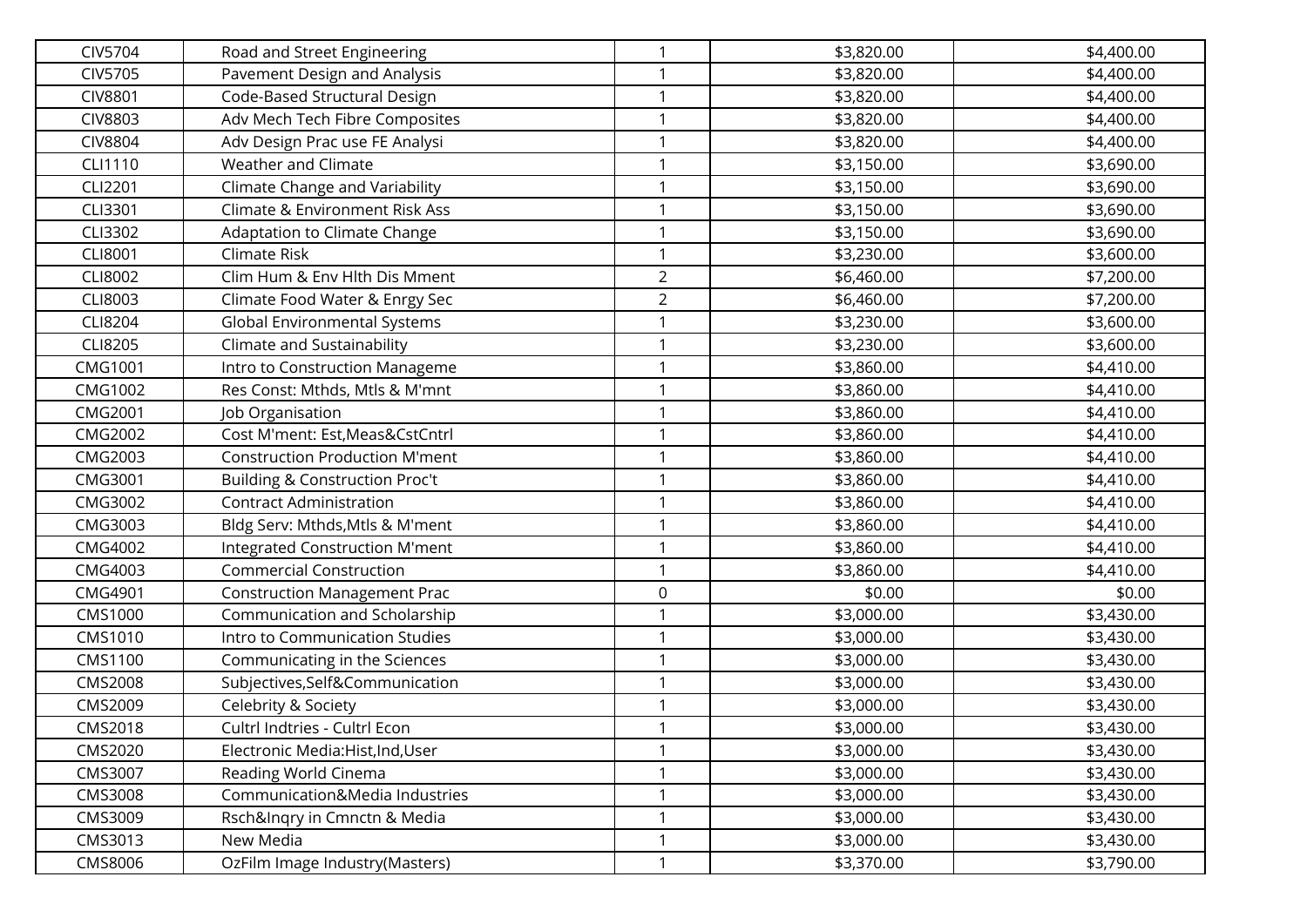| | | | | |
|---|---|---|---|---|
| CIV5704 | Road and Street Engineering | 1 | $3,820.00 | $4,400.00 |
| CIV5705 | Pavement Design and Analysis | 1 | $3,820.00 | $4,400.00 |
| CIV8801 | Code-Based Structural Design | 1 | $3,820.00 | $4,400.00 |
| CIV8803 | Adv Mech Tech Fibre Composites | 1 | $3,820.00 | $4,400.00 |
| CIV8804 | Adv Design Prac use FE Analysi | 1 | $3,820.00 | $4,400.00 |
| CLI1110 | Weather and Climate | 1 | $3,150.00 | $3,690.00 |
| CLI2201 | Climate Change and Variability | 1 | $3,150.00 | $3,690.00 |
| CLI3301 | Climate & Environment Risk Ass | 1 | $3,150.00 | $3,690.00 |
| CLI3302 | Adaptation to Climate Change | 1 | $3,150.00 | $3,690.00 |
| CLI8001 | Climate Risk | 1 | $3,230.00 | $3,600.00 |
| CLI8002 | Clim Hum & Env Hlth Dis Mment | 2 | $6,460.00 | $7,200.00 |
| CLI8003 | Climate Food Water & Enrgy Sec | 2 | $6,460.00 | $7,200.00 |
| CLI8204 | Global Environmental Systems | 1 | $3,230.00 | $3,600.00 |
| CLI8205 | Climate and Sustainability | 1 | $3,230.00 | $3,600.00 |
| CMG1001 | Intro to Construction Manageme | 1 | $3,860.00 | $4,410.00 |
| CMG1002 | Res Const: Mthds, Mtls & M'mnt | 1 | $3,860.00 | $4,410.00 |
| CMG2001 | Job Organisation | 1 | $3,860.00 | $4,410.00 |
| CMG2002 | Cost M'ment: Est,Meas&CstCntrl | 1 | $3,860.00 | $4,410.00 |
| CMG2003 | Construction Production M'ment | 1 | $3,860.00 | $4,410.00 |
| CMG3001 | Building & Construction Proc't | 1 | $3,860.00 | $4,410.00 |
| CMG3002 | Contract Administration | 1 | $3,860.00 | $4,410.00 |
| CMG3003 | Bldg Serv: Mthds,Mtls & M'ment | 1 | $3,860.00 | $4,410.00 |
| CMG4002 | Integrated Construction M'ment | 1 | $3,860.00 | $4,410.00 |
| CMG4003 | Commercial Construction | 1 | $3,860.00 | $4,410.00 |
| CMG4901 | Construction Management Prac | 0 | $0.00 | $0.00 |
| CMS1000 | Communication and Scholarship | 1 | $3,000.00 | $3,430.00 |
| CMS1010 | Intro to Communication Studies | 1 | $3,000.00 | $3,430.00 |
| CMS1100 | Communicating in the Sciences | 1 | $3,000.00 | $3,430.00 |
| CMS2008 | Subjectives,Self&Communication | 1 | $3,000.00 | $3,430.00 |
| CMS2009 | Celebrity & Society | 1 | $3,000.00 | $3,430.00 |
| CMS2018 | Cultrl Indtries - Cultrl Econ | 1 | $3,000.00 | $3,430.00 |
| CMS2020 | Electronic Media:Hist,Ind,User | 1 | $3,000.00 | $3,430.00 |
| CMS3007 | Reading World Cinema | 1 | $3,000.00 | $3,430.00 |
| CMS3008 | Communication&Media Industries | 1 | $3,000.00 | $3,430.00 |
| CMS3009 | Rsch&Inqry in Cmnctn & Media | 1 | $3,000.00 | $3,430.00 |
| CMS3013 | New Media | 1 | $3,000.00 | $3,430.00 |
| CMS8006 | OzFilm Image Industry(Masters) | 1 | $3,370.00 | $3,790.00 |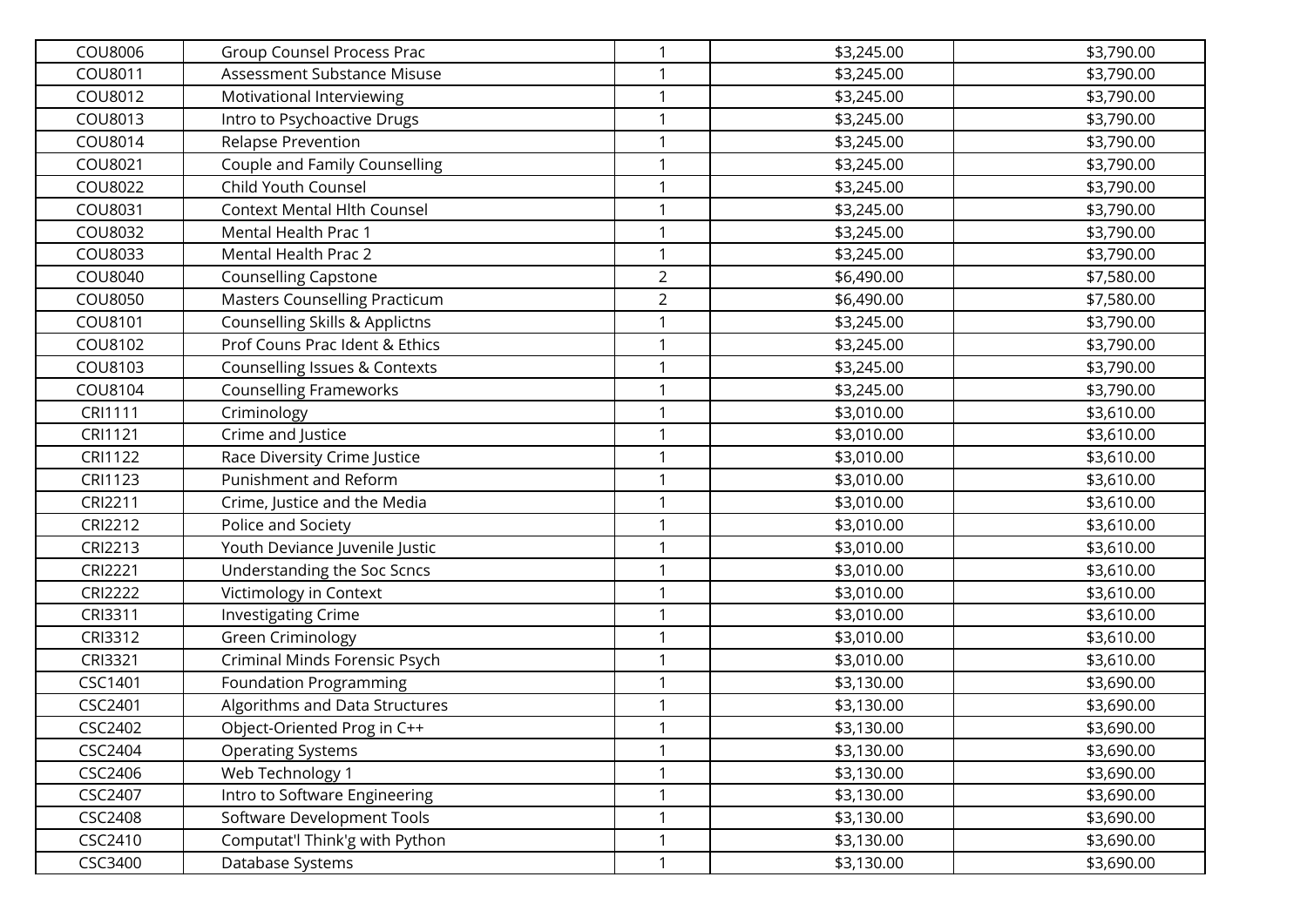| | | | | |
|---|---|---|---|---|
| COU8006 | Group Counsel Process Prac | 1 | $3,245.00 | $3,790.00 |
| COU8011 | Assessment Substance Misuse | 1 | $3,245.00 | $3,790.00 |
| COU8012 | Motivational Interviewing | 1 | $3,245.00 | $3,790.00 |
| COU8013 | Intro to Psychoactive Drugs | 1 | $3,245.00 | $3,790.00 |
| COU8014 | Relapse Prevention | 1 | $3,245.00 | $3,790.00 |
| COU8021 | Couple and Family Counselling | 1 | $3,245.00 | $3,790.00 |
| COU8022 | Child Youth Counsel | 1 | $3,245.00 | $3,790.00 |
| COU8031 | Context Mental Hlth Counsel | 1 | $3,245.00 | $3,790.00 |
| COU8032 | Mental Health Prac 1 | 1 | $3,245.00 | $3,790.00 |
| COU8033 | Mental Health Prac 2 | 1 | $3,245.00 | $3,790.00 |
| COU8040 | Counselling Capstone | 2 | $6,490.00 | $7,580.00 |
| COU8050 | Masters Counselling Practicum | 2 | $6,490.00 | $7,580.00 |
| COU8101 | Counselling Skills & Applictns | 1 | $3,245.00 | $3,790.00 |
| COU8102 | Prof Couns Prac Ident & Ethics | 1 | $3,245.00 | $3,790.00 |
| COU8103 | Counselling Issues & Contexts | 1 | $3,245.00 | $3,790.00 |
| COU8104 | Counselling Frameworks | 1 | $3,245.00 | $3,790.00 |
| CRI1111 | Criminology | 1 | $3,010.00 | $3,610.00 |
| CRI1121 | Crime and Justice | 1 | $3,010.00 | $3,610.00 |
| CRI1122 | Race Diversity Crime Justice | 1 | $3,010.00 | $3,610.00 |
| CRI1123 | Punishment and Reform | 1 | $3,010.00 | $3,610.00 |
| CRI2211 | Crime, Justice and the Media | 1 | $3,010.00 | $3,610.00 |
| CRI2212 | Police and Society | 1 | $3,010.00 | $3,610.00 |
| CRI2213 | Youth Deviance Juvenile Justic | 1 | $3,010.00 | $3,610.00 |
| CRI2221 | Understanding the Soc Scncs | 1 | $3,010.00 | $3,610.00 |
| CRI2222 | Victimology in Context | 1 | $3,010.00 | $3,610.00 |
| CRI3311 | Investigating Crime | 1 | $3,010.00 | $3,610.00 |
| CRI3312 | Green Criminology | 1 | $3,010.00 | $3,610.00 |
| CRI3321 | Criminal Minds Forensic Psych | 1 | $3,010.00 | $3,610.00 |
| CSC1401 | Foundation Programming | 1 | $3,130.00 | $3,690.00 |
| CSC2401 | Algorithms and Data Structures | 1 | $3,130.00 | $3,690.00 |
| CSC2402 | Object-Oriented Prog in C++ | 1 | $3,130.00 | $3,690.00 |
| CSC2404 | Operating Systems | 1 | $3,130.00 | $3,690.00 |
| CSC2406 | Web Technology 1 | 1 | $3,130.00 | $3,690.00 |
| CSC2407 | Intro to Software Engineering | 1 | $3,130.00 | $3,690.00 |
| CSC2408 | Software Development Tools | 1 | $3,130.00 | $3,690.00 |
| CSC2410 | Computat'l Think'g with Python | 1 | $3,130.00 | $3,690.00 |
| CSC3400 | Database Systems | 1 | $3,130.00 | $3,690.00 |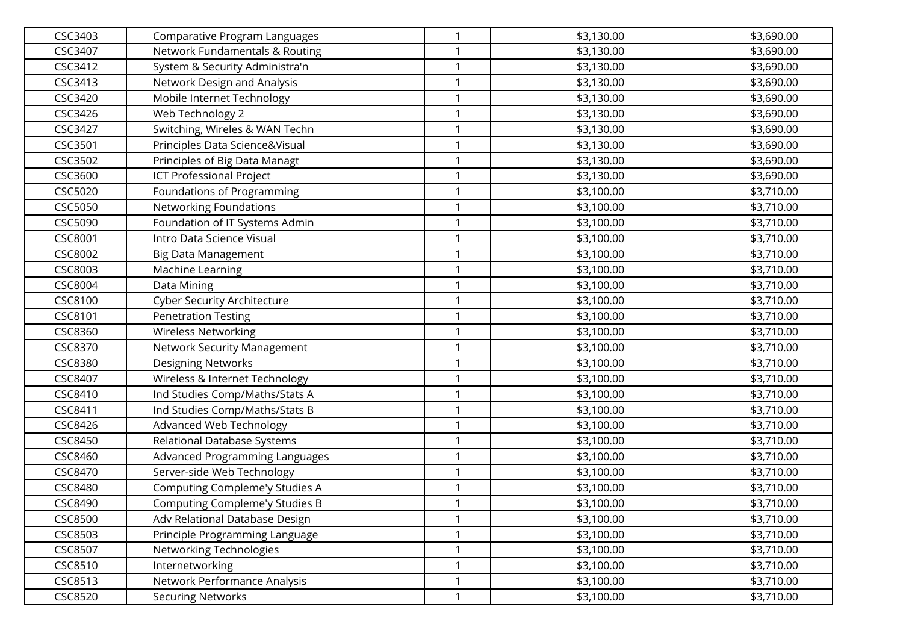| | | | | |
|---|---|---|---|---|
| CSC3403 | Comparative Program Languages | 1 | $3,130.00 | $3,690.00 |
| CSC3407 | Network Fundamentals & Routing | 1 | $3,130.00 | $3,690.00 |
| CSC3412 | System & Security Administra'n | 1 | $3,130.00 | $3,690.00 |
| CSC3413 | Network Design and Analysis | 1 | $3,130.00 | $3,690.00 |
| CSC3420 | Mobile Internet Technology | 1 | $3,130.00 | $3,690.00 |
| CSC3426 | Web Technology 2 | 1 | $3,130.00 | $3,690.00 |
| CSC3427 | Switching, Wireles & WAN Techn | 1 | $3,130.00 | $3,690.00 |
| CSC3501 | Principles Data Science&Visual | 1 | $3,130.00 | $3,690.00 |
| CSC3502 | Principles of Big Data Managt | 1 | $3,130.00 | $3,690.00 |
| CSC3600 | ICT Professional Project | 1 | $3,130.00 | $3,690.00 |
| CSC5020 | Foundations of Programming | 1 | $3,100.00 | $3,710.00 |
| CSC5050 | Networking Foundations | 1 | $3,100.00 | $3,710.00 |
| CSC5090 | Foundation of IT Systems Admin | 1 | $3,100.00 | $3,710.00 |
| CSC8001 | Intro Data Science Visual | 1 | $3,100.00 | $3,710.00 |
| CSC8002 | Big Data Management | 1 | $3,100.00 | $3,710.00 |
| CSC8003 | Machine Learning | 1 | $3,100.00 | $3,710.00 |
| CSC8004 | Data Mining | 1 | $3,100.00 | $3,710.00 |
| CSC8100 | Cyber Security Architecture | 1 | $3,100.00 | $3,710.00 |
| CSC8101 | Penetration Testing | 1 | $3,100.00 | $3,710.00 |
| CSC8360 | Wireless Networking | 1 | $3,100.00 | $3,710.00 |
| CSC8370 | Network Security Management | 1 | $3,100.00 | $3,710.00 |
| CSC8380 | Designing Networks | 1 | $3,100.00 | $3,710.00 |
| CSC8407 | Wireless & Internet Technology | 1 | $3,100.00 | $3,710.00 |
| CSC8410 | Ind Studies Comp/Maths/Stats A | 1 | $3,100.00 | $3,710.00 |
| CSC8411 | Ind Studies Comp/Maths/Stats B | 1 | $3,100.00 | $3,710.00 |
| CSC8426 | Advanced Web Technology | 1 | $3,100.00 | $3,710.00 |
| CSC8450 | Relational Database Systems | 1 | $3,100.00 | $3,710.00 |
| CSC8460 | Advanced Programming Languages | 1 | $3,100.00 | $3,710.00 |
| CSC8470 | Server-side Web Technology | 1 | $3,100.00 | $3,710.00 |
| CSC8480 | Computing Compleme'y Studies A | 1 | $3,100.00 | $3,710.00 |
| CSC8490 | Computing Compleme'y Studies B | 1 | $3,100.00 | $3,710.00 |
| CSC8500 | Adv Relational Database Design | 1 | $3,100.00 | $3,710.00 |
| CSC8503 | Principle Programming Language | 1 | $3,100.00 | $3,710.00 |
| CSC8507 | Networking Technologies | 1 | $3,100.00 | $3,710.00 |
| CSC8510 | Internetworking | 1 | $3,100.00 | $3,710.00 |
| CSC8513 | Network Performance Analysis | 1 | $3,100.00 | $3,710.00 |
| CSC8520 | Securing Networks | 1 | $3,100.00 | $3,710.00 |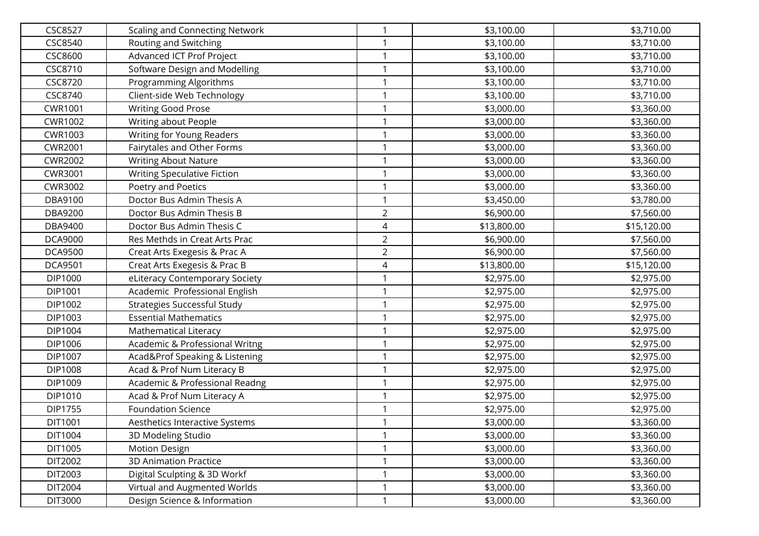| | | | | |
|---|---|---|---|---|
| CSC8527 | Scaling and Connecting Network | 1 | $3,100.00 | $3,710.00 |
| CSC8540 | Routing and Switching | 1 | $3,100.00 | $3,710.00 |
| CSC8600 | Advanced ICT Prof Project | 1 | $3,100.00 | $3,710.00 |
| CSC8710 | Software Design and Modelling | 1 | $3,100.00 | $3,710.00 |
| CSC8720 | Programming Algorithms | 1 | $3,100.00 | $3,710.00 |
| CSC8740 | Client-side Web Technology | 1 | $3,100.00 | $3,710.00 |
| CWR1001 | Writing Good Prose | 1 | $3,000.00 | $3,360.00 |
| CWR1002 | Writing about People | 1 | $3,000.00 | $3,360.00 |
| CWR1003 | Writing for Young Readers | 1 | $3,000.00 | $3,360.00 |
| CWR2001 | Fairytales and Other Forms | 1 | $3,000.00 | $3,360.00 |
| CWR2002 | Writing About Nature | 1 | $3,000.00 | $3,360.00 |
| CWR3001 | Writing Speculative Fiction | 1 | $3,000.00 | $3,360.00 |
| CWR3002 | Poetry and Poetics | 1 | $3,000.00 | $3,360.00 |
| DBA9100 | Doctor Bus Admin Thesis A | 1 | $3,450.00 | $3,780.00 |
| DBA9200 | Doctor Bus Admin Thesis B | 2 | $6,900.00 | $7,560.00 |
| DBA9400 | Doctor Bus Admin Thesis C | 4 | $13,800.00 | $15,120.00 |
| DCA9000 | Res Methds in Creat Arts Prac | 2 | $6,900.00 | $7,560.00 |
| DCA9500 | Creat Arts Exegesis & Prac A | 2 | $6,900.00 | $7,560.00 |
| DCA9501 | Creat Arts Exegesis & Prac B | 4 | $13,800.00 | $15,120.00 |
| DIP1000 | eLiteracy Contemporary Society | 1 | $2,975.00 | $2,975.00 |
| DIP1001 | Academic  Professional English | 1 | $2,975.00 | $2,975.00 |
| DIP1002 | Strategies Successful Study | 1 | $2,975.00 | $2,975.00 |
| DIP1003 | Essential Mathematics | 1 | $2,975.00 | $2,975.00 |
| DIP1004 | Mathematical Literacy | 1 | $2,975.00 | $2,975.00 |
| DIP1006 | Academic & Professional Writng | 1 | $2,975.00 | $2,975.00 |
| DIP1007 | Acad&Prof Speaking & Listening | 1 | $2,975.00 | $2,975.00 |
| DIP1008 | Acad & Prof Num Literacy B | 1 | $2,975.00 | $2,975.00 |
| DIP1009 | Academic & Professional Readng | 1 | $2,975.00 | $2,975.00 |
| DIP1010 | Acad & Prof Num Literacy A | 1 | $2,975.00 | $2,975.00 |
| DIP1755 | Foundation Science | 1 | $2,975.00 | $2,975.00 |
| DIT1001 | Aesthetics Interactive Systems | 1 | $3,000.00 | $3,360.00 |
| DIT1004 | 3D Modeling Studio | 1 | $3,000.00 | $3,360.00 |
| DIT1005 | Motion Design | 1 | $3,000.00 | $3,360.00 |
| DIT2002 | 3D Animation Practice | 1 | $3,000.00 | $3,360.00 |
| DIT2003 | Digital Sculpting & 3D Workf | 1 | $3,000.00 | $3,360.00 |
| DIT2004 | Virtual and Augmented Worlds | 1 | $3,000.00 | $3,360.00 |
| DIT3000 | Design Science & Information | 1 | $3,000.00 | $3,360.00 |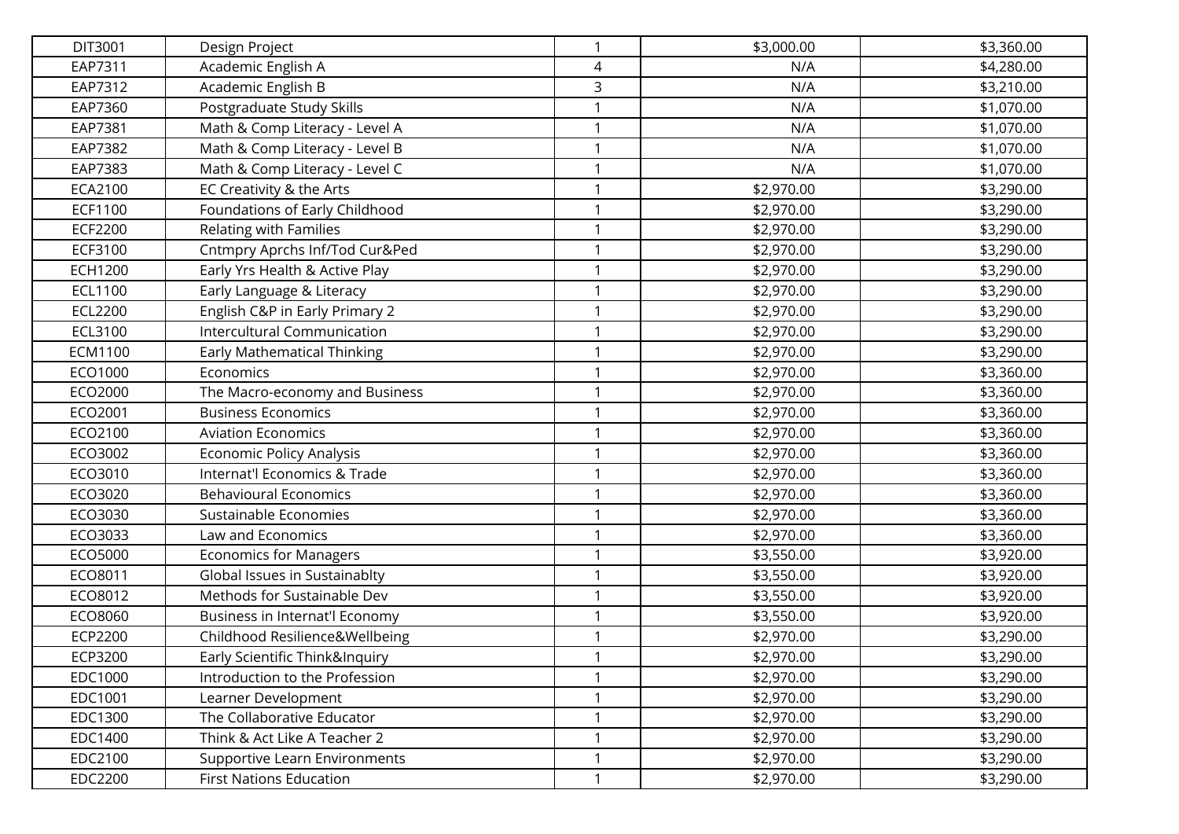| | | | | |
|---|---|---|---|---|
| DIT3001 | Design Project | 1 | $3,000.00 | $3,360.00 |
| EAP7311 | Academic English A | 4 | N/A | $4,280.00 |
| EAP7312 | Academic English B | 3 | N/A | $3,210.00 |
| EAP7360 | Postgraduate Study Skills | 1 | N/A | $1,070.00 |
| EAP7381 | Math & Comp Literacy - Level A | 1 | N/A | $1,070.00 |
| EAP7382 | Math & Comp Literacy - Level B | 1 | N/A | $1,070.00 |
| EAP7383 | Math & Comp Literacy - Level C | 1 | N/A | $1,070.00 |
| ECA2100 | EC Creativity & the Arts | 1 | $2,970.00 | $3,290.00 |
| ECF1100 | Foundations of Early Childhood | 1 | $2,970.00 | $3,290.00 |
| ECF2200 | Relating with Families | 1 | $2,970.00 | $3,290.00 |
| ECF3100 | Cntmpry Aprchs Inf/Tod Cur&Ped | 1 | $2,970.00 | $3,290.00 |
| ECH1200 | Early Yrs Health & Active Play | 1 | $2,970.00 | $3,290.00 |
| ECL1100 | Early Language & Literacy | 1 | $2,970.00 | $3,290.00 |
| ECL2200 | English C&P in Early Primary 2 | 1 | $2,970.00 | $3,290.00 |
| ECL3100 | Intercultural Communication | 1 | $2,970.00 | $3,290.00 |
| ECM1100 | Early Mathematical Thinking | 1 | $2,970.00 | $3,290.00 |
| ECO1000 | Economics | 1 | $2,970.00 | $3,360.00 |
| ECO2000 | The Macro-economy and Business | 1 | $2,970.00 | $3,360.00 |
| ECO2001 | Business Economics | 1 | $2,970.00 | $3,360.00 |
| ECO2100 | Aviation Economics | 1 | $2,970.00 | $3,360.00 |
| ECO3002 | Economic Policy Analysis | 1 | $2,970.00 | $3,360.00 |
| ECO3010 | Internat'l Economics & Trade | 1 | $2,970.00 | $3,360.00 |
| ECO3020 | Behavioural Economics | 1 | $2,970.00 | $3,360.00 |
| ECO3030 | Sustainable Economies | 1 | $2,970.00 | $3,360.00 |
| ECO3033 | Law and Economics | 1 | $2,970.00 | $3,360.00 |
| ECO5000 | Economics for Managers | 1 | $3,550.00 | $3,920.00 |
| ECO8011 | Global Issues in Sustainablty | 1 | $3,550.00 | $3,920.00 |
| ECO8012 | Methods for Sustainable Dev | 1 | $3,550.00 | $3,920.00 |
| ECO8060 | Business in Internat'l Economy | 1 | $3,550.00 | $3,920.00 |
| ECP2200 | Childhood Resilience&Wellbeing | 1 | $2,970.00 | $3,290.00 |
| ECP3200 | Early Scientific Think&Inquiry | 1 | $2,970.00 | $3,290.00 |
| EDC1000 | Introduction to the Profession | 1 | $2,970.00 | $3,290.00 |
| EDC1001 | Learner Development | 1 | $2,970.00 | $3,290.00 |
| EDC1300 | The Collaborative Educator | 1 | $2,970.00 | $3,290.00 |
| EDC1400 | Think & Act Like A Teacher 2 | 1 | $2,970.00 | $3,290.00 |
| EDC2100 | Supportive Learn Environments | 1 | $2,970.00 | $3,290.00 |
| EDC2200 | First Nations Education | 1 | $2,970.00 | $3,290.00 |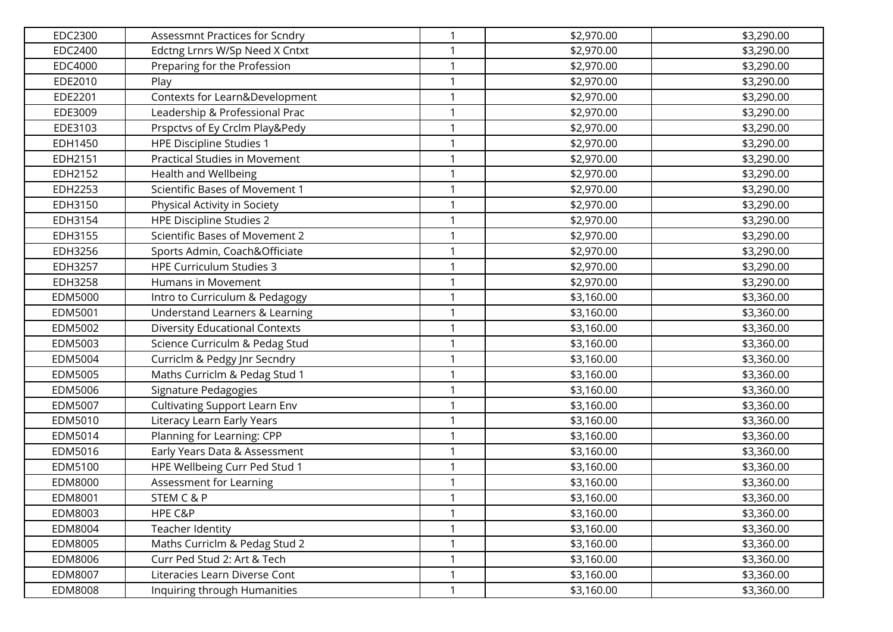| | | | | |
|---|---|---|---|---|
| EDC2300 | Assessmnt Practices for Scndry | 1 | $2,970.00 | $3,290.00 |
| EDC2400 | Edctng Lrnrs W/Sp Need X Cntxt | 1 | $2,970.00 | $3,290.00 |
| EDC4000 | Preparing for the Profession | 1 | $2,970.00 | $3,290.00 |
| EDE2010 | Play | 1 | $2,970.00 | $3,290.00 |
| EDE2201 | Contexts for Learn&Development | 1 | $2,970.00 | $3,290.00 |
| EDE3009 | Leadership & Professional Prac | 1 | $2,970.00 | $3,290.00 |
| EDE3103 | Prspctvs of Ey Crclm Play&Pedy | 1 | $2,970.00 | $3,290.00 |
| EDH1450 | HPE Discipline Studies 1 | 1 | $2,970.00 | $3,290.00 |
| EDH2151 | Practical Studies in Movement | 1 | $2,970.00 | $3,290.00 |
| EDH2152 | Health and Wellbeing | 1 | $2,970.00 | $3,290.00 |
| EDH2253 | Scientific Bases of Movement 1 | 1 | $2,970.00 | $3,290.00 |
| EDH3150 | Physical Activity in Society | 1 | $2,970.00 | $3,290.00 |
| EDH3154 | HPE Discipline Studies 2 | 1 | $2,970.00 | $3,290.00 |
| EDH3155 | Scientific Bases of Movement 2 | 1 | $2,970.00 | $3,290.00 |
| EDH3256 | Sports Admin, Coach&Officiate | 1 | $2,970.00 | $3,290.00 |
| EDH3257 | HPE Curriculum Studies 3 | 1 | $2,970.00 | $3,290.00 |
| EDH3258 | Humans in Movement | 1 | $2,970.00 | $3,290.00 |
| EDM5000 | Intro to Curriculum & Pedagogy | 1 | $3,160.00 | $3,360.00 |
| EDM5001 | Understand Learners & Learning | 1 | $3,160.00 | $3,360.00 |
| EDM5002 | Diversity Educational Contexts | 1 | $3,160.00 | $3,360.00 |
| EDM5003 | Science Curriculm & Pedag Stud | 1 | $3,160.00 | $3,360.00 |
| EDM5004 | Curriclm & Pedgy Jnr Secndry | 1 | $3,160.00 | $3,360.00 |
| EDM5005 | Maths Curriclm & Pedag Stud 1 | 1 | $3,160.00 | $3,360.00 |
| EDM5006 | Signature Pedagogies | 1 | $3,160.00 | $3,360.00 |
| EDM5007 | Cultivating Support Learn Env | 1 | $3,160.00 | $3,360.00 |
| EDM5010 | Literacy Learn Early Years | 1 | $3,160.00 | $3,360.00 |
| EDM5014 | Planning for Learning: CPP | 1 | $3,160.00 | $3,360.00 |
| EDM5016 | Early Years Data & Assessment | 1 | $3,160.00 | $3,360.00 |
| EDM5100 | HPE Wellbeing Curr Ped Stud 1 | 1 | $3,160.00 | $3,360.00 |
| EDM8000 | Assessment for Learning | 1 | $3,160.00 | $3,360.00 |
| EDM8001 | STEM C & P | 1 | $3,160.00 | $3,360.00 |
| EDM8003 | HPE C&P | 1 | $3,160.00 | $3,360.00 |
| EDM8004 | Teacher Identity | 1 | $3,160.00 | $3,360.00 |
| EDM8005 | Maths Curriclm & Pedag Stud 2 | 1 | $3,160.00 | $3,360.00 |
| EDM8006 | Curr Ped Stud 2: Art & Tech | 1 | $3,160.00 | $3,360.00 |
| EDM8007 | Literacies Learn Diverse Cont | 1 | $3,160.00 | $3,360.00 |
| EDM8008 | Inquiring through Humanities | 1 | $3,160.00 | $3,360.00 |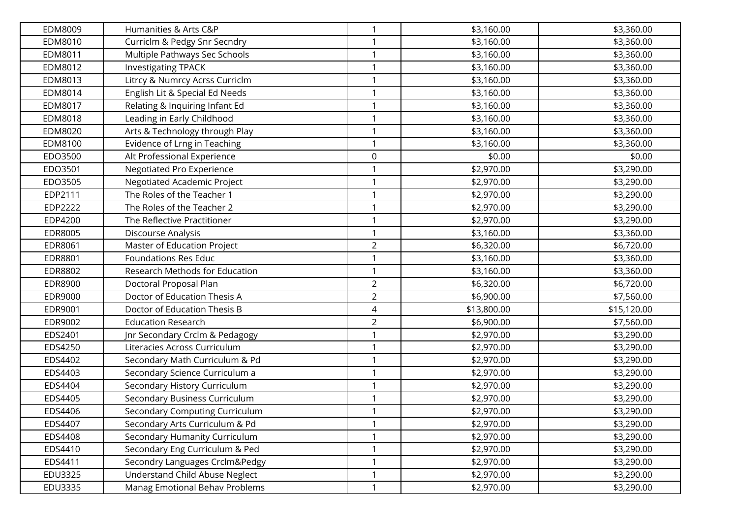| | | | | |
|---|---|---|---|---|
| EDM8009 | Humanities & Arts C&P | 1 | $3,160.00 | $3,360.00 |
| EDM8010 | Curriclm & Pedgy Snr Secndry | 1 | $3,160.00 | $3,360.00 |
| EDM8011 | Multiple Pathways Sec Schools | 1 | $3,160.00 | $3,360.00 |
| EDM8012 | Investigating TPACK | 1 | $3,160.00 | $3,360.00 |
| EDM8013 | Litrcy & Numrcy Acrss Curriclm | 1 | $3,160.00 | $3,360.00 |
| EDM8014 | English Lit & Special Ed Needs | 1 | $3,160.00 | $3,360.00 |
| EDM8017 | Relating & Inquiring Infant Ed | 1 | $3,160.00 | $3,360.00 |
| EDM8018 | Leading in Early Childhood | 1 | $3,160.00 | $3,360.00 |
| EDM8020 | Arts & Technology through Play | 1 | $3,160.00 | $3,360.00 |
| EDM8100 | Evidence of Lrng in Teaching | 1 | $3,160.00 | $3,360.00 |
| EDO3500 | Alt Professional Experience | 0 | $0.00 | $0.00 |
| EDO3501 | Negotiated Pro Experience | 1 | $2,970.00 | $3,290.00 |
| EDO3505 | Negotiated Academic Project | 1 | $2,970.00 | $3,290.00 |
| EDP2111 | The Roles of the Teacher 1 | 1 | $2,970.00 | $3,290.00 |
| EDP2222 | The Roles of the Teacher 2 | 1 | $2,970.00 | $3,290.00 |
| EDP4200 | The Reflective Practitioner | 1 | $2,970.00 | $3,290.00 |
| EDR8005 | Discourse Analysis | 1 | $3,160.00 | $3,360.00 |
| EDR8061 | Master of Education Project | 2 | $6,320.00 | $6,720.00 |
| EDR8801 | Foundations Res Educ | 1 | $3,160.00 | $3,360.00 |
| EDR8802 | Research Methods for Education | 1 | $3,160.00 | $3,360.00 |
| EDR8900 | Doctoral Proposal Plan | 2 | $6,320.00 | $6,720.00 |
| EDR9000 | Doctor of Education Thesis A | 2 | $6,900.00 | $7,560.00 |
| EDR9001 | Doctor of Education Thesis B | 4 | $13,800.00 | $15,120.00 |
| EDR9002 | Education Research | 2 | $6,900.00 | $7,560.00 |
| EDS2401 | Jnr Secondary Crclm & Pedagogy | 1 | $2,970.00 | $3,290.00 |
| EDS4250 | Literacies Across Curriculum | 1 | $2,970.00 | $3,290.00 |
| EDS4402 | Secondary Math Curriculum & Pd | 1 | $2,970.00 | $3,290.00 |
| EDS4403 | Secondary Science Curriculum a | 1 | $2,970.00 | $3,290.00 |
| EDS4404 | Secondary History Curriculum | 1 | $2,970.00 | $3,290.00 |
| EDS4405 | Secondary Business Curriculum | 1 | $2,970.00 | $3,290.00 |
| EDS4406 | Secondary Computing Curriculum | 1 | $2,970.00 | $3,290.00 |
| EDS4407 | Secondary Arts Curriculum & Pd | 1 | $2,970.00 | $3,290.00 |
| EDS4408 | Secondary Humanity Curriculum | 1 | $2,970.00 | $3,290.00 |
| EDS4410 | Secondary Eng Curriculum & Ped | 1 | $2,970.00 | $3,290.00 |
| EDS4411 | Secondry Languages Crclm&Pedgy | 1 | $2,970.00 | $3,290.00 |
| EDU3325 | Understand Child Abuse Neglect | 1 | $2,970.00 | $3,290.00 |
| EDU3335 | Manag Emotional Behav Problems | 1 | $2,970.00 | $3,290.00 |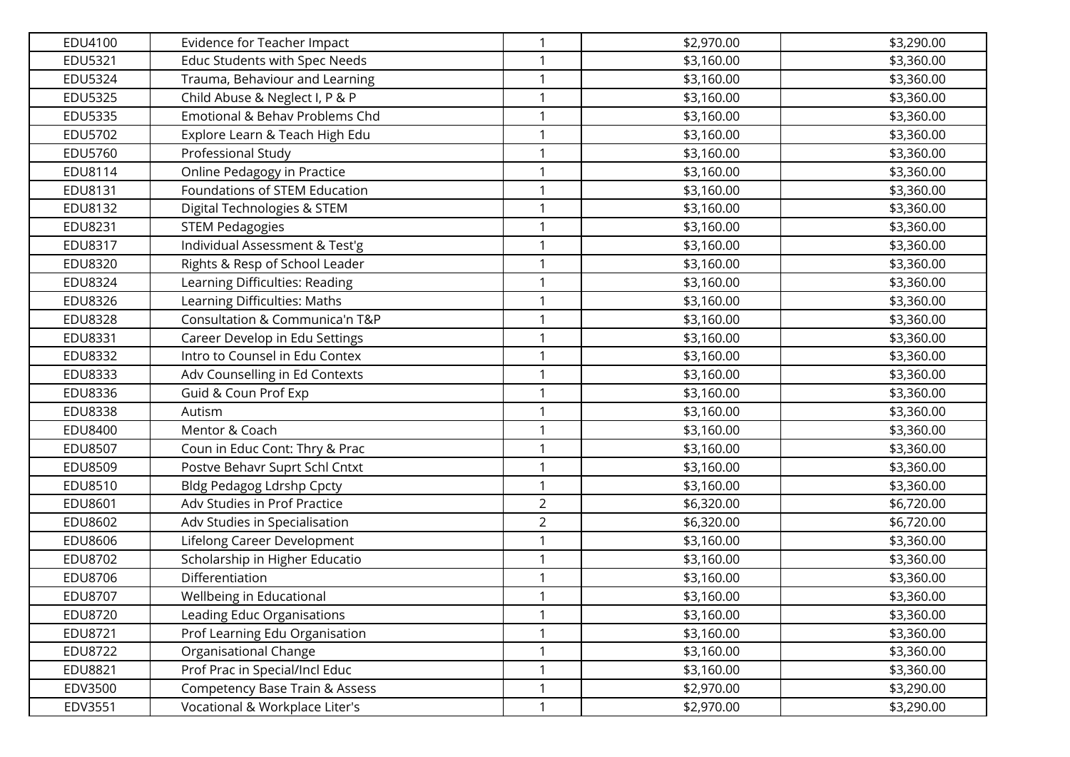| | | | | |
|---|---|---|---|---|
| EDU4100 | Evidence for Teacher Impact | 1 | $2,970.00 | $3,290.00 |
| EDU5321 | Educ Students with Spec Needs | 1 | $3,160.00 | $3,360.00 |
| EDU5324 | Trauma, Behaviour and Learning | 1 | $3,160.00 | $3,360.00 |
| EDU5325 | Child Abuse & Neglect I, P & P | 1 | $3,160.00 | $3,360.00 |
| EDU5335 | Emotional & Behav Problems Chd | 1 | $3,160.00 | $3,360.00 |
| EDU5702 | Explore Learn & Teach High Edu | 1 | $3,160.00 | $3,360.00 |
| EDU5760 | Professional Study | 1 | $3,160.00 | $3,360.00 |
| EDU8114 | Online Pedagogy in Practice | 1 | $3,160.00 | $3,360.00 |
| EDU8131 | Foundations of STEM Education | 1 | $3,160.00 | $3,360.00 |
| EDU8132 | Digital Technologies & STEM | 1 | $3,160.00 | $3,360.00 |
| EDU8231 | STEM Pedagogies | 1 | $3,160.00 | $3,360.00 |
| EDU8317 | Individual Assessment & Test'g | 1 | $3,160.00 | $3,360.00 |
| EDU8320 | Rights & Resp of School Leader | 1 | $3,160.00 | $3,360.00 |
| EDU8324 | Learning Difficulties: Reading | 1 | $3,160.00 | $3,360.00 |
| EDU8326 | Learning Difficulties: Maths | 1 | $3,160.00 | $3,360.00 |
| EDU8328 | Consultation & Communica'n T&P | 1 | $3,160.00 | $3,360.00 |
| EDU8331 | Career Develop in Edu Settings | 1 | $3,160.00 | $3,360.00 |
| EDU8332 | Intro to Counsel in Edu Contex | 1 | $3,160.00 | $3,360.00 |
| EDU8333 | Adv Counselling in Ed Contexts | 1 | $3,160.00 | $3,360.00 |
| EDU8336 | Guid & Coun Prof Exp | 1 | $3,160.00 | $3,360.00 |
| EDU8338 | Autism | 1 | $3,160.00 | $3,360.00 |
| EDU8400 | Mentor & Coach | 1 | $3,160.00 | $3,360.00 |
| EDU8507 | Coun in Educ Cont: Thry & Prac | 1 | $3,160.00 | $3,360.00 |
| EDU8509 | Postve Behavr Suprt Schl Cntxt | 1 | $3,160.00 | $3,360.00 |
| EDU8510 | Bldg Pedagog Ldrshp Cpcty | 1 | $3,160.00 | $3,360.00 |
| EDU8601 | Adv Studies in Prof Practice | 2 | $6,320.00 | $6,720.00 |
| EDU8602 | Adv Studies in Specialisation | 2 | $6,320.00 | $6,720.00 |
| EDU8606 | Lifelong Career Development | 1 | $3,160.00 | $3,360.00 |
| EDU8702 | Scholarship in Higher Educatio | 1 | $3,160.00 | $3,360.00 |
| EDU8706 | Differentiation | 1 | $3,160.00 | $3,360.00 |
| EDU8707 | Wellbeing in Educational | 1 | $3,160.00 | $3,360.00 |
| EDU8720 | Leading Educ Organisations | 1 | $3,160.00 | $3,360.00 |
| EDU8721 | Prof Learning Edu Organisation | 1 | $3,160.00 | $3,360.00 |
| EDU8722 | Organisational Change | 1 | $3,160.00 | $3,360.00 |
| EDU8821 | Prof Prac in Special/Incl Educ | 1 | $3,160.00 | $3,360.00 |
| EDV3500 | Competency Base Train & Assess | 1 | $2,970.00 | $3,290.00 |
| EDV3551 | Vocational & Workplace Liter's | 1 | $2,970.00 | $3,290.00 |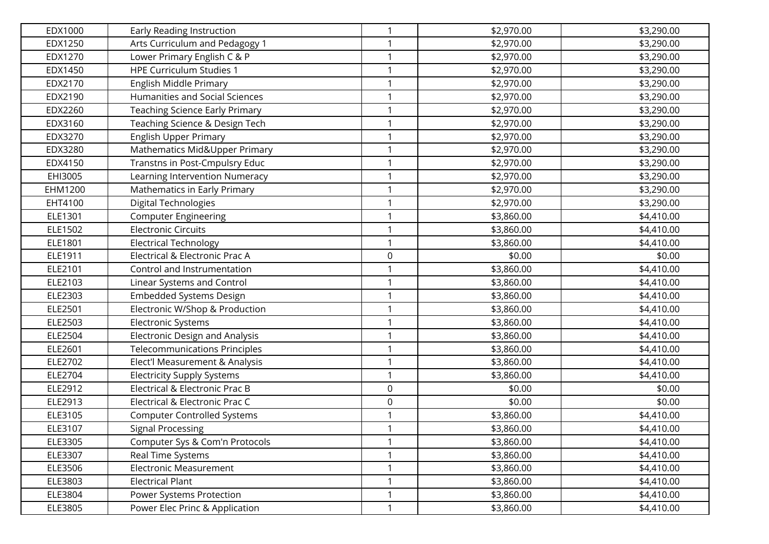| EDX1000 | Early Reading Instruction | 1 | $2,970.00 | $3,290.00 |
|---|---|---|---|---|
| EDX1250 | Arts Curriculum and Pedagogy 1 | 1 | $2,970.00 | $3,290.00 |
| EDX1270 | Lower Primary English C & P | 1 | $2,970.00 | $3,290.00 |
| EDX1450 | HPE Curriculum Studies 1 | 1 | $2,970.00 | $3,290.00 |
| EDX2170 | English Middle Primary | 1 | $2,970.00 | $3,290.00 |
| EDX2190 | Humanities and Social Sciences | 1 | $2,970.00 | $3,290.00 |
| EDX2260 | Teaching Science Early Primary | 1 | $2,970.00 | $3,290.00 |
| EDX3160 | Teaching Science & Design Tech | 1 | $2,970.00 | $3,290.00 |
| EDX3270 | English Upper Primary | 1 | $2,970.00 | $3,290.00 |
| EDX3280 | Mathematics Mid&Upper Primary | 1 | $2,970.00 | $3,290.00 |
| EDX4150 | Transtns in Post-Cmpulsry Educ | 1 | $2,970.00 | $3,290.00 |
| EHI3005 | Learning Intervention Numeracy | 1 | $2,970.00 | $3,290.00 |
| EHM1200 | Mathematics in Early Primary | 1 | $2,970.00 | $3,290.00 |
| EHT4100 | Digital Technologies | 1 | $2,970.00 | $3,290.00 |
| ELE1301 | Computer Engineering | 1 | $3,860.00 | $4,410.00 |
| ELE1502 | Electronic Circuits | 1 | $3,860.00 | $4,410.00 |
| ELE1801 | Electrical Technology | 1 | $3,860.00 | $4,410.00 |
| ELE1911 | Electrical & Electronic Prac A | 0 | $0.00 | $0.00 |
| ELE2101 | Control and Instrumentation | 1 | $3,860.00 | $4,410.00 |
| ELE2103 | Linear Systems and Control | 1 | $3,860.00 | $4,410.00 |
| ELE2303 | Embedded Systems Design | 1 | $3,860.00 | $4,410.00 |
| ELE2501 | Electronic W/Shop & Production | 1 | $3,860.00 | $4,410.00 |
| ELE2503 | Electronic Systems | 1 | $3,860.00 | $4,410.00 |
| ELE2504 | Electronic Design and Analysis | 1 | $3,860.00 | $4,410.00 |
| ELE2601 | Telecommunications Principles | 1 | $3,860.00 | $4,410.00 |
| ELE2702 | Elect'l Measurement & Analysis | 1 | $3,860.00 | $4,410.00 |
| ELE2704 | Electricity Supply Systems | 1 | $3,860.00 | $4,410.00 |
| ELE2912 | Electrical & Electronic Prac B | 0 | $0.00 | $0.00 |
| ELE2913 | Electrical & Electronic Prac C | 0 | $0.00 | $0.00 |
| ELE3105 | Computer Controlled Systems | 1 | $3,860.00 | $4,410.00 |
| ELE3107 | Signal Processing | 1 | $3,860.00 | $4,410.00 |
| ELE3305 | Computer Sys & Com'n Protocols | 1 | $3,860.00 | $4,410.00 |
| ELE3307 | Real Time Systems | 1 | $3,860.00 | $4,410.00 |
| ELE3506 | Electronic Measurement | 1 | $3,860.00 | $4,410.00 |
| ELE3803 | Electrical Plant | 1 | $3,860.00 | $4,410.00 |
| ELE3804 | Power Systems Protection | 1 | $3,860.00 | $4,410.00 |
| ELE3805 | Power Elec Princ & Application | 1 | $3,860.00 | $4,410.00 |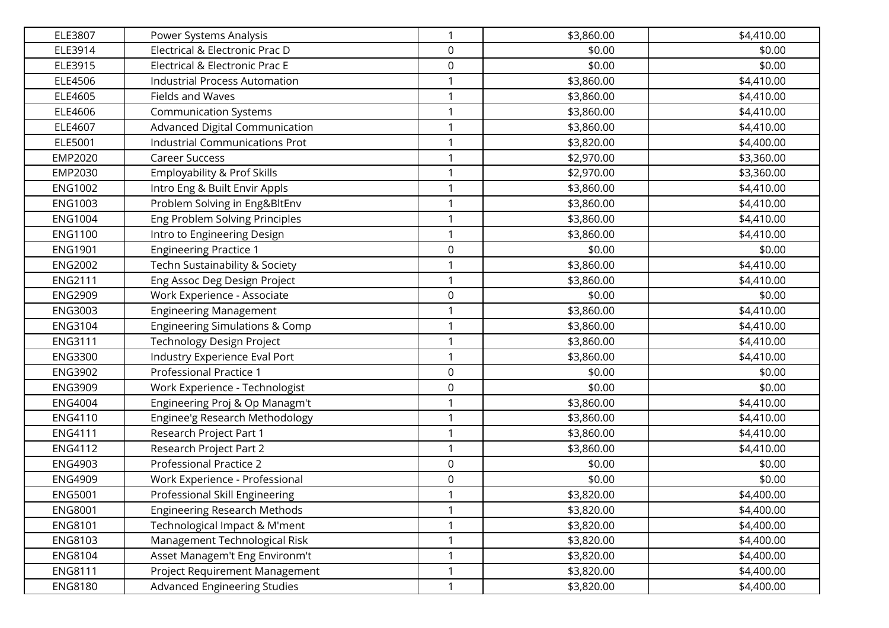| | | | | |
|---|---|---|---|---|
| ELE3807 | Power Systems Analysis | 1 | $3,860.00 | $4,410.00 |
| ELE3914 | Electrical & Electronic Prac D | 0 | $0.00 | $0.00 |
| ELE3915 | Electrical & Electronic Prac E | 0 | $0.00 | $0.00 |
| ELE4506 | Industrial Process Automation | 1 | $3,860.00 | $4,410.00 |
| ELE4605 | Fields and Waves | 1 | $3,860.00 | $4,410.00 |
| ELE4606 | Communication Systems | 1 | $3,860.00 | $4,410.00 |
| ELE4607 | Advanced Digital Communication | 1 | $3,860.00 | $4,410.00 |
| ELE5001 | Industrial Communications Prot | 1 | $3,820.00 | $4,400.00 |
| EMP2020 | Career Success | 1 | $2,970.00 | $3,360.00 |
| EMP2030 | Employability & Prof Skills | 1 | $2,970.00 | $3,360.00 |
| ENG1002 | Intro Eng & Built Envir Appls | 1 | $3,860.00 | $4,410.00 |
| ENG1003 | Problem Solving in Eng&BltEnv | 1 | $3,860.00 | $4,410.00 |
| ENG1004 | Eng Problem Solving Principles | 1 | $3,860.00 | $4,410.00 |
| ENG1100 | Intro to Engineering Design | 1 | $3,860.00 | $4,410.00 |
| ENG1901 | Engineering Practice 1 | 0 | $0.00 | $0.00 |
| ENG2002 | Techn Sustainability & Society | 1 | $3,860.00 | $4,410.00 |
| ENG2111 | Eng Assoc Deg Design Project | 1 | $3,860.00 | $4,410.00 |
| ENG2909 | Work Experience - Associate | 0 | $0.00 | $0.00 |
| ENG3003 | Engineering Management | 1 | $3,860.00 | $4,410.00 |
| ENG3104 | Engineering Simulations & Comp | 1 | $3,860.00 | $4,410.00 |
| ENG3111 | Technology Design Project | 1 | $3,860.00 | $4,410.00 |
| ENG3300 | Industry Experience Eval Port | 1 | $3,860.00 | $4,410.00 |
| ENG3902 | Professional Practice 1 | 0 | $0.00 | $0.00 |
| ENG3909 | Work Experience - Technologist | 0 | $0.00 | $0.00 |
| ENG4004 | Engineering Proj & Op Managm't | 1 | $3,860.00 | $4,410.00 |
| ENG4110 | Enginee'g Research Methodology | 1 | $3,860.00 | $4,410.00 |
| ENG4111 | Research Project Part 1 | 1 | $3,860.00 | $4,410.00 |
| ENG4112 | Research Project Part 2 | 1 | $3,860.00 | $4,410.00 |
| ENG4903 | Professional Practice 2 | 0 | $0.00 | $0.00 |
| ENG4909 | Work Experience - Professional | 0 | $0.00 | $0.00 |
| ENG5001 | Professional Skill Engineering | 1 | $3,820.00 | $4,400.00 |
| ENG8001 | Engineering Research Methods | 1 | $3,820.00 | $4,400.00 |
| ENG8101 | Technological Impact & M'ment | 1 | $3,820.00 | $4,400.00 |
| ENG8103 | Management Technological Risk | 1 | $3,820.00 | $4,400.00 |
| ENG8104 | Asset Managem't Eng Environm't | 1 | $3,820.00 | $4,400.00 |
| ENG8111 | Project Requirement Management | 1 | $3,820.00 | $4,400.00 |
| ENG8180 | Advanced Engineering Studies | 1 | $3,820.00 | $4,400.00 |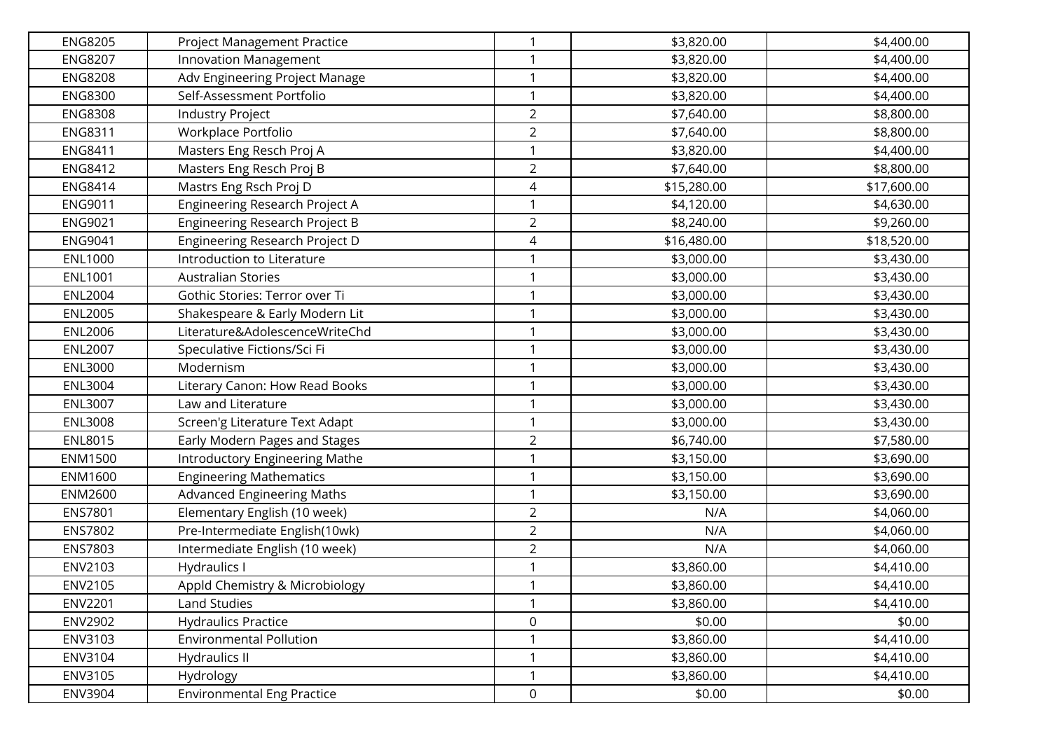| ENG8205 | Project Management Practice | 1 | $3,820.00 | $4,400.00 |
|---|---|---|---|---|
| ENG8207 | Innovation Management | 1 | $3,820.00 | $4,400.00 |
| ENG8208 | Adv Engineering Project Manage | 1 | $3,820.00 | $4,400.00 |
| ENG8300 | Self-Assessment Portfolio | 1 | $3,820.00 | $4,400.00 |
| ENG8308 | Industry Project | 2 | $7,640.00 | $8,800.00 |
| ENG8311 | Workplace Portfolio | 2 | $7,640.00 | $8,800.00 |
| ENG8411 | Masters Eng Resch Proj A | 1 | $3,820.00 | $4,400.00 |
| ENG8412 | Masters Eng Resch Proj B | 2 | $7,640.00 | $8,800.00 |
| ENG8414 | Mastrs Eng Rsch Proj D | 4 | $15,280.00 | $17,600.00 |
| ENG9011 | Engineering Research Project A | 1 | $4,120.00 | $4,630.00 |
| ENG9021 | Engineering Research Project B | 2 | $8,240.00 | $9,260.00 |
| ENG9041 | Engineering Research Project D | 4 | $16,480.00 | $18,520.00 |
| ENL1000 | Introduction to Literature | 1 | $3,000.00 | $3,430.00 |
| ENL1001 | Australian Stories | 1 | $3,000.00 | $3,430.00 |
| ENL2004 | Gothic Stories: Terror over Ti | 1 | $3,000.00 | $3,430.00 |
| ENL2005 | Shakespeare & Early Modern Lit | 1 | $3,000.00 | $3,430.00 |
| ENL2006 | Literature&AdolescenceWriteChd | 1 | $3,000.00 | $3,430.00 |
| ENL2007 | Speculative Fictions/Sci Fi | 1 | $3,000.00 | $3,430.00 |
| ENL3000 | Modernism | 1 | $3,000.00 | $3,430.00 |
| ENL3004 | Literary Canon: How Read Books | 1 | $3,000.00 | $3,430.00 |
| ENL3007 | Law and Literature | 1 | $3,000.00 | $3,430.00 |
| ENL3008 | Screen'g Literature Text Adapt | 1 | $3,000.00 | $3,430.00 |
| ENL8015 | Early Modern Pages and Stages | 2 | $6,740.00 | $7,580.00 |
| ENM1500 | Introductory Engineering Mathe | 1 | $3,150.00 | $3,690.00 |
| ENM1600 | Engineering Mathematics | 1 | $3,150.00 | $3,690.00 |
| ENM2600 | Advanced Engineering Maths | 1 | $3,150.00 | $3,690.00 |
| ENS7801 | Elementary English (10 week) | 2 | N/A | $4,060.00 |
| ENS7802 | Pre-Intermediate English(10wk) | 2 | N/A | $4,060.00 |
| ENS7803 | Intermediate English (10 week) | 2 | N/A | $4,060.00 |
| ENV2103 | Hydraulics I | 1 | $3,860.00 | $4,410.00 |
| ENV2105 | Appld Chemistry & Microbiology | 1 | $3,860.00 | $4,410.00 |
| ENV2201 | Land Studies | 1 | $3,860.00 | $4,410.00 |
| ENV2902 | Hydraulics Practice | 0 | $0.00 | $0.00 |
| ENV3103 | Environmental Pollution | 1 | $3,860.00 | $4,410.00 |
| ENV3104 | Hydraulics II | 1 | $3,860.00 | $4,410.00 |
| ENV3105 | Hydrology | 1 | $3,860.00 | $4,410.00 |
| ENV3904 | Environmental Eng Practice | 0 | $0.00 | $0.00 |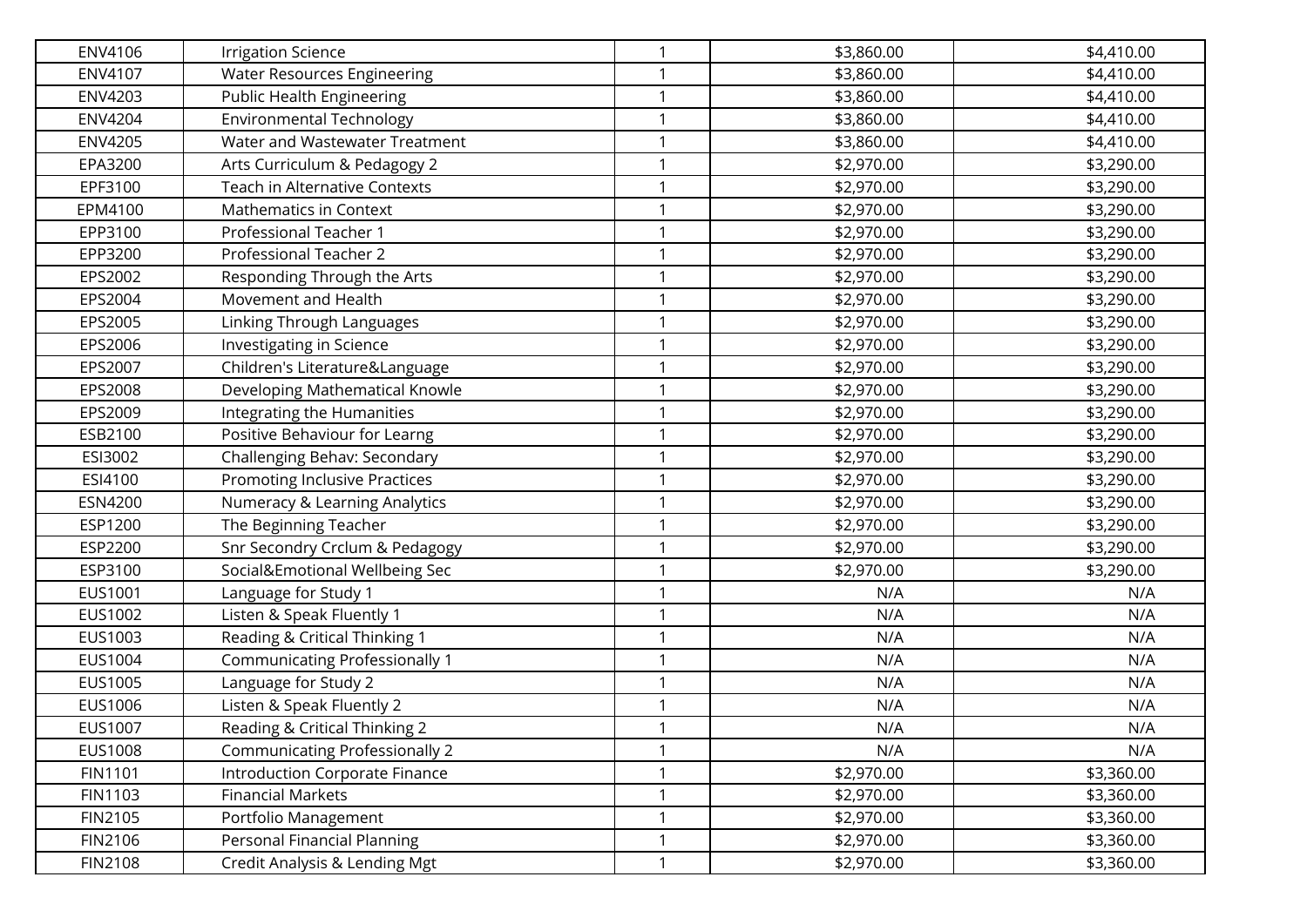| | | | | |
|---|---|---|---|---|
| ENV4106 | Irrigation Science | 1 | $3,860.00 | $4,410.00 |
| ENV4107 | Water Resources Engineering | 1 | $3,860.00 | $4,410.00 |
| ENV4203 | Public Health Engineering | 1 | $3,860.00 | $4,410.00 |
| ENV4204 | Environmental Technology | 1 | $3,860.00 | $4,410.00 |
| ENV4205 | Water and Wastewater Treatment | 1 | $3,860.00 | $4,410.00 |
| EPA3200 | Arts Curriculum & Pedagogy 2 | 1 | $2,970.00 | $3,290.00 |
| EPF3100 | Teach in Alternative Contexts | 1 | $2,970.00 | $3,290.00 |
| EPM4100 | Mathematics in Context | 1 | $2,970.00 | $3,290.00 |
| EPP3100 | Professional Teacher 1 | 1 | $2,970.00 | $3,290.00 |
| EPP3200 | Professional Teacher 2 | 1 | $2,970.00 | $3,290.00 |
| EPS2002 | Responding Through the Arts | 1 | $2,970.00 | $3,290.00 |
| EPS2004 | Movement and Health | 1 | $2,970.00 | $3,290.00 |
| EPS2005 | Linking Through Languages | 1 | $2,970.00 | $3,290.00 |
| EPS2006 | Investigating in Science | 1 | $2,970.00 | $3,290.00 |
| EPS2007 | Children's Literature&Language | 1 | $2,970.00 | $3,290.00 |
| EPS2008 | Developing Mathematical Knowle | 1 | $2,970.00 | $3,290.00 |
| EPS2009 | Integrating the Humanities | 1 | $2,970.00 | $3,290.00 |
| ESB2100 | Positive Behaviour for Learng | 1 | $2,970.00 | $3,290.00 |
| ESI3002 | Challenging Behav: Secondary | 1 | $2,970.00 | $3,290.00 |
| ESI4100 | Promoting Inclusive Practices | 1 | $2,970.00 | $3,290.00 |
| ESN4200 | Numeracy & Learning Analytics | 1 | $2,970.00 | $3,290.00 |
| ESP1200 | The Beginning Teacher | 1 | $2,970.00 | $3,290.00 |
| ESP2200 | Snr Secondry Crclum & Pedagogy | 1 | $2,970.00 | $3,290.00 |
| ESP3100 | Social&Emotional Wellbeing Sec | 1 | $2,970.00 | $3,290.00 |
| EUS1001 | Language for Study 1 | 1 | N/A | N/A |
| EUS1002 | Listen & Speak Fluently 1 | 1 | N/A | N/A |
| EUS1003 | Reading & Critical Thinking 1 | 1 | N/A | N/A |
| EUS1004 | Communicating Professionally 1 | 1 | N/A | N/A |
| EUS1005 | Language for Study 2 | 1 | N/A | N/A |
| EUS1006 | Listen & Speak Fluently 2 | 1 | N/A | N/A |
| EUS1007 | Reading & Critical Thinking 2 | 1 | N/A | N/A |
| EUS1008 | Communicating Professionally 2 | 1 | N/A | N/A |
| FIN1101 | Introduction Corporate Finance | 1 | $2,970.00 | $3,360.00 |
| FIN1103 | Financial Markets | 1 | $2,970.00 | $3,360.00 |
| FIN2105 | Portfolio Management | 1 | $2,970.00 | $3,360.00 |
| FIN2106 | Personal Financial Planning | 1 | $2,970.00 | $3,360.00 |
| FIN2108 | Credit Analysis & Lending Mgt | 1 | $2,970.00 | $3,360.00 |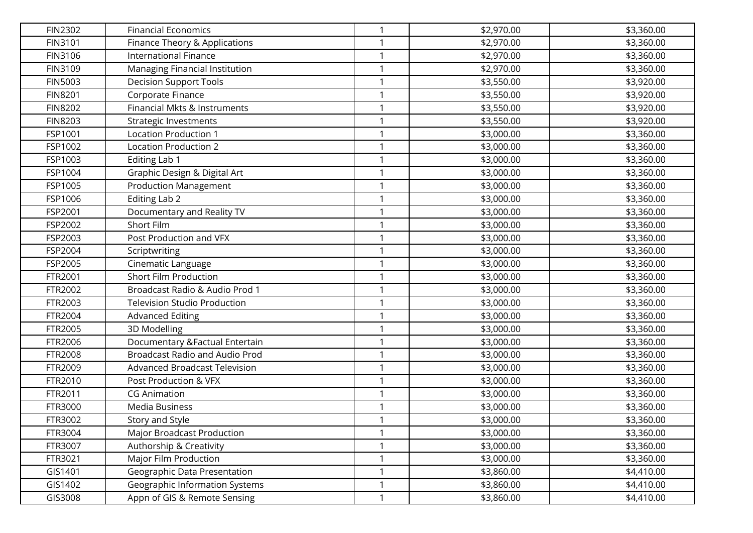| | | | | |
|---|---|---|---|---|
| FIN2302 | Financial Economics | 1 | $2,970.00 | $3,360.00 |
| FIN3101 | Finance Theory & Applications | 1 | $2,970.00 | $3,360.00 |
| FIN3106 | International Finance | 1 | $2,970.00 | $3,360.00 |
| FIN3109 | Managing Financial Institution | 1 | $2,970.00 | $3,360.00 |
| FIN5003 | Decision Support Tools | 1 | $3,550.00 | $3,920.00 |
| FIN8201 | Corporate Finance | 1 | $3,550.00 | $3,920.00 |
| FIN8202 | Financial Mkts & Instruments | 1 | $3,550.00 | $3,920.00 |
| FIN8203 | Strategic Investments | 1 | $3,550.00 | $3,920.00 |
| FSP1001 | Location Production 1 | 1 | $3,000.00 | $3,360.00 |
| FSP1002 | Location Production 2 | 1 | $3,000.00 | $3,360.00 |
| FSP1003 | Editing Lab 1 | 1 | $3,000.00 | $3,360.00 |
| FSP1004 | Graphic Design & Digital Art | 1 | $3,000.00 | $3,360.00 |
| FSP1005 | Production Management | 1 | $3,000.00 | $3,360.00 |
| FSP1006 | Editing Lab 2 | 1 | $3,000.00 | $3,360.00 |
| FSP2001 | Documentary and Reality TV | 1 | $3,000.00 | $3,360.00 |
| FSP2002 | Short Film | 1 | $3,000.00 | $3,360.00 |
| FSP2003 | Post Production and VFX | 1 | $3,000.00 | $3,360.00 |
| FSP2004 | Scriptwriting | 1 | $3,000.00 | $3,360.00 |
| FSP2005 | Cinematic Language | 1 | $3,000.00 | $3,360.00 |
| FTR2001 | Short Film Production | 1 | $3,000.00 | $3,360.00 |
| FTR2002 | Broadcast Radio & Audio Prod 1 | 1 | $3,000.00 | $3,360.00 |
| FTR2003 | Television Studio Production | 1 | $3,000.00 | $3,360.00 |
| FTR2004 | Advanced Editing | 1 | $3,000.00 | $3,360.00 |
| FTR2005 | 3D Modelling | 1 | $3,000.00 | $3,360.00 |
| FTR2006 | Documentary &Factual Entertain | 1 | $3,000.00 | $3,360.00 |
| FTR2008 | Broadcast Radio and Audio Prod | 1 | $3,000.00 | $3,360.00 |
| FTR2009 | Advanced Broadcast Television | 1 | $3,000.00 | $3,360.00 |
| FTR2010 | Post Production & VFX | 1 | $3,000.00 | $3,360.00 |
| FTR2011 | CG Animation | 1 | $3,000.00 | $3,360.00 |
| FTR3000 | Media Business | 1 | $3,000.00 | $3,360.00 |
| FTR3002 | Story and Style | 1 | $3,000.00 | $3,360.00 |
| FTR3004 | Major Broadcast Production | 1 | $3,000.00 | $3,360.00 |
| FTR3007 | Authorship & Creativity | 1 | $3,000.00 | $3,360.00 |
| FTR3021 | Major Film Production | 1 | $3,000.00 | $3,360.00 |
| GIS1401 | Geographic Data Presentation | 1 | $3,860.00 | $4,410.00 |
| GIS1402 | Geographic Information Systems | 1 | $3,860.00 | $4,410.00 |
| GIS3008 | Appn of GIS & Remote Sensing | 1 | $3,860.00 | $4,410.00 |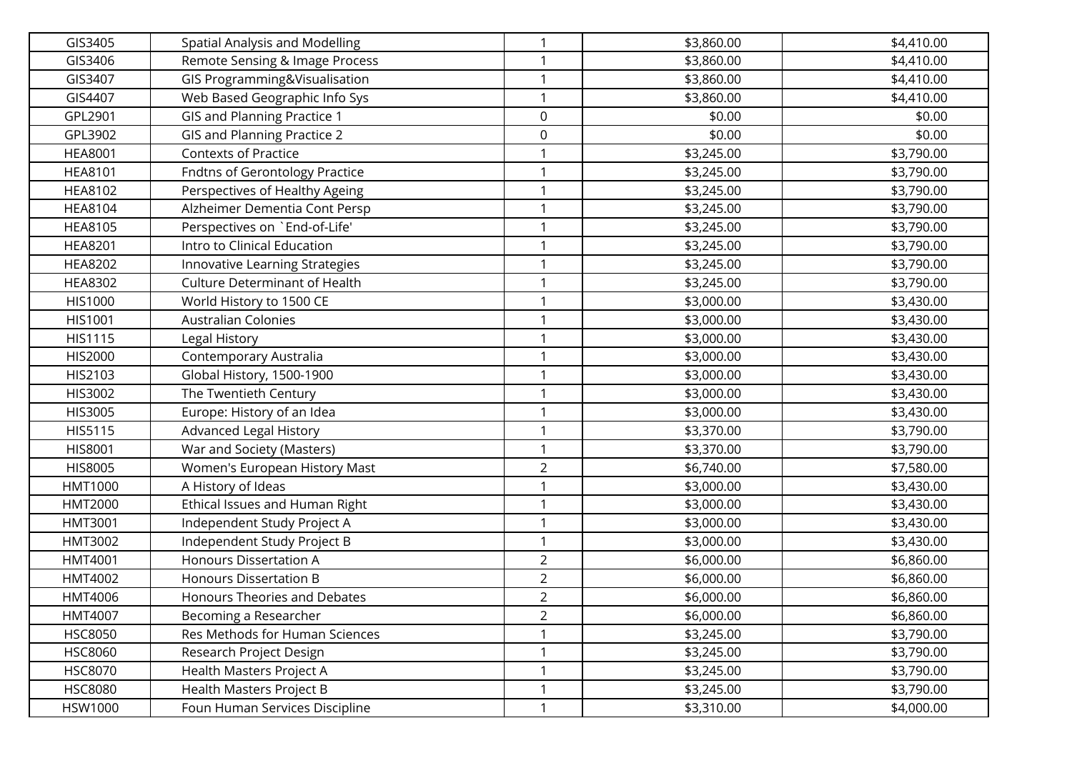| GIS3405 | Spatial Analysis and Modelling | 1 | $3,860.00 | $4,410.00 |
|---|---|---|---|---|
| GIS3406 | Remote Sensing & Image Process | 1 | $3,860.00 | $4,410.00 |
| GIS3407 | GIS Programming&Visualisation | 1 | $3,860.00 | $4,410.00 |
| GIS4407 | Web Based Geographic Info Sys | 1 | $3,860.00 | $4,410.00 |
| GPL2901 | GIS and Planning Practice 1 | 0 | $0.00 | $0.00 |
| GPL3902 | GIS and Planning Practice 2 | 0 | $0.00 | $0.00 |
| HEA8001 | Contexts of Practice | 1 | $3,245.00 | $3,790.00 |
| HEA8101 | Fndtns of Gerontology Practice | 1 | $3,245.00 | $3,790.00 |
| HEA8102 | Perspectives of Healthy Ageing | 1 | $3,245.00 | $3,790.00 |
| HEA8104 | Alzheimer Dementia Cont Persp | 1 | $3,245.00 | $3,790.00 |
| HEA8105 | Perspectives on `End-of-Life' | 1 | $3,245.00 | $3,790.00 |
| HEA8201 | Intro to Clinical Education | 1 | $3,245.00 | $3,790.00 |
| HEA8202 | Innovative Learning Strategies | 1 | $3,245.00 | $3,790.00 |
| HEA8302 | Culture Determinant of Health | 1 | $3,245.00 | $3,790.00 |
| HIS1000 | World History to 1500 CE | 1 | $3,000.00 | $3,430.00 |
| HIS1001 | Australian Colonies | 1 | $3,000.00 | $3,430.00 |
| HIS1115 | Legal History | 1 | $3,000.00 | $3,430.00 |
| HIS2000 | Contemporary Australia | 1 | $3,000.00 | $3,430.00 |
| HIS2103 | Global History, 1500-1900 | 1 | $3,000.00 | $3,430.00 |
| HIS3002 | The Twentieth Century | 1 | $3,000.00 | $3,430.00 |
| HIS3005 | Europe: History of an Idea | 1 | $3,000.00 | $3,430.00 |
| HIS5115 | Advanced Legal History | 1 | $3,370.00 | $3,790.00 |
| HIS8001 | War and Society (Masters) | 1 | $3,370.00 | $3,790.00 |
| HIS8005 | Women's European History Mast | 2 | $6,740.00 | $7,580.00 |
| HMT1000 | A History of Ideas | 1 | $3,000.00 | $3,430.00 |
| HMT2000 | Ethical Issues and Human Right | 1 | $3,000.00 | $3,430.00 |
| HMT3001 | Independent Study Project A | 1 | $3,000.00 | $3,430.00 |
| HMT3002 | Independent Study Project B | 1 | $3,000.00 | $3,430.00 |
| HMT4001 | Honours Dissertation A | 2 | $6,000.00 | $6,860.00 |
| HMT4002 | Honours Dissertation B | 2 | $6,000.00 | $6,860.00 |
| HMT4006 | Honours Theories and Debates | 2 | $6,000.00 | $6,860.00 |
| HMT4007 | Becoming a Researcher | 2 | $6,000.00 | $6,860.00 |
| HSC8050 | Res Methods for Human Sciences | 1 | $3,245.00 | $3,790.00 |
| HSC8060 | Research Project Design | 1 | $3,245.00 | $3,790.00 |
| HSC8070 | Health Masters Project A | 1 | $3,245.00 | $3,790.00 |
| HSC8080 | Health Masters Project B | 1 | $3,245.00 | $3,790.00 |
| HSW1000 | Foun Human Services Discipline | 1 | $3,310.00 | $4,000.00 |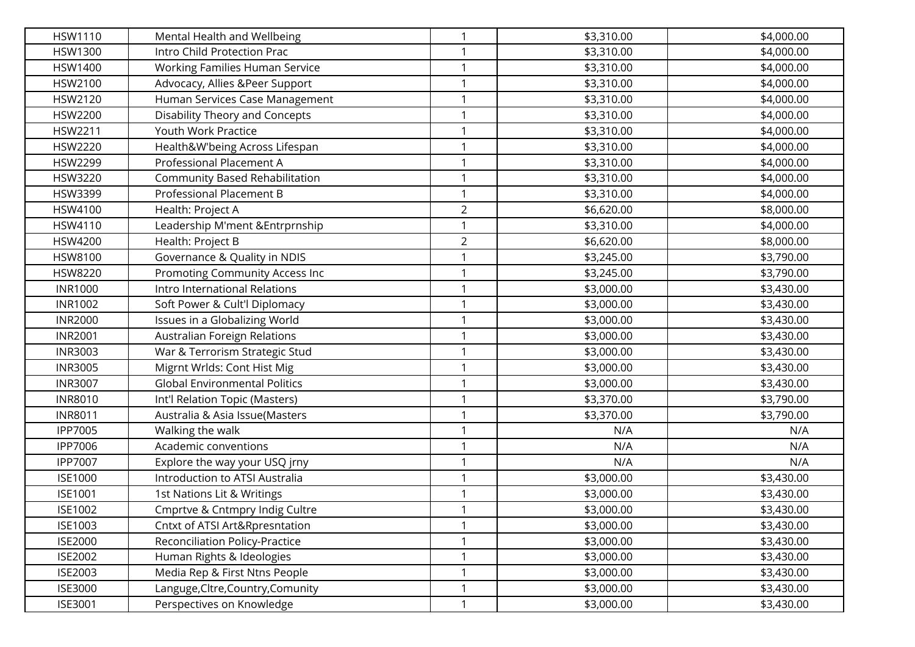| | | | | |
|---|---|---|---|---|
| HSW1110 | Mental Health and Wellbeing | 1 | $3,310.00 | $4,000.00 |
| HSW1300 | Intro Child Protection Prac | 1 | $3,310.00 | $4,000.00 |
| HSW1400 | Working Families Human Service | 1 | $3,310.00 | $4,000.00 |
| HSW2100 | Advocacy, Allies &Peer Support | 1 | $3,310.00 | $4,000.00 |
| HSW2120 | Human Services Case Management | 1 | $3,310.00 | $4,000.00 |
| HSW2200 | Disability Theory and Concepts | 1 | $3,310.00 | $4,000.00 |
| HSW2211 | Youth Work Practice | 1 | $3,310.00 | $4,000.00 |
| HSW2220 | Health&W'being Across Lifespan | 1 | $3,310.00 | $4,000.00 |
| HSW2299 | Professional Placement A | 1 | $3,310.00 | $4,000.00 |
| HSW3220 | Community Based Rehabilitation | 1 | $3,310.00 | $4,000.00 |
| HSW3399 | Professional Placement B | 1 | $3,310.00 | $4,000.00 |
| HSW4100 | Health: Project A | 2 | $6,620.00 | $8,000.00 |
| HSW4110 | Leadership M'ment &Entrprnship | 1 | $3,310.00 | $4,000.00 |
| HSW4200 | Health: Project B | 2 | $6,620.00 | $8,000.00 |
| HSW8100 | Governance & Quality in NDIS | 1 | $3,245.00 | $3,790.00 |
| HSW8220 | Promoting Community Access Inc | 1 | $3,245.00 | $3,790.00 |
| INR1000 | Intro International Relations | 1 | $3,000.00 | $3,430.00 |
| INR1002 | Soft Power & Cult'l Diplomacy | 1 | $3,000.00 | $3,430.00 |
| INR2000 | Issues in a Globalizing World | 1 | $3,000.00 | $3,430.00 |
| INR2001 | Australian Foreign Relations | 1 | $3,000.00 | $3,430.00 |
| INR3003 | War & Terrorism Strategic Stud | 1 | $3,000.00 | $3,430.00 |
| INR3005 | Migrnt Wrlds: Cont Hist Mig | 1 | $3,000.00 | $3,430.00 |
| INR3007 | Global Environmental Politics | 1 | $3,000.00 | $3,430.00 |
| INR8010 | Int'l Relation Topic (Masters) | 1 | $3,370.00 | $3,790.00 |
| INR8011 | Australia & Asia Issue(Masters | 1 | $3,370.00 | $3,790.00 |
| IPP7005 | Walking the walk | 1 | N/A | N/A |
| IPP7006 | Academic conventions | 1 | N/A | N/A |
| IPP7007 | Explore the way your USQ jrny | 1 | N/A | N/A |
| ISE1000 | Introduction to ATSI Australia | 1 | $3,000.00 | $3,430.00 |
| ISE1001 | 1st Nations Lit & Writings | 1 | $3,000.00 | $3,430.00 |
| ISE1002 | Cmprtve & Cntmpry Indig Cultre | 1 | $3,000.00 | $3,430.00 |
| ISE1003 | Cntxt of ATSI Art&Rpresntation | 1 | $3,000.00 | $3,430.00 |
| ISE2000 | Reconciliation Policy-Practice | 1 | $3,000.00 | $3,430.00 |
| ISE2002 | Human Rights & Ideologies | 1 | $3,000.00 | $3,430.00 |
| ISE2003 | Media Rep & First Ntns People | 1 | $3,000.00 | $3,430.00 |
| ISE3000 | Languge,Cltre,Country,Comunity | 1 | $3,000.00 | $3,430.00 |
| ISE3001 | Perspectives on Knowledge | 1 | $3,000.00 | $3,430.00 |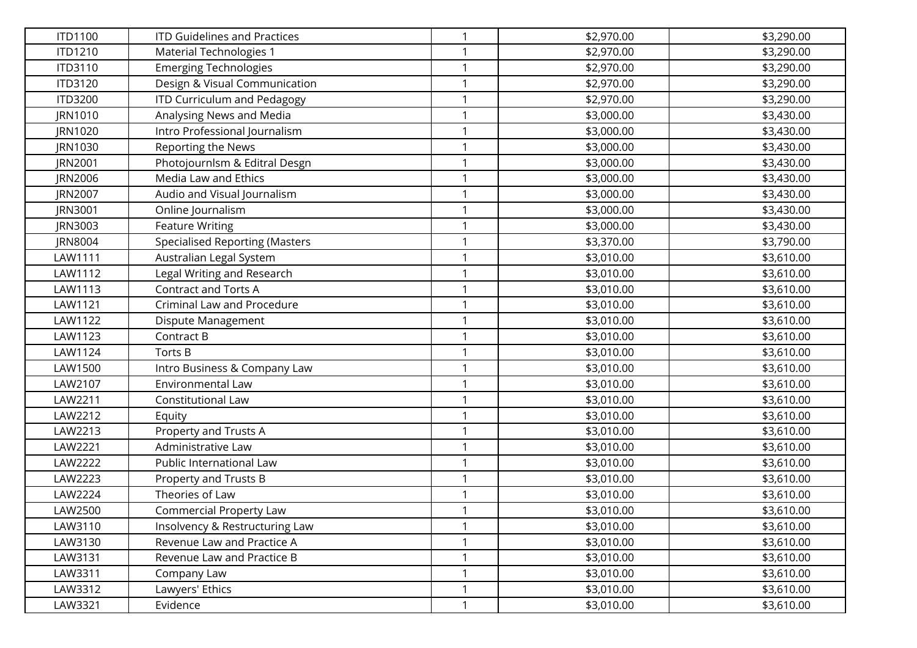| | | | | |
|---|---|---|---|---|
| ITD1100 | ITD Guidelines and Practices | 1 | $2,970.00 | $3,290.00 |
| ITD1210 | Material Technologies 1 | 1 | $2,970.00 | $3,290.00 |
| ITD3110 | Emerging Technologies | 1 | $2,970.00 | $3,290.00 |
| ITD3120 | Design & Visual Communication | 1 | $2,970.00 | $3,290.00 |
| ITD3200 | ITD Curriculum and Pedagogy | 1 | $2,970.00 | $3,290.00 |
| JRN1010 | Analysing News and Media | 1 | $3,000.00 | $3,430.00 |
| JRN1020 | Intro Professional Journalism | 1 | $3,000.00 | $3,430.00 |
| JRN1030 | Reporting the News | 1 | $3,000.00 | $3,430.00 |
| JRN2001 | Photojournlsm & Editral Desgn | 1 | $3,000.00 | $3,430.00 |
| JRN2006 | Media Law and Ethics | 1 | $3,000.00 | $3,430.00 |
| JRN2007 | Audio and Visual Journalism | 1 | $3,000.00 | $3,430.00 |
| JRN3001 | Online Journalism | 1 | $3,000.00 | $3,430.00 |
| JRN3003 | Feature Writing | 1 | $3,000.00 | $3,430.00 |
| JRN8004 | Specialised Reporting (Masters | 1 | $3,370.00 | $3,790.00 |
| LAW1111 | Australian Legal System | 1 | $3,010.00 | $3,610.00 |
| LAW1112 | Legal Writing and Research | 1 | $3,010.00 | $3,610.00 |
| LAW1113 | Contract and Torts A | 1 | $3,010.00 | $3,610.00 |
| LAW1121 | Criminal Law and Procedure | 1 | $3,010.00 | $3,610.00 |
| LAW1122 | Dispute Management | 1 | $3,010.00 | $3,610.00 |
| LAW1123 | Contract B | 1 | $3,010.00 | $3,610.00 |
| LAW1124 | Torts B | 1 | $3,010.00 | $3,610.00 |
| LAW1500 | Intro Business & Company Law | 1 | $3,010.00 | $3,610.00 |
| LAW2107 | Environmental Law | 1 | $3,010.00 | $3,610.00 |
| LAW2211 | Constitutional Law | 1 | $3,010.00 | $3,610.00 |
| LAW2212 | Equity | 1 | $3,010.00 | $3,610.00 |
| LAW2213 | Property and Trusts A | 1 | $3,010.00 | $3,610.00 |
| LAW2221 | Administrative Law | 1 | $3,010.00 | $3,610.00 |
| LAW2222 | Public International Law | 1 | $3,010.00 | $3,610.00 |
| LAW2223 | Property and Trusts B | 1 | $3,010.00 | $3,610.00 |
| LAW2224 | Theories of Law | 1 | $3,010.00 | $3,610.00 |
| LAW2500 | Commercial Property Law | 1 | $3,010.00 | $3,610.00 |
| LAW3110 | Insolvency & Restructuring Law | 1 | $3,010.00 | $3,610.00 |
| LAW3130 | Revenue Law and Practice A | 1 | $3,010.00 | $3,610.00 |
| LAW3131 | Revenue Law and Practice B | 1 | $3,010.00 | $3,610.00 |
| LAW3311 | Company Law | 1 | $3,010.00 | $3,610.00 |
| LAW3312 | Lawyers' Ethics | 1 | $3,010.00 | $3,610.00 |
| LAW3321 | Evidence | 1 | $3,010.00 | $3,610.00 |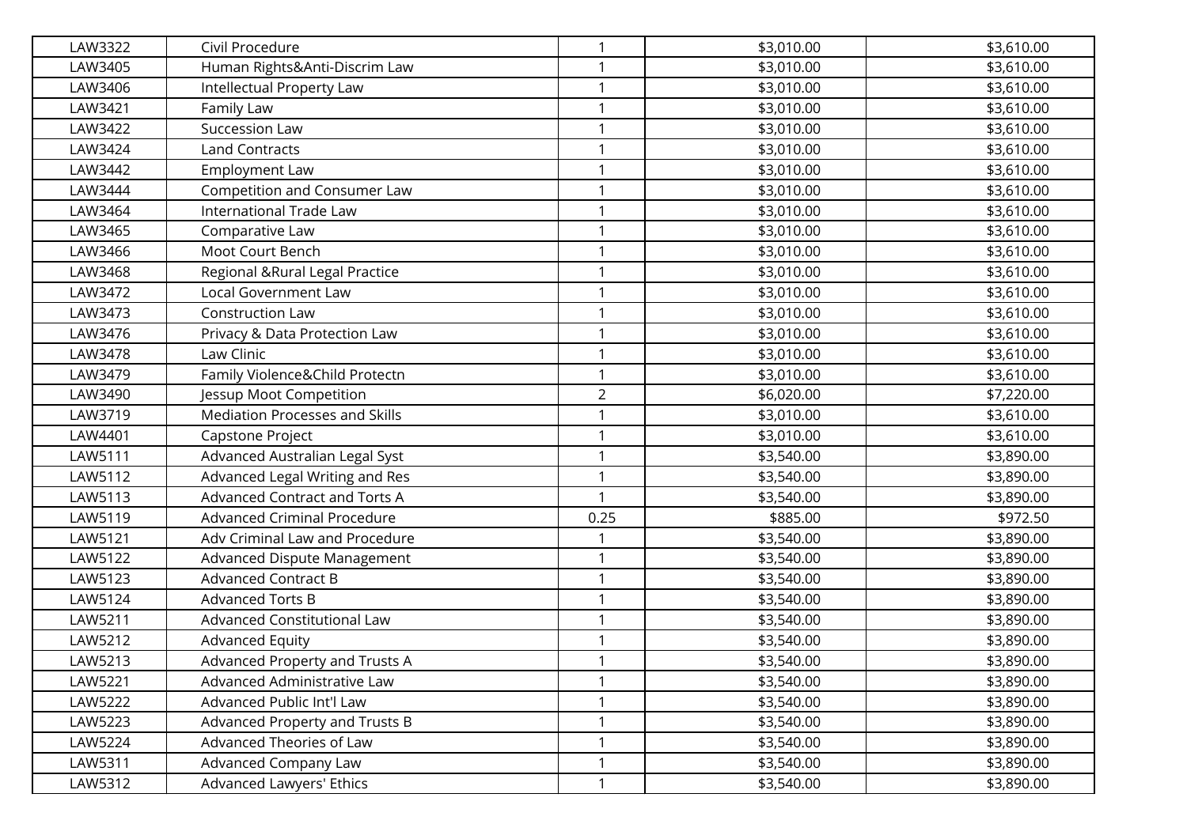| LAW3322 | Civil Procedure | 1 | $3,010.00 | $3,610.00 |
|---|---|---|---|---|
| LAW3405 | Human Rights&Anti-Discrim Law | 1 | $3,010.00 | $3,610.00 |
| LAW3406 | Intellectual Property Law | 1 | $3,010.00 | $3,610.00 |
| LAW3421 | Family Law | 1 | $3,010.00 | $3,610.00 |
| LAW3422 | Succession Law | 1 | $3,010.00 | $3,610.00 |
| LAW3424 | Land Contracts | 1 | $3,010.00 | $3,610.00 |
| LAW3442 | Employment Law | 1 | $3,010.00 | $3,610.00 |
| LAW3444 | Competition and Consumer Law | 1 | $3,010.00 | $3,610.00 |
| LAW3464 | International Trade Law | 1 | $3,010.00 | $3,610.00 |
| LAW3465 | Comparative Law | 1 | $3,010.00 | $3,610.00 |
| LAW3466 | Moot Court Bench | 1 | $3,010.00 | $3,610.00 |
| LAW3468 | Regional &Rural Legal Practice | 1 | $3,010.00 | $3,610.00 |
| LAW3472 | Local Government Law | 1 | $3,010.00 | $3,610.00 |
| LAW3473 | Construction Law | 1 | $3,010.00 | $3,610.00 |
| LAW3476 | Privacy & Data Protection Law | 1 | $3,010.00 | $3,610.00 |
| LAW3478 | Law Clinic | 1 | $3,010.00 | $3,610.00 |
| LAW3479 | Family Violence&Child Protectn | 1 | $3,010.00 | $3,610.00 |
| LAW3490 | Jessup Moot Competition | 2 | $6,020.00 | $7,220.00 |
| LAW3719 | Mediation Processes and Skills | 1 | $3,010.00 | $3,610.00 |
| LAW4401 | Capstone Project | 1 | $3,010.00 | $3,610.00 |
| LAW5111 | Advanced Australian Legal Syst | 1 | $3,540.00 | $3,890.00 |
| LAW5112 | Advanced Legal Writing and Res | 1 | $3,540.00 | $3,890.00 |
| LAW5113 | Advanced Contract and Torts A | 1 | $3,540.00 | $3,890.00 |
| LAW5119 | Advanced Criminal Procedure | 0.25 | $885.00 | $972.50 |
| LAW5121 | Adv Criminal Law and Procedure | 1 | $3,540.00 | $3,890.00 |
| LAW5122 | Advanced Dispute Management | 1 | $3,540.00 | $3,890.00 |
| LAW5123 | Advanced Contract B | 1 | $3,540.00 | $3,890.00 |
| LAW5124 | Advanced Torts B | 1 | $3,540.00 | $3,890.00 |
| LAW5211 | Advanced Constitutional Law | 1 | $3,540.00 | $3,890.00 |
| LAW5212 | Advanced Equity | 1 | $3,540.00 | $3,890.00 |
| LAW5213 | Advanced Property and Trusts A | 1 | $3,540.00 | $3,890.00 |
| LAW5221 | Advanced Administrative Law | 1 | $3,540.00 | $3,890.00 |
| LAW5222 | Advanced Public Int'l Law | 1 | $3,540.00 | $3,890.00 |
| LAW5223 | Advanced Property and Trusts B | 1 | $3,540.00 | $3,890.00 |
| LAW5224 | Advanced Theories of Law | 1 | $3,540.00 | $3,890.00 |
| LAW5311 | Advanced Company Law | 1 | $3,540.00 | $3,890.00 |
| LAW5312 | Advanced Lawyers' Ethics | 1 | $3,540.00 | $3,890.00 |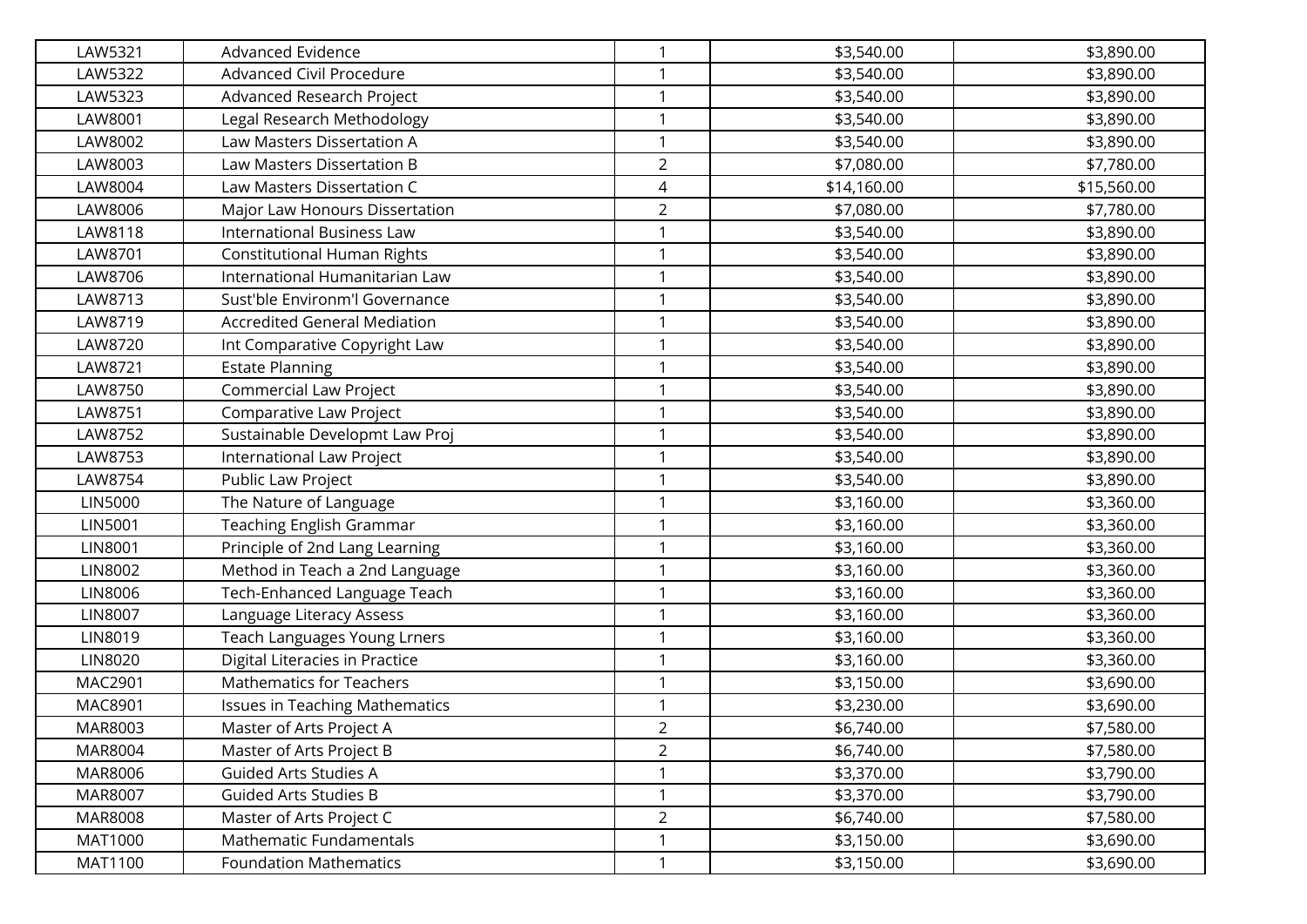| LAW5321 | Advanced Evidence | 1 | $3,540.00 | $3,890.00 |
|---|---|---|---|---|
| LAW5322 | Advanced Civil Procedure | 1 | $3,540.00 | $3,890.00 |
| LAW5323 | Advanced Research Project | 1 | $3,540.00 | $3,890.00 |
| LAW8001 | Legal Research Methodology | 1 | $3,540.00 | $3,890.00 |
| LAW8002 | Law Masters Dissertation A | 1 | $3,540.00 | $3,890.00 |
| LAW8003 | Law Masters Dissertation B | 2 | $7,080.00 | $7,780.00 |
| LAW8004 | Law Masters Dissertation C | 4 | $14,160.00 | $15,560.00 |
| LAW8006 | Major Law Honours Dissertation | 2 | $7,080.00 | $7,780.00 |
| LAW8118 | International Business Law | 1 | $3,540.00 | $3,890.00 |
| LAW8701 | Constitutional Human Rights | 1 | $3,540.00 | $3,890.00 |
| LAW8706 | International Humanitarian Law | 1 | $3,540.00 | $3,890.00 |
| LAW8713 | Sust'ble Environm'l Governance | 1 | $3,540.00 | $3,890.00 |
| LAW8719 | Accredited General Mediation | 1 | $3,540.00 | $3,890.00 |
| LAW8720 | Int Comparative Copyright Law | 1 | $3,540.00 | $3,890.00 |
| LAW8721 | Estate Planning | 1 | $3,540.00 | $3,890.00 |
| LAW8750 | Commercial Law Project | 1 | $3,540.00 | $3,890.00 |
| LAW8751 | Comparative Law Project | 1 | $3,540.00 | $3,890.00 |
| LAW8752 | Sustainable Developmt Law Proj | 1 | $3,540.00 | $3,890.00 |
| LAW8753 | International Law Project | 1 | $3,540.00 | $3,890.00 |
| LAW8754 | Public Law Project | 1 | $3,540.00 | $3,890.00 |
| LIN5000 | The Nature of Language | 1 | $3,160.00 | $3,360.00 |
| LIN5001 | Teaching English Grammar | 1 | $3,160.00 | $3,360.00 |
| LIN8001 | Principle of 2nd Lang Learning | 1 | $3,160.00 | $3,360.00 |
| LIN8002 | Method in Teach a 2nd Language | 1 | $3,160.00 | $3,360.00 |
| LIN8006 | Tech-Enhanced Language Teach | 1 | $3,160.00 | $3,360.00 |
| LIN8007 | Language Literacy Assess | 1 | $3,160.00 | $3,360.00 |
| LIN8019 | Teach Languages Young Lrners | 1 | $3,160.00 | $3,360.00 |
| LIN8020 | Digital Literacies in Practice | 1 | $3,160.00 | $3,360.00 |
| MAC2901 | Mathematics for Teachers | 1 | $3,150.00 | $3,690.00 |
| MAC8901 | Issues in Teaching Mathematics | 1 | $3,230.00 | $3,690.00 |
| MAR8003 | Master of Arts Project A | 2 | $6,740.00 | $7,580.00 |
| MAR8004 | Master of Arts Project B | 2 | $6,740.00 | $7,580.00 |
| MAR8006 | Guided Arts Studies A | 1 | $3,370.00 | $3,790.00 |
| MAR8007 | Guided Arts Studies B | 1 | $3,370.00 | $3,790.00 |
| MAR8008 | Master of Arts Project C | 2 | $6,740.00 | $7,580.00 |
| MAT1000 | Mathematic Fundamentals | 1 | $3,150.00 | $3,690.00 |
| MAT1100 | Foundation Mathematics | 1 | $3,150.00 | $3,690.00 |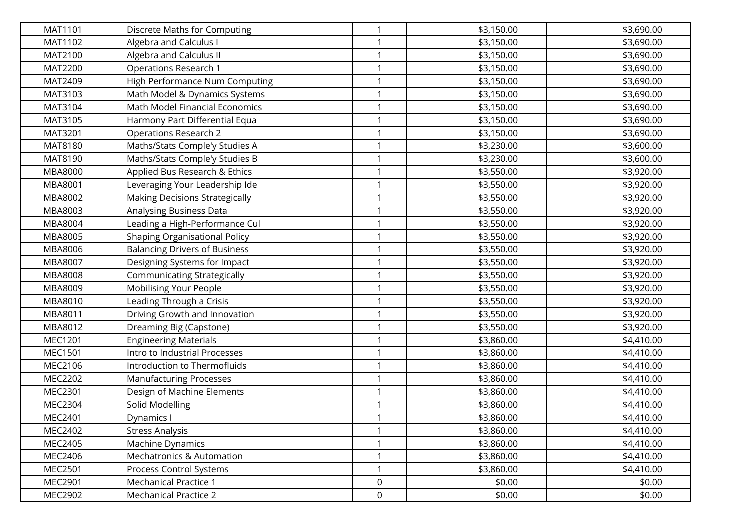| | | | | |
|---|---|---|---|---|
| MAT1101 | Discrete Maths for Computing | 1 | $3,150.00 | $3,690.00 |
| MAT1102 | Algebra and Calculus I | 1 | $3,150.00 | $3,690.00 |
| MAT2100 | Algebra and Calculus II | 1 | $3,150.00 | $3,690.00 |
| MAT2200 | Operations Research 1 | 1 | $3,150.00 | $3,690.00 |
| MAT2409 | High Performance Num Computing | 1 | $3,150.00 | $3,690.00 |
| MAT3103 | Math Model & Dynamics Systems | 1 | $3,150.00 | $3,690.00 |
| MAT3104 | Math Model Financial Economics | 1 | $3,150.00 | $3,690.00 |
| MAT3105 | Harmony Part Differential Equa | 1 | $3,150.00 | $3,690.00 |
| MAT3201 | Operations Research 2 | 1 | $3,150.00 | $3,690.00 |
| MAT8180 | Maths/Stats Comple'y Studies A | 1 | $3,230.00 | $3,600.00 |
| MAT8190 | Maths/Stats Comple'y Studies B | 1 | $3,230.00 | $3,600.00 |
| MBA8000 | Applied Bus Research & Ethics | 1 | $3,550.00 | $3,920.00 |
| MBA8001 | Leveraging Your Leadership Ide | 1 | $3,550.00 | $3,920.00 |
| MBA8002 | Making Decisions Strategically | 1 | $3,550.00 | $3,920.00 |
| MBA8003 | Analysing Business Data | 1 | $3,550.00 | $3,920.00 |
| MBA8004 | Leading a High-Performance Cul | 1 | $3,550.00 | $3,920.00 |
| MBA8005 | Shaping Organisational Policy | 1 | $3,550.00 | $3,920.00 |
| MBA8006 | Balancing Drivers of Business | 1 | $3,550.00 | $3,920.00 |
| MBA8007 | Designing Systems for Impact | 1 | $3,550.00 | $3,920.00 |
| MBA8008 | Communicating Strategically | 1 | $3,550.00 | $3,920.00 |
| MBA8009 | Mobilising Your People | 1 | $3,550.00 | $3,920.00 |
| MBA8010 | Leading Through a Crisis | 1 | $3,550.00 | $3,920.00 |
| MBA8011 | Driving Growth and Innovation | 1 | $3,550.00 | $3,920.00 |
| MBA8012 | Dreaming Big (Capstone) | 1 | $3,550.00 | $3,920.00 |
| MEC1201 | Engineering Materials | 1 | $3,860.00 | $4,410.00 |
| MEC1501 | Intro to Industrial Processes | 1 | $3,860.00 | $4,410.00 |
| MEC2106 | Introduction to Thermofluids | 1 | $3,860.00 | $4,410.00 |
| MEC2202 | Manufacturing Processes | 1 | $3,860.00 | $4,410.00 |
| MEC2301 | Design of Machine Elements | 1 | $3,860.00 | $4,410.00 |
| MEC2304 | Solid Modelling | 1 | $3,860.00 | $4,410.00 |
| MEC2401 | Dynamics I | 1 | $3,860.00 | $4,410.00 |
| MEC2402 | Stress Analysis | 1 | $3,860.00 | $4,410.00 |
| MEC2405 | Machine Dynamics | 1 | $3,860.00 | $4,410.00 |
| MEC2406 | Mechatronics & Automation | 1 | $3,860.00 | $4,410.00 |
| MEC2501 | Process Control Systems | 1 | $3,860.00 | $4,410.00 |
| MEC2901 | Mechanical Practice 1 | 0 | $0.00 | $0.00 |
| MEC2902 | Mechanical Practice 2 | 0 | $0.00 | $0.00 |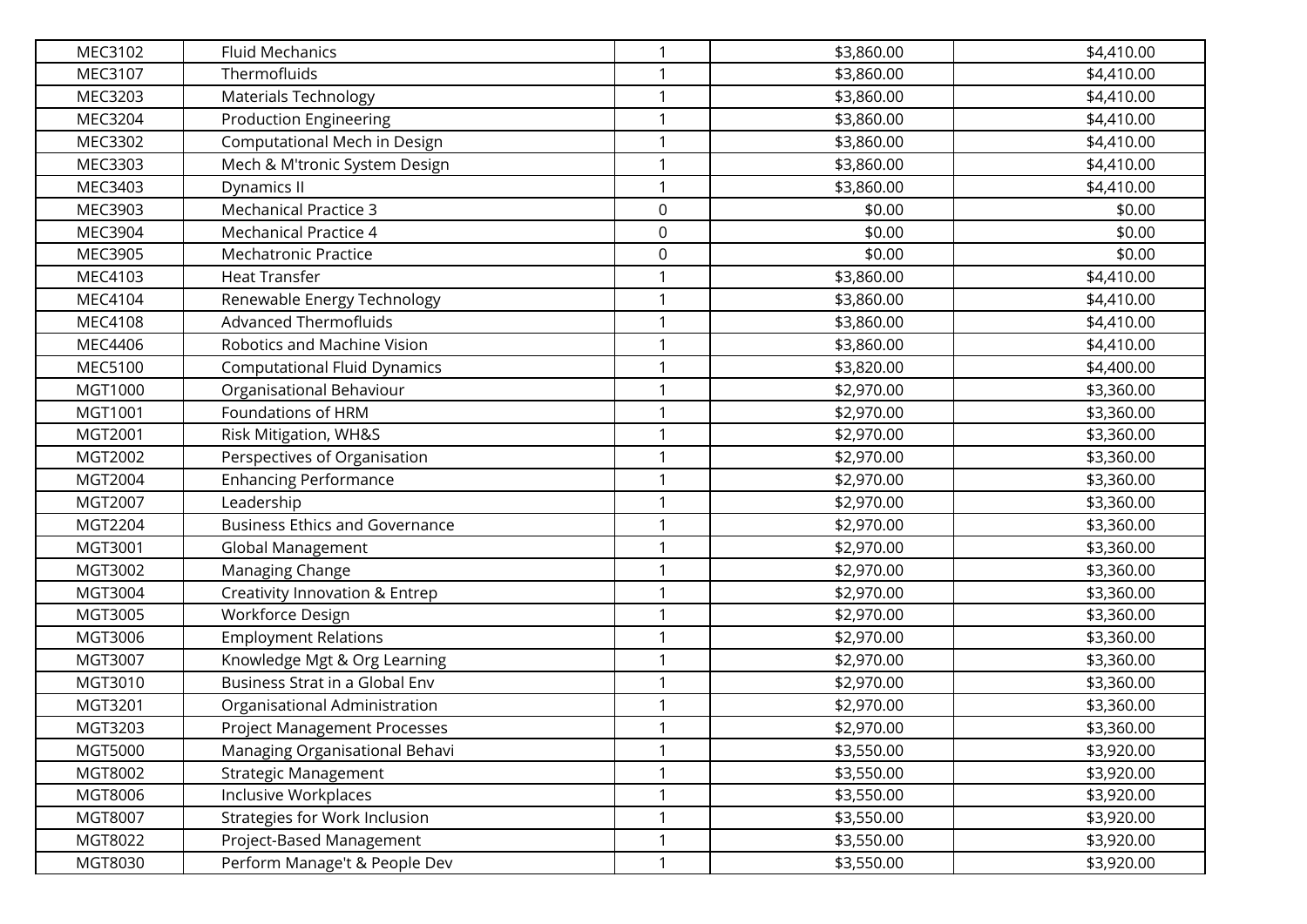| | | | | |
|---|---|---|---|---|
| MEC3102 | Fluid Mechanics | 1 | $3,860.00 | $4,410.00 |
| MEC3107 | Thermofluids | 1 | $3,860.00 | $4,410.00 |
| MEC3203 | Materials Technology | 1 | $3,860.00 | $4,410.00 |
| MEC3204 | Production Engineering | 1 | $3,860.00 | $4,410.00 |
| MEC3302 | Computational Mech in Design | 1 | $3,860.00 | $4,410.00 |
| MEC3303 | Mech & M'tronic System Design | 1 | $3,860.00 | $4,410.00 |
| MEC3403 | Dynamics II | 1 | $3,860.00 | $4,410.00 |
| MEC3903 | Mechanical Practice 3 | 0 | $0.00 | $0.00 |
| MEC3904 | Mechanical Practice 4 | 0 | $0.00 | $0.00 |
| MEC3905 | Mechatronic Practice | 0 | $0.00 | $0.00 |
| MEC4103 | Heat Transfer | 1 | $3,860.00 | $4,410.00 |
| MEC4104 | Renewable Energy Technology | 1 | $3,860.00 | $4,410.00 |
| MEC4108 | Advanced Thermofluids | 1 | $3,860.00 | $4,410.00 |
| MEC4406 | Robotics and Machine Vision | 1 | $3,860.00 | $4,410.00 |
| MEC5100 | Computational Fluid Dynamics | 1 | $3,820.00 | $4,400.00 |
| MGT1000 | Organisational Behaviour | 1 | $2,970.00 | $3,360.00 |
| MGT1001 | Foundations of HRM | 1 | $2,970.00 | $3,360.00 |
| MGT2001 | Risk Mitigation, WH&S | 1 | $2,970.00 | $3,360.00 |
| MGT2002 | Perspectives of Organisation | 1 | $2,970.00 | $3,360.00 |
| MGT2004 | Enhancing Performance | 1 | $2,970.00 | $3,360.00 |
| MGT2007 | Leadership | 1 | $2,970.00 | $3,360.00 |
| MGT2204 | Business Ethics and Governance | 1 | $2,970.00 | $3,360.00 |
| MGT3001 | Global Management | 1 | $2,970.00 | $3,360.00 |
| MGT3002 | Managing Change | 1 | $2,970.00 | $3,360.00 |
| MGT3004 | Creativity Innovation & Entrep | 1 | $2,970.00 | $3,360.00 |
| MGT3005 | Workforce Design | 1 | $2,970.00 | $3,360.00 |
| MGT3006 | Employment Relations | 1 | $2,970.00 | $3,360.00 |
| MGT3007 | Knowledge Mgt & Org Learning | 1 | $2,970.00 | $3,360.00 |
| MGT3010 | Business Strat in a Global Env | 1 | $2,970.00 | $3,360.00 |
| MGT3201 | Organisational Administration | 1 | $2,970.00 | $3,360.00 |
| MGT3203 | Project Management Processes | 1 | $2,970.00 | $3,360.00 |
| MGT5000 | Managing Organisational Behavi | 1 | $3,550.00 | $3,920.00 |
| MGT8002 | Strategic Management | 1 | $3,550.00 | $3,920.00 |
| MGT8006 | Inclusive Workplaces | 1 | $3,550.00 | $3,920.00 |
| MGT8007 | Strategies for Work Inclusion | 1 | $3,550.00 | $3,920.00 |
| MGT8022 | Project-Based Management | 1 | $3,550.00 | $3,920.00 |
| MGT8030 | Perform Manage't & People Dev | 1 | $3,550.00 | $3,920.00 |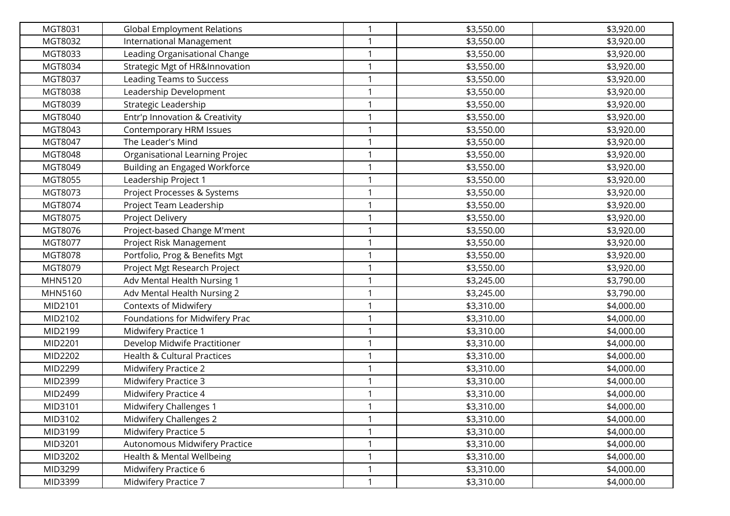| | | | | |
|---|---|---|---|---|
| MGT8031 | Global Employment Relations | 1 | $3,550.00 | $3,920.00 |
| MGT8032 | International Management | 1 | $3,550.00 | $3,920.00 |
| MGT8033 | Leading Organisational Change | 1 | $3,550.00 | $3,920.00 |
| MGT8034 | Strategic Mgt of HR&Innovation | 1 | $3,550.00 | $3,920.00 |
| MGT8037 | Leading Teams to Success | 1 | $3,550.00 | $3,920.00 |
| MGT8038 | Leadership Development | 1 | $3,550.00 | $3,920.00 |
| MGT8039 | Strategic Leadership | 1 | $3,550.00 | $3,920.00 |
| MGT8040 | Entr'p Innovation & Creativity | 1 | $3,550.00 | $3,920.00 |
| MGT8043 | Contemporary HRM Issues | 1 | $3,550.00 | $3,920.00 |
| MGT8047 | The Leader's Mind | 1 | $3,550.00 | $3,920.00 |
| MGT8048 | Organisational Learning Projec | 1 | $3,550.00 | $3,920.00 |
| MGT8049 | Building an Engaged Workforce | 1 | $3,550.00 | $3,920.00 |
| MGT8055 | Leadership Project 1 | 1 | $3,550.00 | $3,920.00 |
| MGT8073 | Project Processes & Systems | 1 | $3,550.00 | $3,920.00 |
| MGT8074 | Project Team Leadership | 1 | $3,550.00 | $3,920.00 |
| MGT8075 | Project Delivery | 1 | $3,550.00 | $3,920.00 |
| MGT8076 | Project-based Change M'ment | 1 | $3,550.00 | $3,920.00 |
| MGT8077 | Project Risk Management | 1 | $3,550.00 | $3,920.00 |
| MGT8078 | Portfolio, Prog & Benefits Mgt | 1 | $3,550.00 | $3,920.00 |
| MGT8079 | Project Mgt Research Project | 1 | $3,550.00 | $3,920.00 |
| MHN5120 | Adv Mental Health Nursing 1 | 1 | $3,245.00 | $3,790.00 |
| MHN5160 | Adv Mental Health Nursing 2 | 1 | $3,245.00 | $3,790.00 |
| MID2101 | Contexts of Midwifery | 1 | $3,310.00 | $4,000.00 |
| MID2102 | Foundations for Midwifery Prac | 1 | $3,310.00 | $4,000.00 |
| MID2199 | Midwifery Practice 1 | 1 | $3,310.00 | $4,000.00 |
| MID2201 | Develop Midwife Practitioner | 1 | $3,310.00 | $4,000.00 |
| MID2202 | Health & Cultural Practices | 1 | $3,310.00 | $4,000.00 |
| MID2299 | Midwifery Practice 2 | 1 | $3,310.00 | $4,000.00 |
| MID2399 | Midwifery Practice 3 | 1 | $3,310.00 | $4,000.00 |
| MID2499 | Midwifery Practice 4 | 1 | $3,310.00 | $4,000.00 |
| MID3101 | Midwifery Challenges 1 | 1 | $3,310.00 | $4,000.00 |
| MID3102 | Midwifery Challenges 2 | 1 | $3,310.00 | $4,000.00 |
| MID3199 | Midwifery Practice 5 | 1 | $3,310.00 | $4,000.00 |
| MID3201 | Autonomous Midwifery Practice | 1 | $3,310.00 | $4,000.00 |
| MID3202 | Health & Mental Wellbeing | 1 | $3,310.00 | $4,000.00 |
| MID3299 | Midwifery Practice 6 | 1 | $3,310.00 | $4,000.00 |
| MID3399 | Midwifery Practice 7 | 1 | $3,310.00 | $4,000.00 |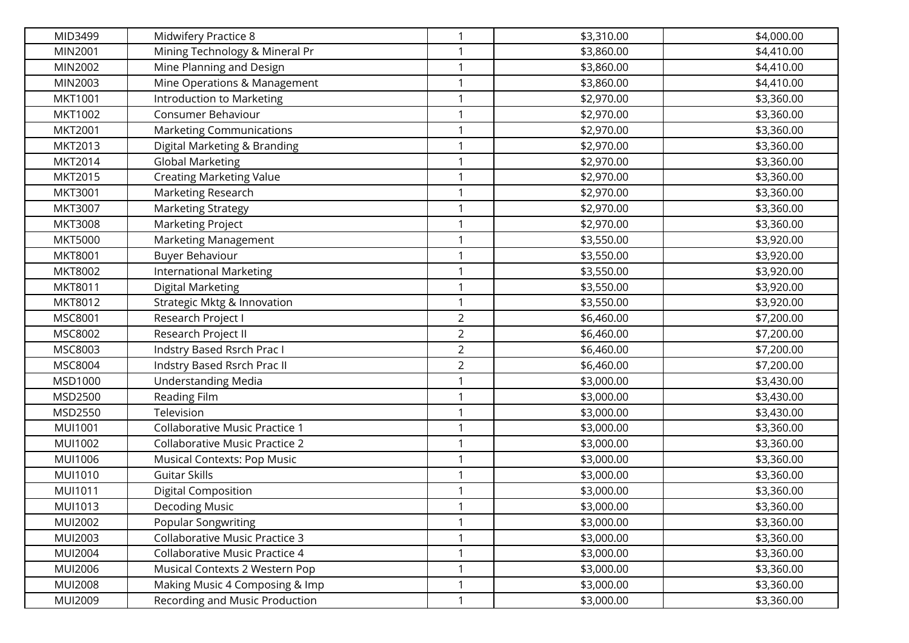| | | | | |
|---|---|---|---|---|
| MID3499 | Midwifery Practice 8 | 1 | $3,310.00 | $4,000.00 |
| MIN2001 | Mining Technology & Mineral Pr | 1 | $3,860.00 | $4,410.00 |
| MIN2002 | Mine Planning and Design | 1 | $3,860.00 | $4,410.00 |
| MIN2003 | Mine Operations & Management | 1 | $3,860.00 | $4,410.00 |
| MKT1001 | Introduction to Marketing | 1 | $2,970.00 | $3,360.00 |
| MKT1002 | Consumer Behaviour | 1 | $2,970.00 | $3,360.00 |
| MKT2001 | Marketing Communications | 1 | $2,970.00 | $3,360.00 |
| MKT2013 | Digital Marketing & Branding | 1 | $2,970.00 | $3,360.00 |
| MKT2014 | Global Marketing | 1 | $2,970.00 | $3,360.00 |
| MKT2015 | Creating Marketing Value | 1 | $2,970.00 | $3,360.00 |
| MKT3001 | Marketing Research | 1 | $2,970.00 | $3,360.00 |
| MKT3007 | Marketing Strategy | 1 | $2,970.00 | $3,360.00 |
| MKT3008 | Marketing Project | 1 | $2,970.00 | $3,360.00 |
| MKT5000 | Marketing Management | 1 | $3,550.00 | $3,920.00 |
| MKT8001 | Buyer Behaviour | 1 | $3,550.00 | $3,920.00 |
| MKT8002 | International Marketing | 1 | $3,550.00 | $3,920.00 |
| MKT8011 | Digital Marketing | 1 | $3,550.00 | $3,920.00 |
| MKT8012 | Strategic Mktg & Innovation | 1 | $3,550.00 | $3,920.00 |
| MSC8001 | Research Project I | 2 | $6,460.00 | $7,200.00 |
| MSC8002 | Research Project II | 2 | $6,460.00 | $7,200.00 |
| MSC8003 | Indstry Based Rsrch Prac I | 2 | $6,460.00 | $7,200.00 |
| MSC8004 | Indstry Based Rsrch Prac II | 2 | $6,460.00 | $7,200.00 |
| MSD1000 | Understanding Media | 1 | $3,000.00 | $3,430.00 |
| MSD2500 | Reading Film | 1 | $3,000.00 | $3,430.00 |
| MSD2550 | Television | 1 | $3,000.00 | $3,430.00 |
| MUI1001 | Collaborative Music Practice 1 | 1 | $3,000.00 | $3,360.00 |
| MUI1002 | Collaborative Music Practice 2 | 1 | $3,000.00 | $3,360.00 |
| MUI1006 | Musical Contexts: Pop Music | 1 | $3,000.00 | $3,360.00 |
| MUI1010 | Guitar Skills | 1 | $3,000.00 | $3,360.00 |
| MUI1011 | Digital Composition | 1 | $3,000.00 | $3,360.00 |
| MUI1013 | Decoding Music | 1 | $3,000.00 | $3,360.00 |
| MUI2002 | Popular Songwriting | 1 | $3,000.00 | $3,360.00 |
| MUI2003 | Collaborative Music Practice 3 | 1 | $3,000.00 | $3,360.00 |
| MUI2004 | Collaborative Music Practice 4 | 1 | $3,000.00 | $3,360.00 |
| MUI2006 | Musical Contexts 2 Western Pop | 1 | $3,000.00 | $3,360.00 |
| MUI2008 | Making Music 4 Composing & Imp | 1 | $3,000.00 | $3,360.00 |
| MUI2009 | Recording and Music Production | 1 | $3,000.00 | $3,360.00 |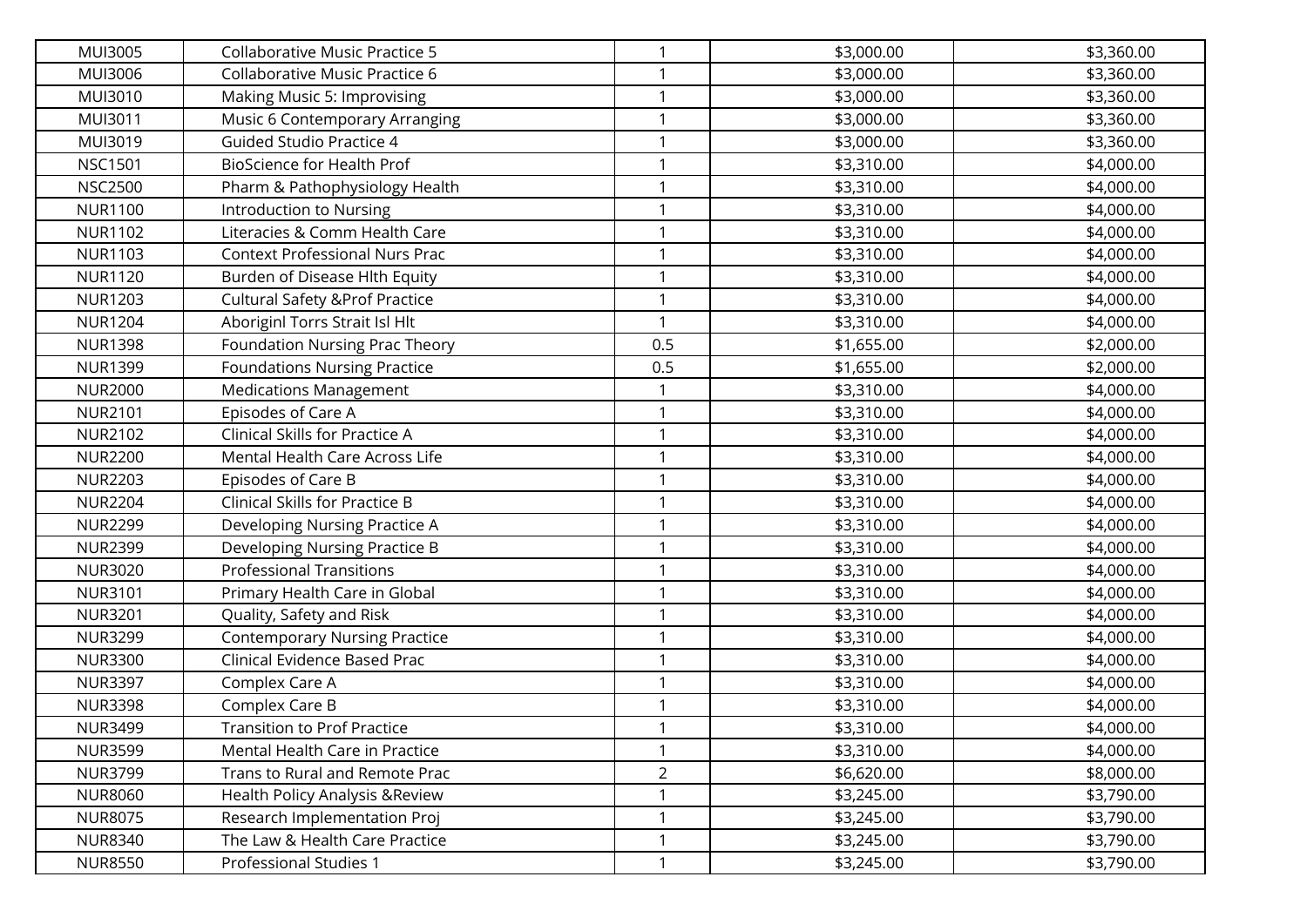| | | | | |
|---|---|---|---|---|
| MUI3005 | Collaborative Music Practice 5 | 1 | $3,000.00 | $3,360.00 |
| MUI3006 | Collaborative Music Practice 6 | 1 | $3,000.00 | $3,360.00 |
| MUI3010 | Making Music 5: Improvising | 1 | $3,000.00 | $3,360.00 |
| MUI3011 | Music 6 Contemporary Arranging | 1 | $3,000.00 | $3,360.00 |
| MUI3019 | Guided Studio Practice 4 | 1 | $3,000.00 | $3,360.00 |
| NSC1501 | BioScience for Health Prof | 1 | $3,310.00 | $4,000.00 |
| NSC2500 | Pharm & Pathophysiology Health | 1 | $3,310.00 | $4,000.00 |
| NUR1100 | Introduction to Nursing | 1 | $3,310.00 | $4,000.00 |
| NUR1102 | Literacies & Comm Health Care | 1 | $3,310.00 | $4,000.00 |
| NUR1103 | Context Professional Nurs Prac | 1 | $3,310.00 | $4,000.00 |
| NUR1120 | Burden of Disease Hlth Equity | 1 | $3,310.00 | $4,000.00 |
| NUR1203 | Cultural Safety &Prof Practice | 1 | $3,310.00 | $4,000.00 |
| NUR1204 | Aboriginl Torrs Strait Isl Hlt | 1 | $3,310.00 | $4,000.00 |
| NUR1398 | Foundation Nursing Prac Theory | 0.5 | $1,655.00 | $2,000.00 |
| NUR1399 | Foundations Nursing Practice | 0.5 | $1,655.00 | $2,000.00 |
| NUR2000 | Medications Management | 1 | $3,310.00 | $4,000.00 |
| NUR2101 | Episodes of Care A | 1 | $3,310.00 | $4,000.00 |
| NUR2102 | Clinical Skills for Practice A | 1 | $3,310.00 | $4,000.00 |
| NUR2200 | Mental Health Care Across Life | 1 | $3,310.00 | $4,000.00 |
| NUR2203 | Episodes of Care B | 1 | $3,310.00 | $4,000.00 |
| NUR2204 | Clinical Skills for Practice B | 1 | $3,310.00 | $4,000.00 |
| NUR2299 | Developing Nursing Practice A | 1 | $3,310.00 | $4,000.00 |
| NUR2399 | Developing Nursing Practice B | 1 | $3,310.00 | $4,000.00 |
| NUR3020 | Professional Transitions | 1 | $3,310.00 | $4,000.00 |
| NUR3101 | Primary Health Care in Global | 1 | $3,310.00 | $4,000.00 |
| NUR3201 | Quality, Safety and Risk | 1 | $3,310.00 | $4,000.00 |
| NUR3299 | Contemporary Nursing Practice | 1 | $3,310.00 | $4,000.00 |
| NUR3300 | Clinical Evidence Based Prac | 1 | $3,310.00 | $4,000.00 |
| NUR3397 | Complex Care A | 1 | $3,310.00 | $4,000.00 |
| NUR3398 | Complex Care B | 1 | $3,310.00 | $4,000.00 |
| NUR3499 | Transition to Prof Practice | 1 | $3,310.00 | $4,000.00 |
| NUR3599 | Mental Health Care in Practice | 1 | $3,310.00 | $4,000.00 |
| NUR3799 | Trans to Rural and Remote Prac | 2 | $6,620.00 | $8,000.00 |
| NUR8060 | Health Policy Analysis &Review | 1 | $3,245.00 | $3,790.00 |
| NUR8075 | Research Implementation Proj | 1 | $3,245.00 | $3,790.00 |
| NUR8340 | The Law & Health Care Practice | 1 | $3,245.00 | $3,790.00 |
| NUR8550 | Professional Studies 1 | 1 | $3,245.00 | $3,790.00 |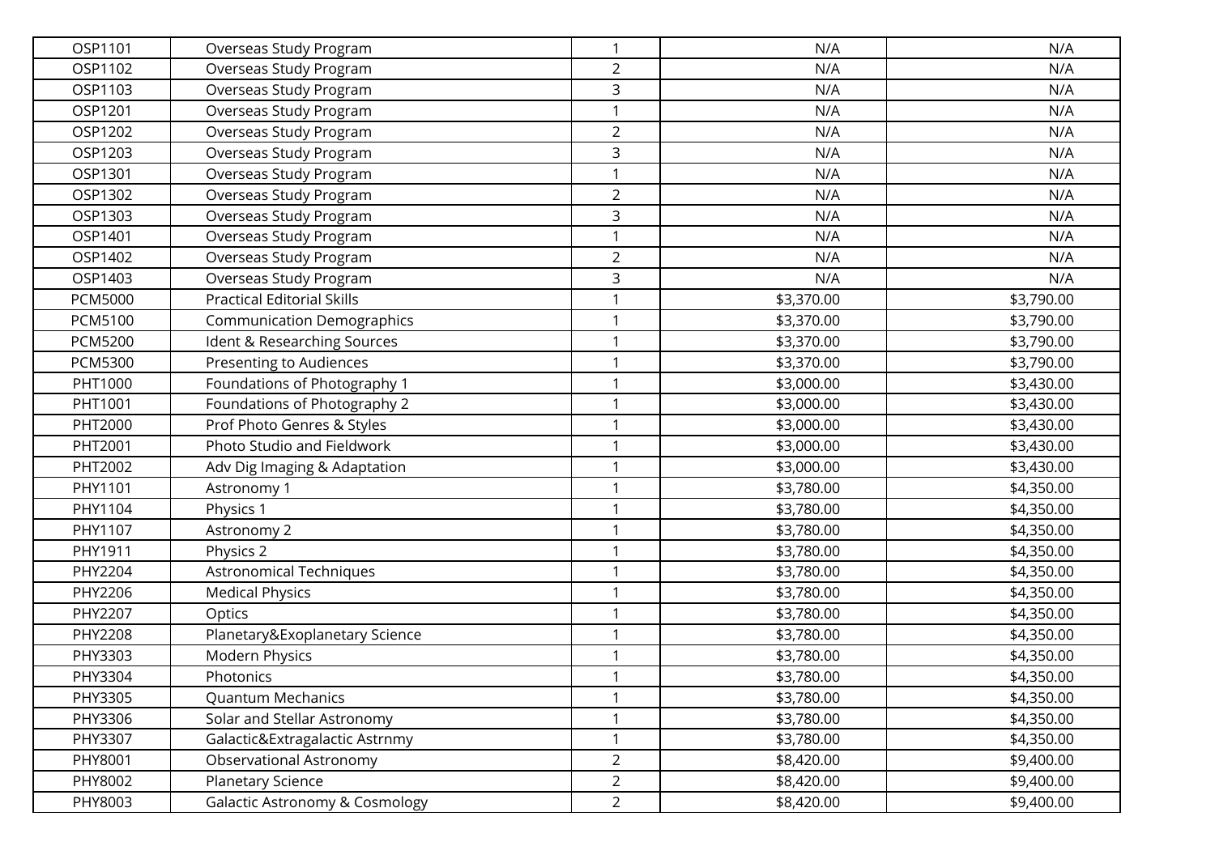| | | | | |
|---|---|---|---|---|
| OSP1101 | Overseas Study Program | 1 | N/A | N/A |
| OSP1102 | Overseas Study Program | 2 | N/A | N/A |
| OSP1103 | Overseas Study Program | 3 | N/A | N/A |
| OSP1201 | Overseas Study Program | 1 | N/A | N/A |
| OSP1202 | Overseas Study Program | 2 | N/A | N/A |
| OSP1203 | Overseas Study Program | 3 | N/A | N/A |
| OSP1301 | Overseas Study Program | 1 | N/A | N/A |
| OSP1302 | Overseas Study Program | 2 | N/A | N/A |
| OSP1303 | Overseas Study Program | 3 | N/A | N/A |
| OSP1401 | Overseas Study Program | 1 | N/A | N/A |
| OSP1402 | Overseas Study Program | 2 | N/A | N/A |
| OSP1403 | Overseas Study Program | 3 | N/A | N/A |
| PCM5000 | Practical Editorial Skills | 1 | $3,370.00 | $3,790.00 |
| PCM5100 | Communication Demographics | 1 | $3,370.00 | $3,790.00 |
| PCM5200 | Ident & Researching Sources | 1 | $3,370.00 | $3,790.00 |
| PCM5300 | Presenting to Audiences | 1 | $3,370.00 | $3,790.00 |
| PHT1000 | Foundations of Photography 1 | 1 | $3,000.00 | $3,430.00 |
| PHT1001 | Foundations of Photography 2 | 1 | $3,000.00 | $3,430.00 |
| PHT2000 | Prof Photo Genres & Styles | 1 | $3,000.00 | $3,430.00 |
| PHT2001 | Photo Studio and Fieldwork | 1 | $3,000.00 | $3,430.00 |
| PHT2002 | Adv Dig Imaging & Adaptation | 1 | $3,000.00 | $3,430.00 |
| PHY1101 | Astronomy 1 | 1 | $3,780.00 | $4,350.00 |
| PHY1104 | Physics 1 | 1 | $3,780.00 | $4,350.00 |
| PHY1107 | Astronomy 2 | 1 | $3,780.00 | $4,350.00 |
| PHY1911 | Physics 2 | 1 | $3,780.00 | $4,350.00 |
| PHY2204 | Astronomical Techniques | 1 | $3,780.00 | $4,350.00 |
| PHY2206 | Medical Physics | 1 | $3,780.00 | $4,350.00 |
| PHY2207 | Optics | 1 | $3,780.00 | $4,350.00 |
| PHY2208 | Planetary&Exoplanetary Science | 1 | $3,780.00 | $4,350.00 |
| PHY3303 | Modern Physics | 1 | $3,780.00 | $4,350.00 |
| PHY3304 | Photonics | 1 | $3,780.00 | $4,350.00 |
| PHY3305 | Quantum Mechanics | 1 | $3,780.00 | $4,350.00 |
| PHY3306 | Solar and Stellar Astronomy | 1 | $3,780.00 | $4,350.00 |
| PHY3307 | Galactic&Extragalactic Astrnmy | 1 | $3,780.00 | $4,350.00 |
| PHY8001 | Observational Astronomy | 2 | $8,420.00 | $9,400.00 |
| PHY8002 | Planetary Science | 2 | $8,420.00 | $9,400.00 |
| PHY8003 | Galactic Astronomy & Cosmology | 2 | $8,420.00 | $9,400.00 |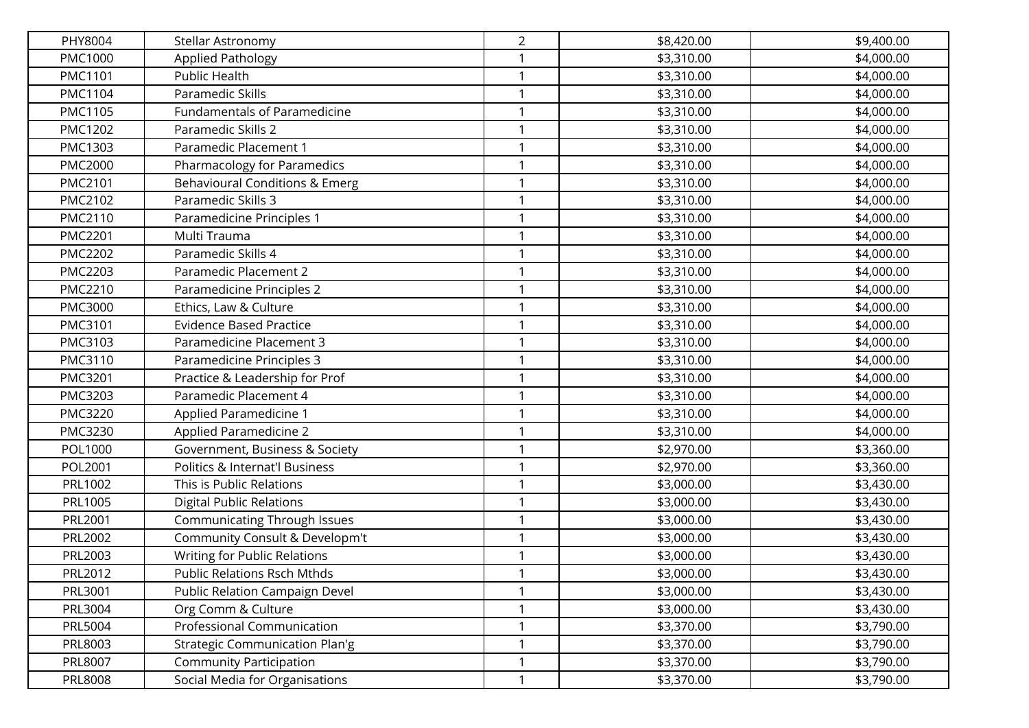| PHY8004 | Stellar Astronomy | 2 | $8,420.00 | $9,400.00 |
|---|---|---|---|---|
| PMC1000 | Applied Pathology | 1 | $3,310.00 | $4,000.00 |
| PMC1101 | Public Health | 1 | $3,310.00 | $4,000.00 |
| PMC1104 | Paramedic Skills | 1 | $3,310.00 | $4,000.00 |
| PMC1105 | Fundamentals of Paramedicine | 1 | $3,310.00 | $4,000.00 |
| PMC1202 | Paramedic Skills 2 | 1 | $3,310.00 | $4,000.00 |
| PMC1303 | Paramedic Placement 1 | 1 | $3,310.00 | $4,000.00 |
| PMC2000 | Pharmacology for Paramedics | 1 | $3,310.00 | $4,000.00 |
| PMC2101 | Behavioural Conditions & Emerg | 1 | $3,310.00 | $4,000.00 |
| PMC2102 | Paramedic Skills 3 | 1 | $3,310.00 | $4,000.00 |
| PMC2110 | Paramedicine Principles 1 | 1 | $3,310.00 | $4,000.00 |
| PMC2201 | Multi Trauma | 1 | $3,310.00 | $4,000.00 |
| PMC2202 | Paramedic Skills 4 | 1 | $3,310.00 | $4,000.00 |
| PMC2203 | Paramedic Placement 2 | 1 | $3,310.00 | $4,000.00 |
| PMC2210 | Paramedicine Principles 2 | 1 | $3,310.00 | $4,000.00 |
| PMC3000 | Ethics, Law & Culture | 1 | $3,310.00 | $4,000.00 |
| PMC3101 | Evidence Based Practice | 1 | $3,310.00 | $4,000.00 |
| PMC3103 | Paramedicine Placement 3 | 1 | $3,310.00 | $4,000.00 |
| PMC3110 | Paramedicine Principles 3 | 1 | $3,310.00 | $4,000.00 |
| PMC3201 | Practice & Leadership for Prof | 1 | $3,310.00 | $4,000.00 |
| PMC3203 | Paramedic Placement 4 | 1 | $3,310.00 | $4,000.00 |
| PMC3220 | Applied Paramedicine 1 | 1 | $3,310.00 | $4,000.00 |
| PMC3230 | Applied Paramedicine 2 | 1 | $3,310.00 | $4,000.00 |
| POL1000 | Government, Business & Society | 1 | $2,970.00 | $3,360.00 |
| POL2001 | Politics & Internat'l Business | 1 | $2,970.00 | $3,360.00 |
| PRL1002 | This is Public Relations | 1 | $3,000.00 | $3,430.00 |
| PRL1005 | Digital Public Relations | 1 | $3,000.00 | $3,430.00 |
| PRL2001 | Communicating Through Issues | 1 | $3,000.00 | $3,430.00 |
| PRL2002 | Community Consult & Developm't | 1 | $3,000.00 | $3,430.00 |
| PRL2003 | Writing for Public Relations | 1 | $3,000.00 | $3,430.00 |
| PRL2012 | Public Relations Rsch Mthds | 1 | $3,000.00 | $3,430.00 |
| PRL3001 | Public Relation Campaign Devel | 1 | $3,000.00 | $3,430.00 |
| PRL3004 | Org Comm & Culture | 1 | $3,000.00 | $3,430.00 |
| PRL5004 | Professional Communication | 1 | $3,370.00 | $3,790.00 |
| PRL8003 | Strategic Communication Plan'g | 1 | $3,370.00 | $3,790.00 |
| PRL8007 | Community Participation | 1 | $3,370.00 | $3,790.00 |
| PRL8008 | Social Media for Organisations | 1 | $3,370.00 | $3,790.00 |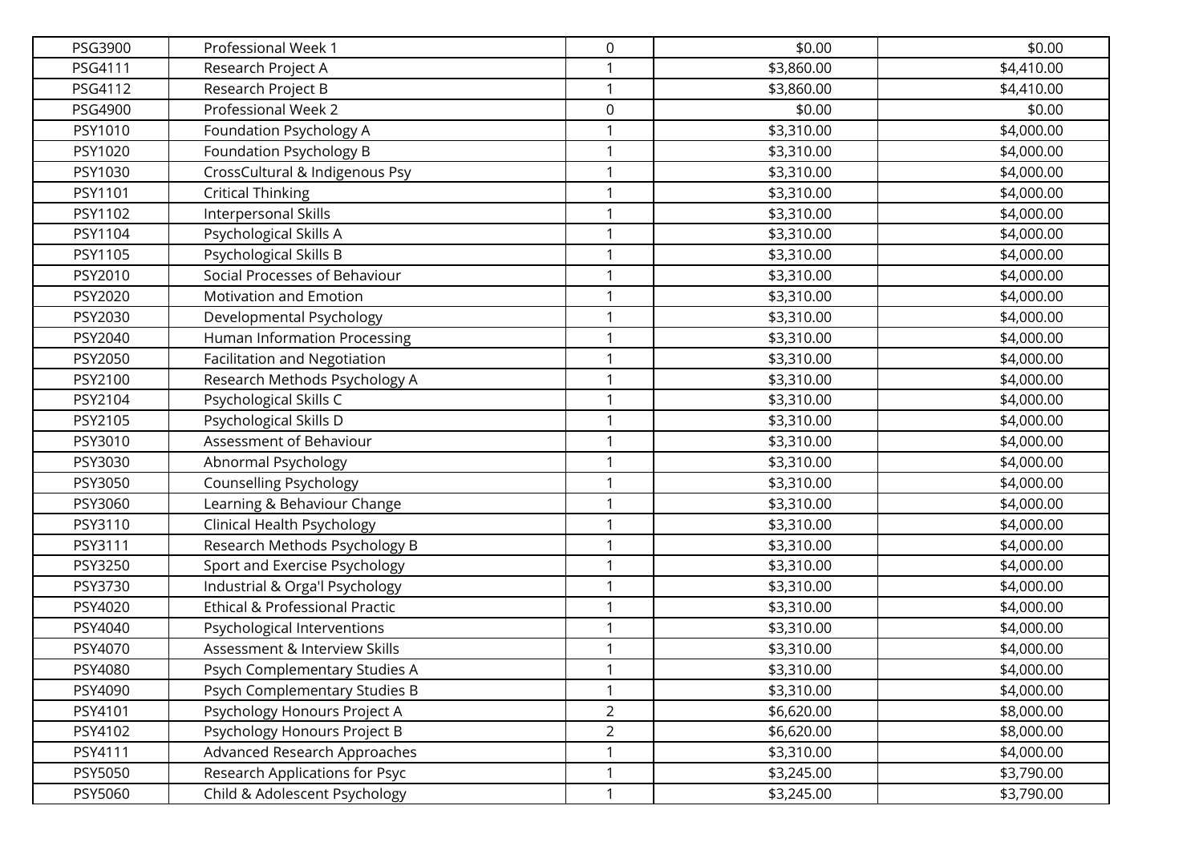| | | | | |
|---|---|---|---|---|
| PSG3900 | Professional Week 1 | 0 | $0.00 | $0.00 |
| PSG4111 | Research Project A | 1 | $3,860.00 | $4,410.00 |
| PSG4112 | Research Project B | 1 | $3,860.00 | $4,410.00 |
| PSG4900 | Professional Week 2 | 0 | $0.00 | $0.00 |
| PSY1010 | Foundation Psychology A | 1 | $3,310.00 | $4,000.00 |
| PSY1020 | Foundation Psychology B | 1 | $3,310.00 | $4,000.00 |
| PSY1030 | CrossCultural & Indigenous Psy | 1 | $3,310.00 | $4,000.00 |
| PSY1101 | Critical Thinking | 1 | $3,310.00 | $4,000.00 |
| PSY1102 | Interpersonal Skills | 1 | $3,310.00 | $4,000.00 |
| PSY1104 | Psychological Skills A | 1 | $3,310.00 | $4,000.00 |
| PSY1105 | Psychological Skills B | 1 | $3,310.00 | $4,000.00 |
| PSY2010 | Social Processes of Behaviour | 1 | $3,310.00 | $4,000.00 |
| PSY2020 | Motivation and Emotion | 1 | $3,310.00 | $4,000.00 |
| PSY2030 | Developmental Psychology | 1 | $3,310.00 | $4,000.00 |
| PSY2040 | Human Information Processing | 1 | $3,310.00 | $4,000.00 |
| PSY2050 | Facilitation and Negotiation | 1 | $3,310.00 | $4,000.00 |
| PSY2100 | Research Methods Psychology A | 1 | $3,310.00 | $4,000.00 |
| PSY2104 | Psychological Skills C | 1 | $3,310.00 | $4,000.00 |
| PSY2105 | Psychological Skills D | 1 | $3,310.00 | $4,000.00 |
| PSY3010 | Assessment of Behaviour | 1 | $3,310.00 | $4,000.00 |
| PSY3030 | Abnormal Psychology | 1 | $3,310.00 | $4,000.00 |
| PSY3050 | Counselling Psychology | 1 | $3,310.00 | $4,000.00 |
| PSY3060 | Learning & Behaviour Change | 1 | $3,310.00 | $4,000.00 |
| PSY3110 | Clinical Health Psychology | 1 | $3,310.00 | $4,000.00 |
| PSY3111 | Research Methods Psychology B | 1 | $3,310.00 | $4,000.00 |
| PSY3250 | Sport and Exercise Psychology | 1 | $3,310.00 | $4,000.00 |
| PSY3730 | Industrial & Orga'l Psychology | 1 | $3,310.00 | $4,000.00 |
| PSY4020 | Ethical & Professional Practic | 1 | $3,310.00 | $4,000.00 |
| PSY4040 | Psychological Interventions | 1 | $3,310.00 | $4,000.00 |
| PSY4070 | Assessment & Interview Skills | 1 | $3,310.00 | $4,000.00 |
| PSY4080 | Psych Complementary Studies A | 1 | $3,310.00 | $4,000.00 |
| PSY4090 | Psych Complementary Studies B | 1 | $3,310.00 | $4,000.00 |
| PSY4101 | Psychology Honours Project A | 2 | $6,620.00 | $8,000.00 |
| PSY4102 | Psychology Honours Project B | 2 | $6,620.00 | $8,000.00 |
| PSY4111 | Advanced Research Approaches | 1 | $3,310.00 | $4,000.00 |
| PSY5050 | Research Applications for Psyc | 1 | $3,245.00 | $3,790.00 |
| PSY5060 | Child & Adolescent Psychology | 1 | $3,245.00 | $3,790.00 |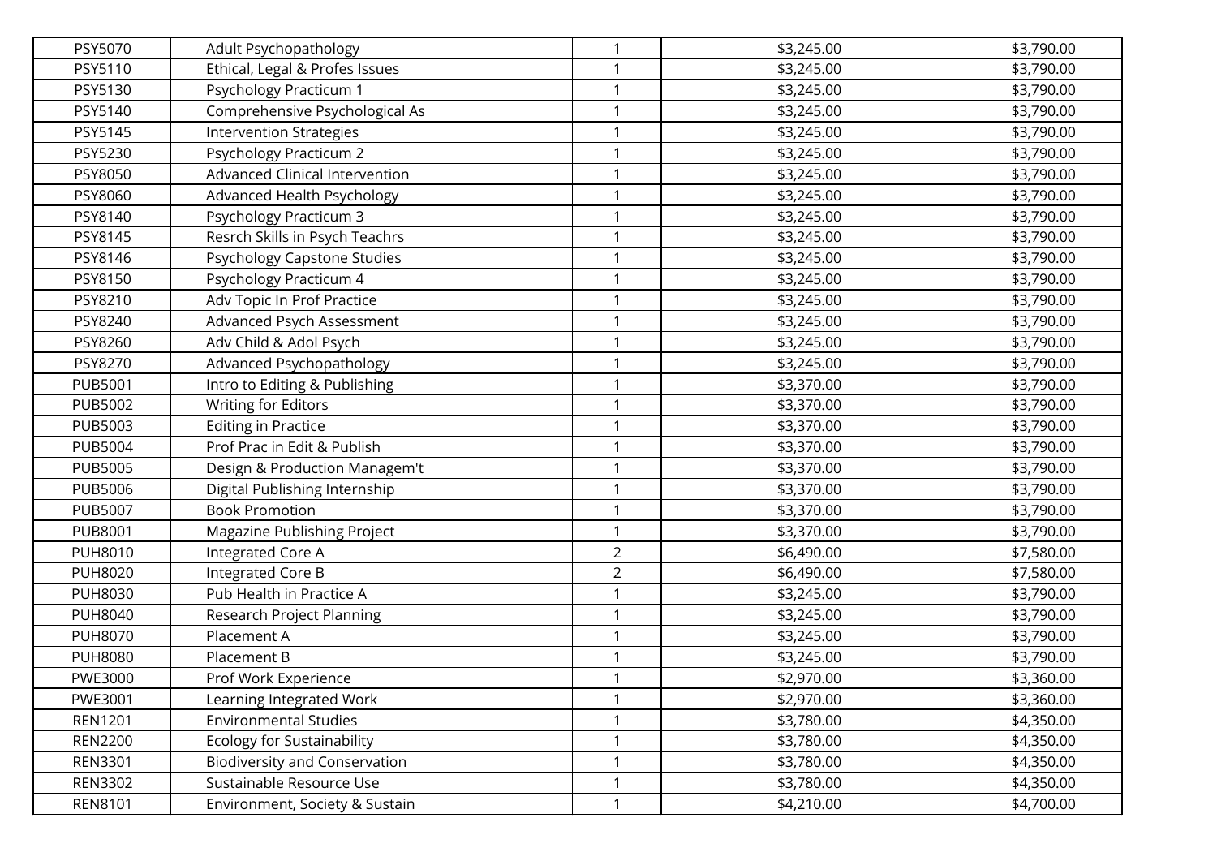| PSY5070 | Adult Psychopathology | 1 | $3,245.00 | $3,790.00 |
|---|---|---|---|---|
| PSY5110 | Ethical, Legal & Profes Issues | 1 | $3,245.00 | $3,790.00 |
| PSY5130 | Psychology Practicum 1 | 1 | $3,245.00 | $3,790.00 |
| PSY5140 | Comprehensive Psychological As | 1 | $3,245.00 | $3,790.00 |
| PSY5145 | Intervention Strategies | 1 | $3,245.00 | $3,790.00 |
| PSY5230 | Psychology Practicum 2 | 1 | $3,245.00 | $3,790.00 |
| PSY8050 | Advanced Clinical Intervention | 1 | $3,245.00 | $3,790.00 |
| PSY8060 | Advanced Health Psychology | 1 | $3,245.00 | $3,790.00 |
| PSY8140 | Psychology Practicum 3 | 1 | $3,245.00 | $3,790.00 |
| PSY8145 | Resrch Skills in Psych Teachrs | 1 | $3,245.00 | $3,790.00 |
| PSY8146 | Psychology Capstone Studies | 1 | $3,245.00 | $3,790.00 |
| PSY8150 | Psychology Practicum 4 | 1 | $3,245.00 | $3,790.00 |
| PSY8210 | Adv Topic In Prof Practice | 1 | $3,245.00 | $3,790.00 |
| PSY8240 | Advanced Psych Assessment | 1 | $3,245.00 | $3,790.00 |
| PSY8260 | Adv Child & Adol Psych | 1 | $3,245.00 | $3,790.00 |
| PSY8270 | Advanced Psychopathology | 1 | $3,245.00 | $3,790.00 |
| PUB5001 | Intro to Editing & Publishing | 1 | $3,370.00 | $3,790.00 |
| PUB5002 | Writing for Editors | 1 | $3,370.00 | $3,790.00 |
| PUB5003 | Editing in Practice | 1 | $3,370.00 | $3,790.00 |
| PUB5004 | Prof Prac in Edit & Publish | 1 | $3,370.00 | $3,790.00 |
| PUB5005 | Design & Production Managem't | 1 | $3,370.00 | $3,790.00 |
| PUB5006 | Digital Publishing Internship | 1 | $3,370.00 | $3,790.00 |
| PUB5007 | Book Promotion | 1 | $3,370.00 | $3,790.00 |
| PUB8001 | Magazine Publishing Project | 1 | $3,370.00 | $3,790.00 |
| PUH8010 | Integrated Core A | 2 | $6,490.00 | $7,580.00 |
| PUH8020 | Integrated Core B | 2 | $6,490.00 | $7,580.00 |
| PUH8030 | Pub Health in Practice A | 1 | $3,245.00 | $3,790.00 |
| PUH8040 | Research Project Planning | 1 | $3,245.00 | $3,790.00 |
| PUH8070 | Placement A | 1 | $3,245.00 | $3,790.00 |
| PUH8080 | Placement B | 1 | $3,245.00 | $3,790.00 |
| PWE3000 | Prof Work Experience | 1 | $2,970.00 | $3,360.00 |
| PWE3001 | Learning Integrated Work | 1 | $2,970.00 | $3,360.00 |
| REN1201 | Environmental Studies | 1 | $3,780.00 | $4,350.00 |
| REN2200 | Ecology for Sustainability | 1 | $3,780.00 | $4,350.00 |
| REN3301 | Biodiversity and Conservation | 1 | $3,780.00 | $4,350.00 |
| REN3302 | Sustainable Resource Use | 1 | $3,780.00 | $4,350.00 |
| REN8101 | Environment, Society & Sustain | 1 | $4,210.00 | $4,700.00 |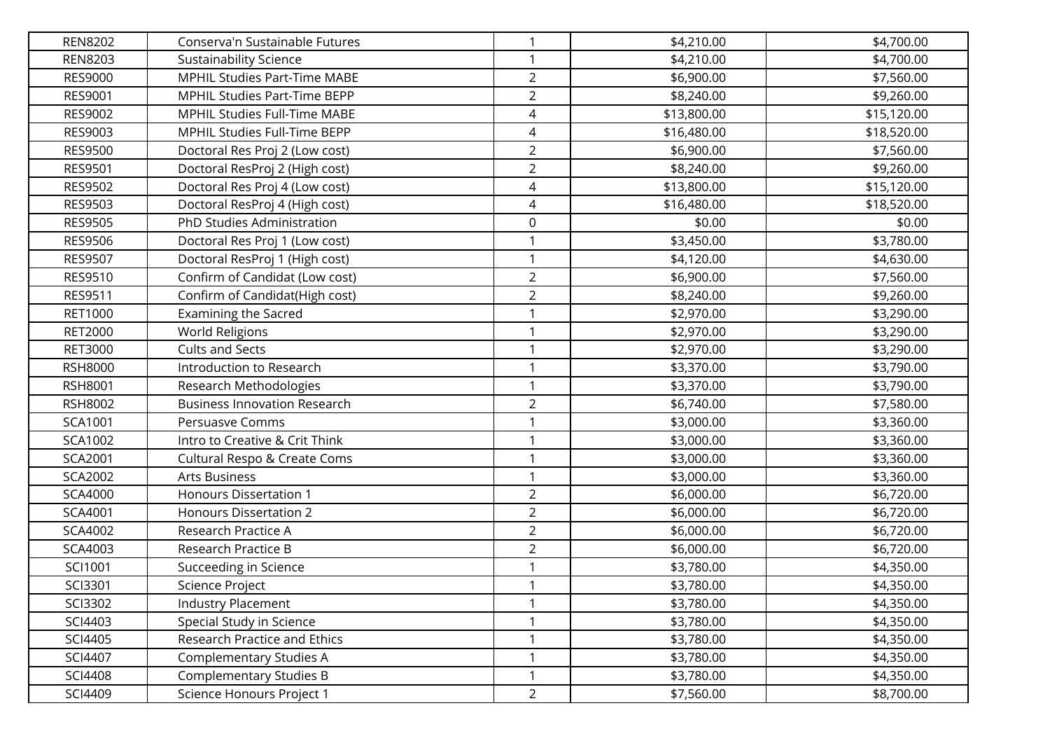| | | | | |
|---|---|---|---|---|
| REN8202 | Conserva'n Sustainable Futures | 1 | $4,210.00 | $4,700.00 |
| REN8203 | Sustainability Science | 1 | $4,210.00 | $4,700.00 |
| RES9000 | MPHIL Studies Part-Time MABE | 2 | $6,900.00 | $7,560.00 |
| RES9001 | MPHIL Studies Part-Time BEPP | 2 | $8,240.00 | $9,260.00 |
| RES9002 | MPHIL Studies Full-Time MABE | 4 | $13,800.00 | $15,120.00 |
| RES9003 | MPHIL Studies Full-Time BEPP | 4 | $16,480.00 | $18,520.00 |
| RES9500 | Doctoral Res Proj 2 (Low cost) | 2 | $6,900.00 | $7,560.00 |
| RES9501 | Doctoral ResProj 2 (High cost) | 2 | $8,240.00 | $9,260.00 |
| RES9502 | Doctoral Res Proj 4 (Low cost) | 4 | $13,800.00 | $15,120.00 |
| RES9503 | Doctoral ResProj 4 (High cost) | 4 | $16,480.00 | $18,520.00 |
| RES9505 | PhD Studies Administration | 0 | $0.00 | $0.00 |
| RES9506 | Doctoral Res Proj 1 (Low cost) | 1 | $3,450.00 | $3,780.00 |
| RES9507 | Doctoral ResProj 1 (High cost) | 1 | $4,120.00 | $4,630.00 |
| RES9510 | Confirm of Candidat (Low cost) | 2 | $6,900.00 | $7,560.00 |
| RES9511 | Confirm of Candidat(High cost) | 2 | $8,240.00 | $9,260.00 |
| RET1000 | Examining the Sacred | 1 | $2,970.00 | $3,290.00 |
| RET2000 | World Religions | 1 | $2,970.00 | $3,290.00 |
| RET3000 | Cults and Sects | 1 | $2,970.00 | $3,290.00 |
| RSH8000 | Introduction to Research | 1 | $3,370.00 | $3,790.00 |
| RSH8001 | Research Methodologies | 1 | $3,370.00 | $3,790.00 |
| RSH8002 | Business Innovation Research | 2 | $6,740.00 | $7,580.00 |
| SCA1001 | Persuasve Comms | 1 | $3,000.00 | $3,360.00 |
| SCA1002 | Intro to Creative & Crit Think | 1 | $3,000.00 | $3,360.00 |
| SCA2001 | Cultural Respo & Create Coms | 1 | $3,000.00 | $3,360.00 |
| SCA2002 | Arts Business | 1 | $3,000.00 | $3,360.00 |
| SCA4000 | Honours Dissertation 1 | 2 | $6,000.00 | $6,720.00 |
| SCA4001 | Honours Dissertation 2 | 2 | $6,000.00 | $6,720.00 |
| SCA4002 | Research Practice A | 2 | $6,000.00 | $6,720.00 |
| SCA4003 | Research Practice B | 2 | $6,000.00 | $6,720.00 |
| SCI1001 | Succeeding in Science | 1 | $3,780.00 | $4,350.00 |
| SCI3301 | Science Project | 1 | $3,780.00 | $4,350.00 |
| SCI3302 | Industry Placement | 1 | $3,780.00 | $4,350.00 |
| SCI4403 | Special Study in Science | 1 | $3,780.00 | $4,350.00 |
| SCI4405 | Research Practice and Ethics | 1 | $3,780.00 | $4,350.00 |
| SCI4407 | Complementary Studies A | 1 | $3,780.00 | $4,350.00 |
| SCI4408 | Complementary Studies B | 1 | $3,780.00 | $4,350.00 |
| SCI4409 | Science Honours Project 1 | 2 | $7,560.00 | $8,700.00 |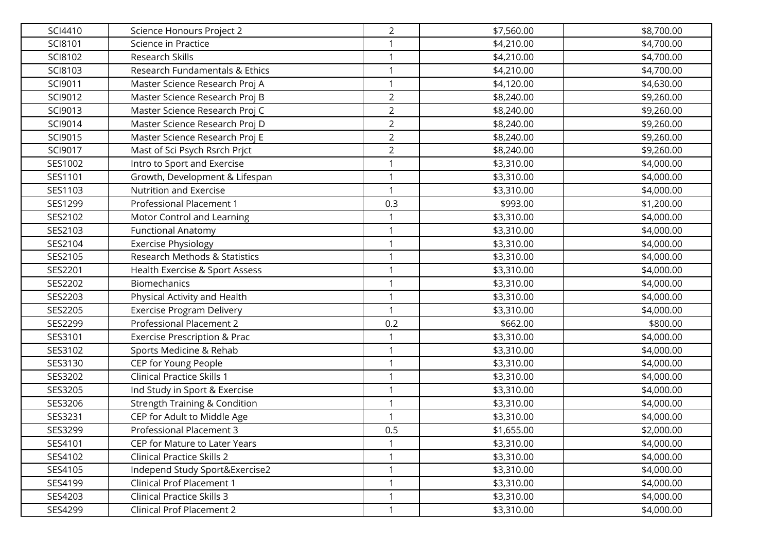| SCI4410 | Science Honours Project 2 | 2 | $7,560.00 | $8,700.00 |
|---|---|---|---|---|
| SCI8101 | Science in Practice | 1 | $4,210.00 | $4,700.00 |
| SCI8102 | Research Skills | 1 | $4,210.00 | $4,700.00 |
| SCI8103 | Research Fundamentals & Ethics | 1 | $4,210.00 | $4,700.00 |
| SCI9011 | Master Science Research Proj A | 1 | $4,120.00 | $4,630.00 |
| SCI9012 | Master Science Research Proj B | 2 | $8,240.00 | $9,260.00 |
| SCI9013 | Master Science Research Proj C | 2 | $8,240.00 | $9,260.00 |
| SCI9014 | Master Science Research Proj D | 2 | $8,240.00 | $9,260.00 |
| SCI9015 | Master Science Research Proj E | 2 | $8,240.00 | $9,260.00 |
| SCI9017 | Mast of Sci Psych Rsrch Prjct | 2 | $8,240.00 | $9,260.00 |
| SES1002 | Intro to Sport and Exercise | 1 | $3,310.00 | $4,000.00 |
| SES1101 | Growth, Development & Lifespan | 1 | $3,310.00 | $4,000.00 |
| SES1103 | Nutrition and Exercise | 1 | $3,310.00 | $4,000.00 |
| SES1299 | Professional Placement 1 | 0.3 | $993.00 | $1,200.00 |
| SES2102 | Motor Control and Learning | 1 | $3,310.00 | $4,000.00 |
| SES2103 | Functional Anatomy | 1 | $3,310.00 | $4,000.00 |
| SES2104 | Exercise Physiology | 1 | $3,310.00 | $4,000.00 |
| SES2105 | Research Methods & Statistics | 1 | $3,310.00 | $4,000.00 |
| SES2201 | Health Exercise & Sport Assess | 1 | $3,310.00 | $4,000.00 |
| SES2202 | Biomechanics | 1 | $3,310.00 | $4,000.00 |
| SES2203 | Physical Activity and Health | 1 | $3,310.00 | $4,000.00 |
| SES2205 | Exercise Program Delivery | 1 | $3,310.00 | $4,000.00 |
| SES2299 | Professional Placement 2 | 0.2 | $662.00 | $800.00 |
| SES3101 | Exercise Prescription & Prac | 1 | $3,310.00 | $4,000.00 |
| SES3102 | Sports Medicine & Rehab | 1 | $3,310.00 | $4,000.00 |
| SES3130 | CEP for Young People | 1 | $3,310.00 | $4,000.00 |
| SES3202 | Clinical Practice Skills 1 | 1 | $3,310.00 | $4,000.00 |
| SES3205 | Ind Study in Sport & Exercise | 1 | $3,310.00 | $4,000.00 |
| SES3206 | Strength Training & Condition | 1 | $3,310.00 | $4,000.00 |
| SES3231 | CEP for Adult to Middle Age | 1 | $3,310.00 | $4,000.00 |
| SES3299 | Professional Placement 3 | 0.5 | $1,655.00 | $2,000.00 |
| SES4101 | CEP for Mature to Later Years | 1 | $3,310.00 | $4,000.00 |
| SES4102 | Clinical Practice Skills 2 | 1 | $3,310.00 | $4,000.00 |
| SES4105 | Independ Study Sport&Exercise2 | 1 | $3,310.00 | $4,000.00 |
| SES4199 | Clinical Prof Placement 1 | 1 | $3,310.00 | $4,000.00 |
| SES4203 | Clinical Practice Skills 3 | 1 | $3,310.00 | $4,000.00 |
| SES4299 | Clinical Prof Placement 2 | 1 | $3,310.00 | $4,000.00 |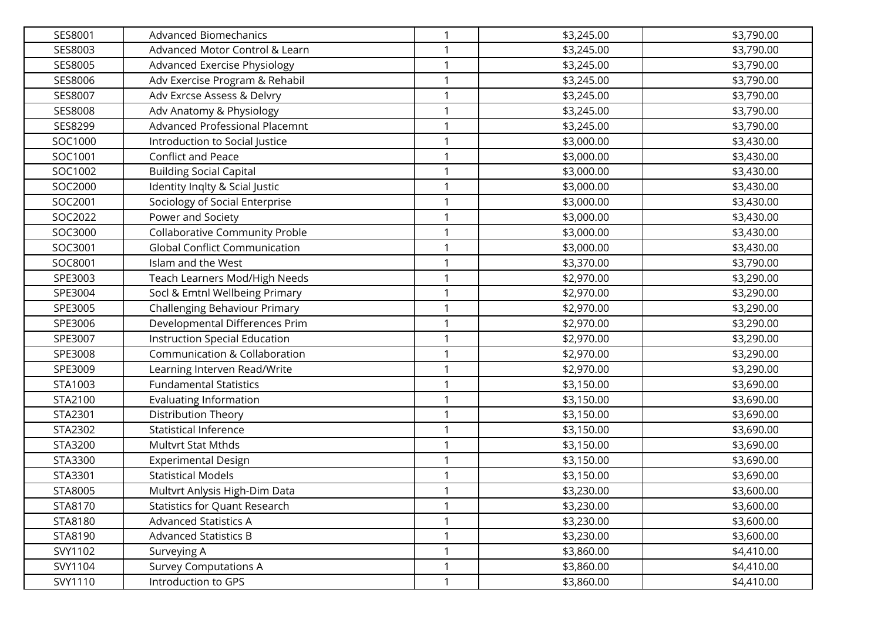| SES8001 | Advanced Biomechanics | 1 | $3,245.00 | $3,790.00 |
|---|---|---|---|---|
| SES8003 | Advanced Motor Control & Learn | 1 | $3,245.00 | $3,790.00 |
| SES8005 | Advanced Exercise Physiology | 1 | $3,245.00 | $3,790.00 |
| SES8006 | Adv Exercise Program & Rehabil | 1 | $3,245.00 | $3,790.00 |
| SES8007 | Adv Exrcse Assess & Delvry | 1 | $3,245.00 | $3,790.00 |
| SES8008 | Adv Anatomy & Physiology | 1 | $3,245.00 | $3,790.00 |
| SES8299 | Advanced Professional Placemnt | 1 | $3,245.00 | $3,790.00 |
| SOC1000 | Introduction to Social Justice | 1 | $3,000.00 | $3,430.00 |
| SOC1001 | Conflict and Peace | 1 | $3,000.00 | $3,430.00 |
| SOC1002 | Building Social Capital | 1 | $3,000.00 | $3,430.00 |
| SOC2000 | Identity Inqlty & Scial Justic | 1 | $3,000.00 | $3,430.00 |
| SOC2001 | Sociology of Social Enterprise | 1 | $3,000.00 | $3,430.00 |
| SOC2022 | Power and Society | 1 | $3,000.00 | $3,430.00 |
| SOC3000 | Collaborative Community Proble | 1 | $3,000.00 | $3,430.00 |
| SOC3001 | Global Conflict Communication | 1 | $3,000.00 | $3,430.00 |
| SOC8001 | Islam and the West | 1 | $3,370.00 | $3,790.00 |
| SPE3003 | Teach Learners Mod/High Needs | 1 | $2,970.00 | $3,290.00 |
| SPE3004 | Socl & Emtnl Wellbeing Primary | 1 | $2,970.00 | $3,290.00 |
| SPE3005 | Challenging Behaviour Primary | 1 | $2,970.00 | $3,290.00 |
| SPE3006 | Developmental Differences Prim | 1 | $2,970.00 | $3,290.00 |
| SPE3007 | Instruction Special Education | 1 | $2,970.00 | $3,290.00 |
| SPE3008 | Communication & Collaboration | 1 | $2,970.00 | $3,290.00 |
| SPE3009 | Learning Interven Read/Write | 1 | $2,970.00 | $3,290.00 |
| STA1003 | Fundamental Statistics | 1 | $3,150.00 | $3,690.00 |
| STA2100 | Evaluating Information | 1 | $3,150.00 | $3,690.00 |
| STA2301 | Distribution Theory | 1 | $3,150.00 | $3,690.00 |
| STA2302 | Statistical Inference | 1 | $3,150.00 | $3,690.00 |
| STA3200 | Multvrt Stat Mthds | 1 | $3,150.00 | $3,690.00 |
| STA3300 | Experimental Design | 1 | $3,150.00 | $3,690.00 |
| STA3301 | Statistical Models | 1 | $3,150.00 | $3,690.00 |
| STA8005 | Multvrt Anlysis High-Dim Data | 1 | $3,230.00 | $3,600.00 |
| STA8170 | Statistics for Quant Research | 1 | $3,230.00 | $3,600.00 |
| STA8180 | Advanced Statistics A | 1 | $3,230.00 | $3,600.00 |
| STA8190 | Advanced Statistics B | 1 | $3,230.00 | $3,600.00 |
| SVY1102 | Surveying A | 1 | $3,860.00 | $4,410.00 |
| SVY1104 | Survey Computations A | 1 | $3,860.00 | $4,410.00 |
| SVY1110 | Introduction to GPS | 1 | $3,860.00 | $4,410.00 |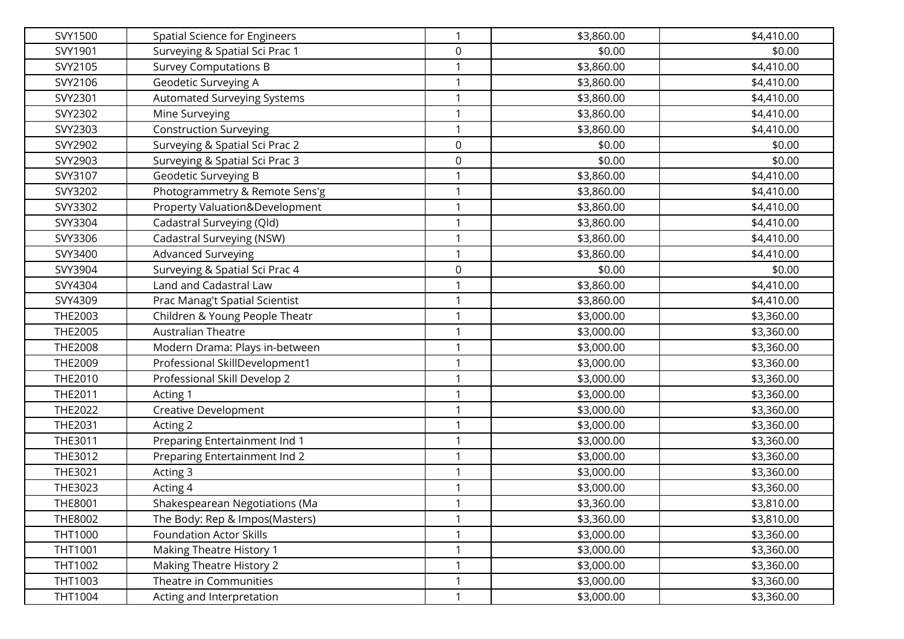| | | | | |
|---|---|---|---|---|
| SVY1500 | Spatial Science for Engineers | 1 | $3,860.00 | $4,410.00 |
| SVY1901 | Surveying & Spatial Sci Prac 1 | 0 | $0.00 | $0.00 |
| SVY2105 | Survey Computations B | 1 | $3,860.00 | $4,410.00 |
| SVY2106 | Geodetic Surveying A | 1 | $3,860.00 | $4,410.00 |
| SVY2301 | Automated Surveying Systems | 1 | $3,860.00 | $4,410.00 |
| SVY2302 | Mine Surveying | 1 | $3,860.00 | $4,410.00 |
| SVY2303 | Construction Surveying | 1 | $3,860.00 | $4,410.00 |
| SVY2902 | Surveying & Spatial Sci Prac 2 | 0 | $0.00 | $0.00 |
| SVY2903 | Surveying & Spatial Sci Prac 3 | 0 | $0.00 | $0.00 |
| SVY3107 | Geodetic Surveying B | 1 | $3,860.00 | $4,410.00 |
| SVY3202 | Photogrammetry & Remote Sens'g | 1 | $3,860.00 | $4,410.00 |
| SVY3302 | Property Valuation&Development | 1 | $3,860.00 | $4,410.00 |
| SVY3304 | Cadastral Surveying (Qld) | 1 | $3,860.00 | $4,410.00 |
| SVY3306 | Cadastral Surveying (NSW) | 1 | $3,860.00 | $4,410.00 |
| SVY3400 | Advanced Surveying | 1 | $3,860.00 | $4,410.00 |
| SVY3904 | Surveying & Spatial Sci Prac 4 | 0 | $0.00 | $0.00 |
| SVY4304 | Land and Cadastral Law | 1 | $3,860.00 | $4,410.00 |
| SVY4309 | Prac Manag't Spatial Scientist | 1 | $3,860.00 | $4,410.00 |
| THE2003 | Children & Young People Theatr | 1 | $3,000.00 | $3,360.00 |
| THE2005 | Australian Theatre | 1 | $3,000.00 | $3,360.00 |
| THE2008 | Modern Drama: Plays in-between | 1 | $3,000.00 | $3,360.00 |
| THE2009 | Professional SkillDevelopment1 | 1 | $3,000.00 | $3,360.00 |
| THE2010 | Professional Skill Develop 2 | 1 | $3,000.00 | $3,360.00 |
| THE2011 | Acting 1 | 1 | $3,000.00 | $3,360.00 |
| THE2022 | Creative Development | 1 | $3,000.00 | $3,360.00 |
| THE2031 | Acting 2 | 1 | $3,000.00 | $3,360.00 |
| THE3011 | Preparing Entertainment Ind 1 | 1 | $3,000.00 | $3,360.00 |
| THE3012 | Preparing Entertainment Ind 2 | 1 | $3,000.00 | $3,360.00 |
| THE3021 | Acting 3 | 1 | $3,000.00 | $3,360.00 |
| THE3023 | Acting 4 | 1 | $3,000.00 | $3,360.00 |
| THE8001 | Shakespearean Negotiations (Ma | 1 | $3,360.00 | $3,810.00 |
| THE8002 | The Body: Rep & Impos(Masters) | 1 | $3,360.00 | $3,810.00 |
| THT1000 | Foundation Actor Skills | 1 | $3,000.00 | $3,360.00 |
| THT1001 | Making Theatre History 1 | 1 | $3,000.00 | $3,360.00 |
| THT1002 | Making Theatre History 2 | 1 | $3,000.00 | $3,360.00 |
| THT1003 | Theatre in Communities | 1 | $3,000.00 | $3,360.00 |
| THT1004 | Acting and Interpretation | 1 | $3,000.00 | $3,360.00 |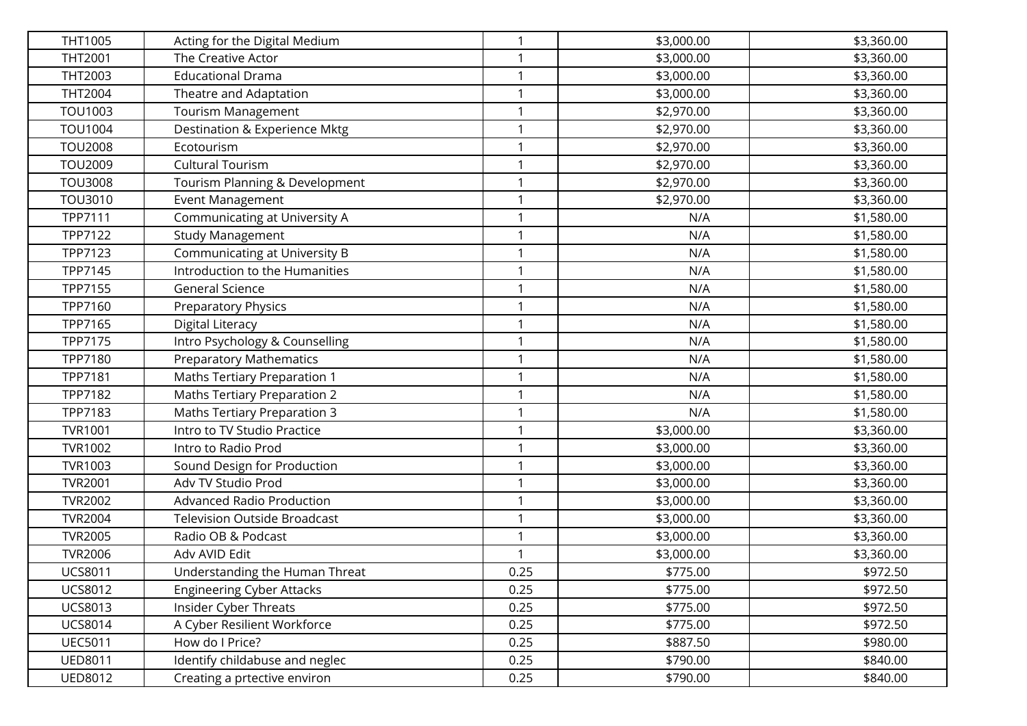| | | | | |
|---|---|---|---|---|
| THT1005 | Acting for the Digital Medium | 1 | $3,000.00 | $3,360.00 |
| THT2001 | The Creative Actor | 1 | $3,000.00 | $3,360.00 |
| THT2003 | Educational Drama | 1 | $3,000.00 | $3,360.00 |
| THT2004 | Theatre and Adaptation | 1 | $3,000.00 | $3,360.00 |
| TOU1003 | Tourism Management | 1 | $2,970.00 | $3,360.00 |
| TOU1004 | Destination & Experience Mktg | 1 | $2,970.00 | $3,360.00 |
| TOU2008 | Ecotourism | 1 | $2,970.00 | $3,360.00 |
| TOU2009 | Cultural Tourism | 1 | $2,970.00 | $3,360.00 |
| TOU3008 | Tourism Planning & Development | 1 | $2,970.00 | $3,360.00 |
| TOU3010 | Event Management | 1 | $2,970.00 | $3,360.00 |
| TPP7111 | Communicating at University A | 1 | N/A | $1,580.00 |
| TPP7122 | Study Management | 1 | N/A | $1,580.00 |
| TPP7123 | Communicating at University B | 1 | N/A | $1,580.00 |
| TPP7145 | Introduction to the Humanities | 1 | N/A | $1,580.00 |
| TPP7155 | General Science | 1 | N/A | $1,580.00 |
| TPP7160 | Preparatory Physics | 1 | N/A | $1,580.00 |
| TPP7165 | Digital Literacy | 1 | N/A | $1,580.00 |
| TPP7175 | Intro Psychology & Counselling | 1 | N/A | $1,580.00 |
| TPP7180 | Preparatory Mathematics | 1 | N/A | $1,580.00 |
| TPP7181 | Maths Tertiary Preparation 1 | 1 | N/A | $1,580.00 |
| TPP7182 | Maths Tertiary Preparation 2 | 1 | N/A | $1,580.00 |
| TPP7183 | Maths Tertiary Preparation 3 | 1 | N/A | $1,580.00 |
| TVR1001 | Intro to TV Studio Practice | 1 | $3,000.00 | $3,360.00 |
| TVR1002 | Intro to Radio Prod | 1 | $3,000.00 | $3,360.00 |
| TVR1003 | Sound Design for Production | 1 | $3,000.00 | $3,360.00 |
| TVR2001 | Adv TV Studio Prod | 1 | $3,000.00 | $3,360.00 |
| TVR2002 | Advanced Radio Production | 1 | $3,000.00 | $3,360.00 |
| TVR2004 | Television Outside Broadcast | 1 | $3,000.00 | $3,360.00 |
| TVR2005 | Radio OB & Podcast | 1 | $3,000.00 | $3,360.00 |
| TVR2006 | Adv AVID Edit | 1 | $3,000.00 | $3,360.00 |
| UCS8011 | Understanding the Human Threat | 0.25 | $775.00 | $972.50 |
| UCS8012 | Engineering Cyber Attacks | 0.25 | $775.00 | $972.50 |
| UCS8013 | Insider Cyber Threats | 0.25 | $775.00 | $972.50 |
| UCS8014 | A Cyber Resilient Workforce | 0.25 | $775.00 | $972.50 |
| UEC5011 | How do I Price? | 0.25 | $887.50 | $980.00 |
| UED8011 | Identify childabuse and neglec | 0.25 | $790.00 | $840.00 |
| UED8012 | Creating a prtective environ | 0.25 | $790.00 | $840.00 |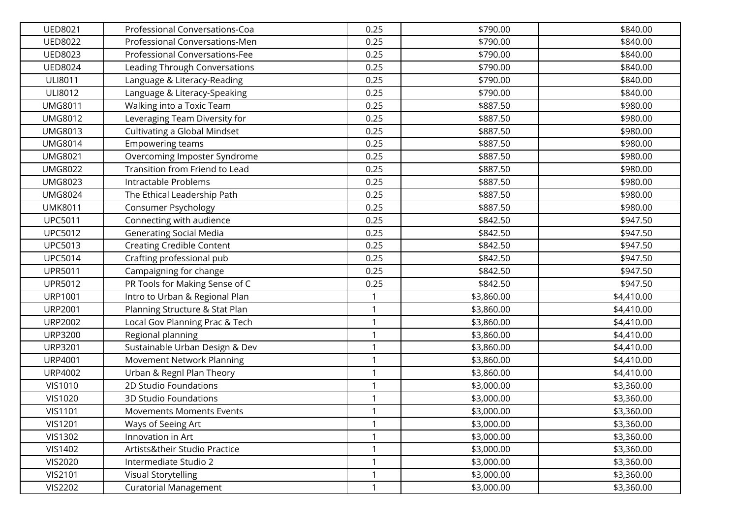| UED8021 | Professional Conversations-Coa | 0.25 | $790.00 | $840.00 |
|---|---|---|---|---|
| UED8022 | Professional Conversations-Men | 0.25 | $790.00 | $840.00 |
| UED8023 | Professional Conversations-Fee | 0.25 | $790.00 | $840.00 |
| UED8024 | Leading Through Conversations | 0.25 | $790.00 | $840.00 |
| ULI8011 | Language & Literacy-Reading | 0.25 | $790.00 | $840.00 |
| ULI8012 | Language & Literacy-Speaking | 0.25 | $790.00 | $840.00 |
| UMG8011 | Walking into a Toxic Team | 0.25 | $887.50 | $980.00 |
| UMG8012 | Leveraging Team Diversity for | 0.25 | $887.50 | $980.00 |
| UMG8013 | Cultivating a Global Mindset | 0.25 | $887.50 | $980.00 |
| UMG8014 | Empowering teams | 0.25 | $887.50 | $980.00 |
| UMG8021 | Overcoming Imposter Syndrome | 0.25 | $887.50 | $980.00 |
| UMG8022 | Transition from Friend to Lead | 0.25 | $887.50 | $980.00 |
| UMG8023 | Intractable Problems | 0.25 | $887.50 | $980.00 |
| UMG8024 | The Ethical Leadership Path | 0.25 | $887.50 | $980.00 |
| UMK8011 | Consumer Psychology | 0.25 | $887.50 | $980.00 |
| UPC5011 | Connecting with audience | 0.25 | $842.50 | $947.50 |
| UPC5012 | Generating Social Media | 0.25 | $842.50 | $947.50 |
| UPC5013 | Creating Credible Content | 0.25 | $842.50 | $947.50 |
| UPC5014 | Crafting professional pub | 0.25 | $842.50 | $947.50 |
| UPR5011 | Campaigning for change | 0.25 | $842.50 | $947.50 |
| UPR5012 | PR Tools for Making Sense of C | 0.25 | $842.50 | $947.50 |
| URP1001 | Intro to Urban & Regional Plan | 1 | $3,860.00 | $4,410.00 |
| URP2001 | Planning Structure & Stat Plan | 1 | $3,860.00 | $4,410.00 |
| URP2002 | Local Gov Planning Prac & Tech | 1 | $3,860.00 | $4,410.00 |
| URP3200 | Regional planning | 1 | $3,860.00 | $4,410.00 |
| URP3201 | Sustainable Urban Design & Dev | 1 | $3,860.00 | $4,410.00 |
| URP4001 | Movement Network Planning | 1 | $3,860.00 | $4,410.00 |
| URP4002 | Urban & Regnl Plan Theory | 1 | $3,860.00 | $4,410.00 |
| VIS1010 | 2D Studio Foundations | 1 | $3,000.00 | $3,360.00 |
| VIS1020 | 3D Studio Foundations | 1 | $3,000.00 | $3,360.00 |
| VIS1101 | Movements Moments Events | 1 | $3,000.00 | $3,360.00 |
| VIS1201 | Ways of Seeing Art | 1 | $3,000.00 | $3,360.00 |
| VIS1302 | Innovation in Art | 1 | $3,000.00 | $3,360.00 |
| VIS1402 | Artists&their Studio Practice | 1 | $3,000.00 | $3,360.00 |
| VIS2020 | Intermediate Studio 2 | 1 | $3,000.00 | $3,360.00 |
| VIS2101 | Visual Storytelling | 1 | $3,000.00 | $3,360.00 |
| VIS2202 | Curatorial Management | 1 | $3,000.00 | $3,360.00 |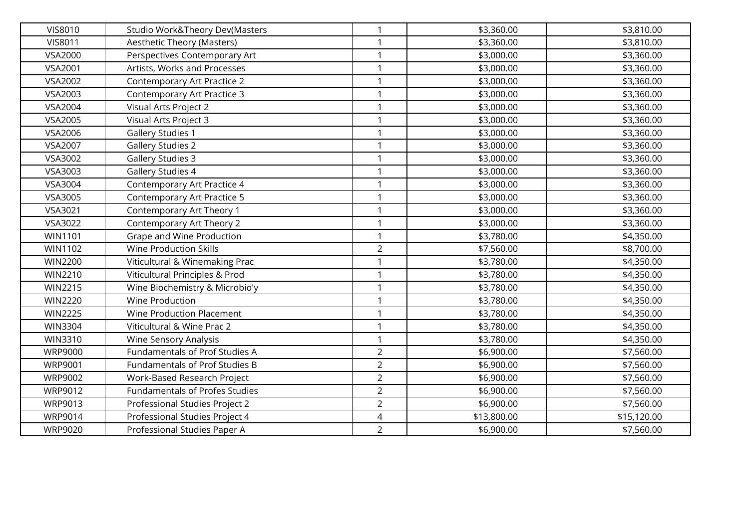| | | | | |
|---|---|---|---|---|
| VIS8010 | Studio Work&Theory Dev(Masters | 1 | $3,360.00 | $3,810.00 |
| VIS8011 | Aesthetic Theory (Masters) | 1 | $3,360.00 | $3,810.00 |
| VSA2000 | Perspectives Contemporary Art | 1 | $3,000.00 | $3,360.00 |
| VSA2001 | Artists, Works and Processes | 1 | $3,000.00 | $3,360.00 |
| VSA2002 | Contemporary Art Practice 2 | 1 | $3,000.00 | $3,360.00 |
| VSA2003 | Contemporary Art Practice 3 | 1 | $3,000.00 | $3,360.00 |
| VSA2004 | Visual Arts Project 2 | 1 | $3,000.00 | $3,360.00 |
| VSA2005 | Visual Arts Project 3 | 1 | $3,000.00 | $3,360.00 |
| VSA2006 | Gallery Studies 1 | 1 | $3,000.00 | $3,360.00 |
| VSA2007 | Gallery Studies 2 | 1 | $3,000.00 | $3,360.00 |
| VSA3002 | Gallery Studies 3 | 1 | $3,000.00 | $3,360.00 |
| VSA3003 | Gallery Studies 4 | 1 | $3,000.00 | $3,360.00 |
| VSA3004 | Contemporary Art Practice 4 | 1 | $3,000.00 | $3,360.00 |
| VSA3005 | Contemporary Art Practice 5 | 1 | $3,000.00 | $3,360.00 |
| VSA3021 | Contemporary Art Theory 1 | 1 | $3,000.00 | $3,360.00 |
| VSA3022 | Contemporary Art Theory 2 | 1 | $3,000.00 | $3,360.00 |
| WIN1101 | Grape and Wine Production | 1 | $3,780.00 | $4,350.00 |
| WIN1102 | Wine Production Skills | 2 | $7,560.00 | $8,700.00 |
| WIN2200 | Viticultural & Winemaking Prac | 1 | $3,780.00 | $4,350.00 |
| WIN2210 | Viticultural Principles & Prod | 1 | $3,780.00 | $4,350.00 |
| WIN2215 | Wine Biochemistry & Microbio'y | 1 | $3,780.00 | $4,350.00 |
| WIN2220 | Wine Production | 1 | $3,780.00 | $4,350.00 |
| WIN2225 | Wine Production Placement | 1 | $3,780.00 | $4,350.00 |
| WIN3304 | Viticultural & Wine Prac 2 | 1 | $3,780.00 | $4,350.00 |
| WIN3310 | Wine Sensory Analysis | 1 | $3,780.00 | $4,350.00 |
| WRP9000 | Fundamentals of Prof Studies A | 2 | $6,900.00 | $7,560.00 |
| WRP9001 | Fundamentals of Prof Studies B | 2 | $6,900.00 | $7,560.00 |
| WRP9002 | Work-Based Research Project | 2 | $6,900.00 | $7,560.00 |
| WRP9012 | Fundamentals of Profes Studies | 2 | $6,900.00 | $7,560.00 |
| WRP9013 | Professional Studies Project 2 | 2 | $6,900.00 | $7,560.00 |
| WRP9014 | Professional Studies Project 4 | 4 | $13,800.00 | $15,120.00 |
| WRP9020 | Professional Studies Paper A | 2 | $6,900.00 | $7,560.00 |